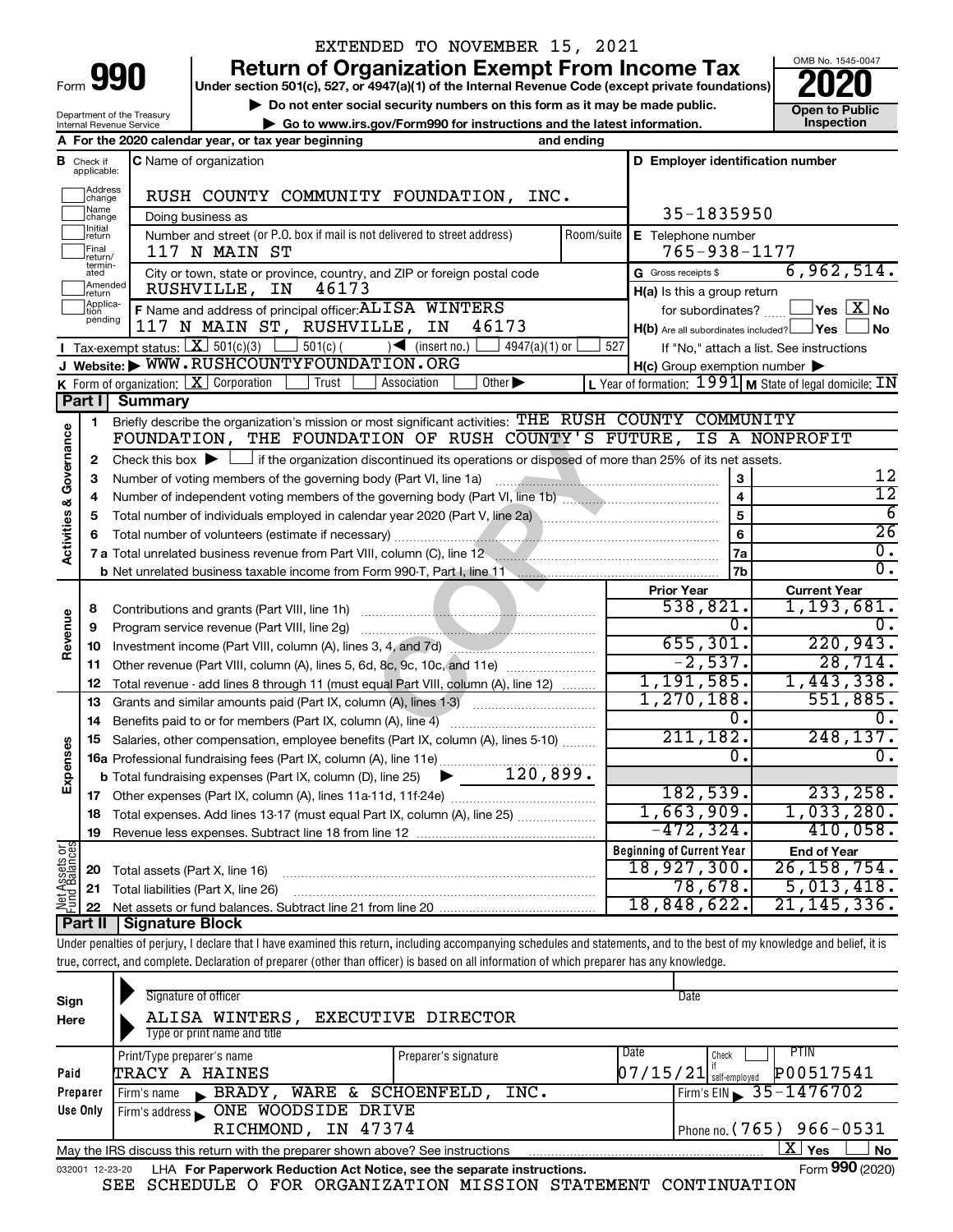EXTENDED TO NOVEMBER 15, 2021

# Form 990 — Return of Organization Exempt From Income Tax (2020)

Under section 501(c), 527, or 4947(a)(1) of the Internal Revenue Code (except private foundations)

▶ Do not enter social security numbers on this form as it may be made public.

▶ Go to www.irs.gov/Form990 for instructions and the latest information.

OMB No. 1545-0047 | Open to Public Inspection

Department of the Treasury, Internal Revenue Service

**A** For the 2020 calendar year, or tax year beginning and ending

**B** Check if applicable: Address change, Name change, Initial return, Final return/terminated, Amended return, Application pending

**C** Name of organization: RUSH COUNTY COMMUNITY FOUNDATION, INC.

Doing business as

Number and street (or P.O. box if mail is not delivered to street address): 117 N MAIN ST | Room/suite

City or town, state or province, country, and ZIP or foreign postal code: RUSHVILLE, IN 46173

**D** Employer identification number: 35-1835950

**E** Telephone number: 765-938-1177

**G** Gross receipts $ 6,962,514.

**F** Name and address of principal officer: ALISA WINTERS, 117 N MAIN ST, RUSHVILLE, IN 46173

**H(a)** Is this a group return for subordinates? ☐ Yes ☒ No

**H(b)** Are all subordinates included? ☐ Yes ☐ No — If "No," attach a list. See instructions

**H(c)** Group exemption number ▶

**I** Tax-exempt status: ☒ 501(c)(3) ☐ 501(c)( ) ◀ (insert no.) ☐ 4947(a)(1) or ☐ 527

**J** Website: ▶ WWW.RUSHCOUNTYFOUNDATION.ORG

**K** Form of organization: ☒ Corporation ☐ Trust ☐ Association ☐ Other ▶

**L** Year of formation: 1991 **M** State of legal domicile: IN

## Part I Summary

**Activities & Governance**

1. Briefly describe the organization's mission or most significant activities: THE RUSH COUNTY COMMUNITY FOUNDATION, THE FOUNDATION OF RUSH COUNTY'S FUTURE, IS A NONPROFIT
2. Check this box ▶ ☐ if the organization discontinued its operations or disposed of more than 25% of its net assets.

| | | | |
|---|---|---|---|
| 3 | Number of voting members of the governing body (Part VI, line 1a) | 3 | 12 |
| 4 | Number of independent voting members of the governing body (Part VI, line 1b) | 4 | 12 |
| 5 | Total number of individuals employed in calendar year 2020 (Part V, line 2a) | 5 | 6 |
| 6 | Total number of volunteers (estimate if necessary) | 6 | 26 |
| 7a | Total unrelated business revenue from Part VIII, column (C), line 12 | 7a | 0. |
| 7b | Net unrelated business taxable income from Form 990-T, Part I, line 11 | 7b | 0. |

| | | | Prior Year | Current Year |
|---|---|---|---|---|
| **Revenue** | 8 | Contributions and grants (Part VIII, line 1h) | 538,821. | 1,193,681. |
| | 9 | Program service revenue (Part VIII, line 2g) | 0. | 0. |
| | 10 | Investment income (Part VIII, column (A), lines 3, 4, and 7d) | 655,301. | 220,943. |
| | 11 | Other revenue (Part VIII, column (A), lines 5, 6d, 8c, 9c, 10c, and 11e) | -2,537. | 28,714. |
| | 12 | Total revenue - add lines 8 through 11 (must equal Part VIII, column (A), line 12) | 1,191,585. | 1,443,338. |
| **Expenses** | 13 | Grants and similar amounts paid (Part IX, column (A), lines 1-3) | 1,270,188. | 551,885. |
| | 14 | Benefits paid to or for members (Part IX, column (A), line 4) | 0. | 0. |
| | 15 | Salaries, other compensation, employee benefits (Part IX, column (A), lines 5-10) | 211,182. | 248,137. |
| | 16a | Professional fundraising fees (Part IX, column (A), line 11e) | 0. | 0. |
| | b | Total fundraising expenses (Part IX, column (D), line 25) ▶ 120,899. | | |
| | 17 | Other expenses (Part IX, column (A), lines 11a-11d, 11f-24e) | 182,539. | 233,258. |
| | 18 | Total expenses. Add lines 13-17 (must equal Part IX, column (A), line 25) | 1,663,909. | 1,033,280. |
| | 19 | Revenue less expenses. Subtract line 18 from line 12 | -472,324. | 410,058. |

| | | | Beginning of Current Year | End of Year |
|---|---|---|---|---|
| **Net Assets or Fund Balances** | 20 | Total assets (Part X, line 16) | 18,927,300. | 26,158,754. |
| | 21 | Total liabilities (Part X, line 26) | 78,678. | 5,013,418. |
| | 22 | Net assets or fund balances. Subtract line 21 from line 20 | 18,848,622. | 21,145,336. |

## Part II Signature Block

Under penalties of perjury, I declare that I have examined this return, including accompanying schedules and statements, and to the best of my knowledge and belief, it is true, correct, and complete. Declaration of preparer (other than officer) is based on all information of which preparer has any knowledge.

**Sign Here**

Signature of officer | Date

ALISA WINTERS, EXECUTIVE DIRECTOR

Type or print name and title

**Paid Preparer Use Only**

| Print/Type preparer's name | Preparer's signature | Date | Check if self-employed | PTIN |
|---|---|---|---|---|
| TRACY A HAINES | | 07/15/21 | | P00517541 |

Firm's name ▶ BRADY, WARE & SCHOENFELD, INC. | Firm's EIN ▶ 35-1476702

Firm's address ▶ ONE WOODSIDE DRIVE, RICHMOND, IN 47374 | Phone no. (765) 966-0531

May the IRS discuss this return with the preparer shown above? See instructions ☒ Yes ☐ No

032001 12-23-20 LHA For Paperwork Reduction Act Notice, see the separate instructions. Form **990** (2020)

SEE SCHEDULE O FOR ORGANIZATION MISSION STATEMENT CONTINUATION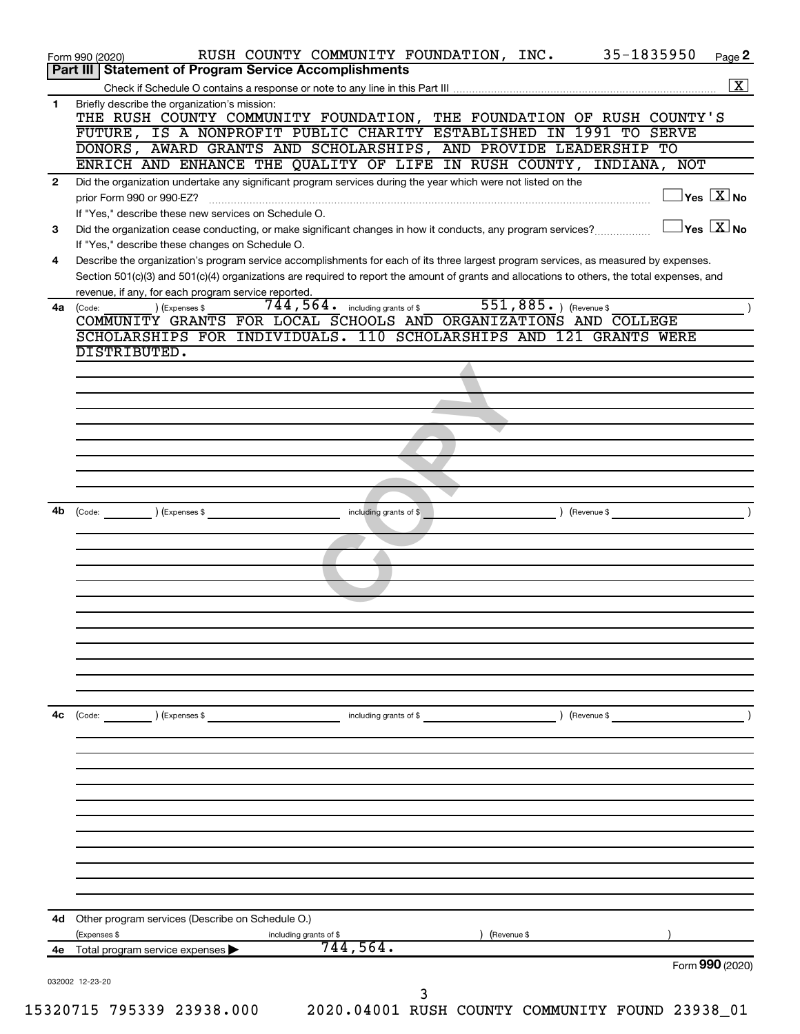Form 990 (2020) RUSH COUNTY COMMUNITY FOUNDATION, INC. 35-1835950 Page **2**

## Part III | Statement of Program Service Accomplishments

Check if Schedule O contains a response or note to any line in this Part III ..... [X]

**1** Briefly describe the organization's mission:

THE RUSH COUNTY COMMUNITY FOUNDATION, THE FOUNDATION OF RUSH COUNTY'S FUTURE, IS A NONPROFIT PUBLIC CHARITY ESTABLISHED IN 1991 TO SERVE DONORS, AWARD GRANTS AND SCHOLARSHIPS, AND PROVIDE LEADERSHIP TO ENRICH AND ENHANCE THE QUALITY OF LIFE IN RUSH COUNTY, INDIANA, NOT

**2** Did the organization undertake any significant program services during the year which were not listed on the prior Form 990 or 990-EZ? ..... [ ] Yes [X] No

If "Yes," describe these new services on Schedule O.

**3** Did the organization cease conducting, or make significant changes in how it conducts, any program services? ..... [ ] Yes [X] No

If "Yes," describe these changes on Schedule O.

**4** Describe the organization's program service accomplishments for each of its three largest program services, as measured by expenses. Section 501(c)(3) and 501(c)(4) organizations are required to report the amount of grants and allocations to others, the total expenses, and revenue, if any, for each program service reported.

**4a** (Code: ) (Expenses $ 744,564. including grants of $ 551,885. ) (Revenue $ )

COMMUNITY GRANTS FOR LOCAL SCHOOLS AND ORGANIZATIONS AND COLLEGE SCHOLARSHIPS FOR INDIVIDUALS. 110 SCHOLARSHIPS AND 121 GRANTS WERE DISTRIBUTED.

**4b** (Code: ) (Expenses $ including grants of $ ) (Revenue $ )

**4c** (Code: ) (Expenses $ including grants of $ ) (Revenue $ )

**4d** Other program services (Describe on Schedule O.)

(Expenses $ including grants of $ ) (Revenue $ )

**4e** Total program service expenses ▶ 744,564.

Form **990** (2020)

032002 12-23-20

15320715 795339 23938.000 2020.04001 RUSH COUNTY COMMUNITY FOUND 23938_01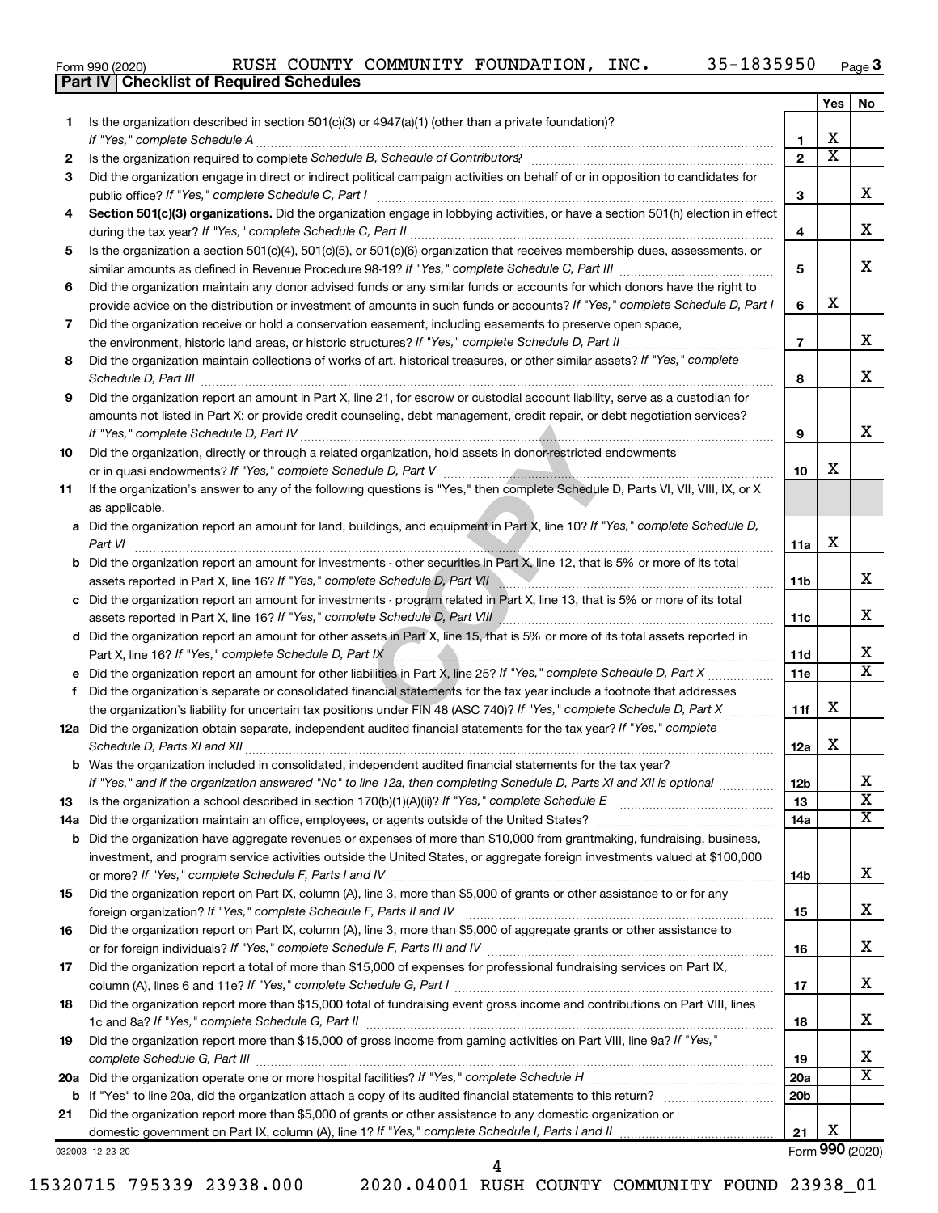Form 990 (2020) RUSH COUNTY COMMUNITY FOUNDATION, INC. 35-1835950 Page 3

## Part IV | Checklist of Required Schedules

| | | | Yes | No |
|---|---|---|---|---|
| 1 | Is the organization described in section 501(c)(3) or 4947(a)(1) (other than a private foundation)? *If "Yes," complete Schedule A* | 1 | X | |
| 2 | Is the organization required to complete *Schedule B, Schedule of Contributors*? | 2 | X | |
| 3 | Did the organization engage in direct or indirect political campaign activities on behalf of or in opposition to candidates for public office? *If "Yes," complete Schedule C, Part I* | 3 | | X |
| 4 | **Section 501(c)(3) organizations.** Did the organization engage in lobbying activities, or have a section 501(h) election in effect during the tax year? *If "Yes," complete Schedule C, Part II* | 4 | | X |
| 5 | Is the organization a section 501(c)(4), 501(c)(5), or 501(c)(6) organization that receives membership dues, assessments, or similar amounts as defined in Revenue Procedure 98-19? *If "Yes," complete Schedule C, Part III* | 5 | | X |
| 6 | Did the organization maintain any donor advised funds or any similar funds or accounts for which donors have the right to provide advice on the distribution or investment of amounts in such funds or accounts? *If "Yes," complete Schedule D, Part I* | 6 | X | |
| 7 | Did the organization receive or hold a conservation easement, including easements to preserve open space, the environment, historic land areas, or historic structures? *If "Yes," complete Schedule D, Part II* | 7 | | X |
| 8 | Did the organization maintain collections of works of art, historical treasures, or other similar assets? *If "Yes," complete Schedule D, Part III* | 8 | | X |
| 9 | Did the organization report an amount in Part X, line 21, for escrow or custodial account liability, serve as a custodian for amounts not listed in Part X; or provide credit counseling, debt management, credit repair, or debt negotiation services? *If "Yes," complete Schedule D, Part IV* | 9 | | X |
| 10 | Did the organization, directly or through a related organization, hold assets in donor-restricted endowments or in quasi endowments? *If "Yes," complete Schedule D, Part V* | 10 | X | |
| 11 | If the organization's answer to any of the following questions is "Yes," then complete Schedule D, Parts VI, VII, VIII, IX, or X as applicable. | | | |
| a | Did the organization report an amount for land, buildings, and equipment in Part X, line 10? *If "Yes," complete Schedule D, Part VI* | 11a | X | |
| b | Did the organization report an amount for investments - other securities in Part X, line 12, that is 5% or more of its total assets reported in Part X, line 16? *If "Yes," complete Schedule D, Part VII* | 11b | | X |
| c | Did the organization report an amount for investments - program related in Part X, line 13, that is 5% or more of its total assets reported in Part X, line 16? *If "Yes," complete Schedule D, Part VIII* | 11c | | X |
| d | Did the organization report an amount for other assets in Part X, line 15, that is 5% or more of its total assets reported in Part X, line 16? *If "Yes," complete Schedule D, Part IX* | 11d | | X |
| e | Did the organization report an amount for other liabilities in Part X, line 25? *If "Yes," complete Schedule D, Part X* | 11e | | X |
| f | Did the organization's separate or consolidated financial statements for the tax year include a footnote that addresses the organization's liability for uncertain tax positions under FIN 48 (ASC 740)? *If "Yes," complete Schedule D, Part X* | 11f | X | |
| 12a | Did the organization obtain separate, independent audited financial statements for the tax year? *If "Yes," complete Schedule D, Parts XI and XII* | 12a | X | |
| b | Was the organization included in consolidated, independent audited financial statements for the tax year? *If "Yes," and if the organization answered "No" to line 12a, then completing Schedule D, Parts XI and XII is optional* | 12b | | X |
| 13 | Is the organization a school described in section 170(b)(1)(A)(ii)? *If "Yes," complete Schedule E* | 13 | | X |
| 14a | Did the organization maintain an office, employees, or agents outside of the United States? | 14a | | X |
| b | Did the organization have aggregate revenues or expenses of more than $10,000 from grantmaking, fundraising, business, investment, and program service activities outside the United States, or aggregate foreign investments valued at $100,000 or more? *If "Yes," complete Schedule F, Parts I and IV* | 14b | | X |
| 15 | Did the organization report on Part IX, column (A), line 3, more than $5,000 of grants or other assistance to or for any foreign organization? *If "Yes," complete Schedule F, Parts II and IV* | 15 | | X |
| 16 | Did the organization report on Part IX, column (A), line 3, more than $5,000 of aggregate grants or other assistance to or for foreign individuals? *If "Yes," complete Schedule F, Parts III and IV* | 16 | | X |
| 17 | Did the organization report a total of more than $15,000 of expenses for professional fundraising services on Part IX, column (A), lines 6 and 11e? *If "Yes," complete Schedule G, Part I* | 17 | | X |
| 18 | Did the organization report more than $15,000 total of fundraising event gross income and contributions on Part VIII, lines 1c and 8a? *If "Yes," complete Schedule G, Part II* | 18 | | X |
| 19 | Did the organization report more than $15,000 of gross income from gaming activities on Part VIII, line 9a? *If "Yes," complete Schedule G, Part III* | 19 | | X |
| 20a | Did the organization operate one or more hospital facilities? *If "Yes," complete Schedule H* | 20a | | X |
| b | If "Yes" to line 20a, did the organization attach a copy of its audited financial statements to this return? | 20b | | |
| 21 | Did the organization report more than $5,000 of grants or other assistance to any domestic organization or domestic government on Part IX, column (A), line 1? *If "Yes," complete Schedule I, Parts I and II* | 21 | X | |

032003 12-23-20

Form **990** (2020)

15320715 795339 23938.000 2020.04001 RUSH COUNTY COMMUNITY FOUND 23938_01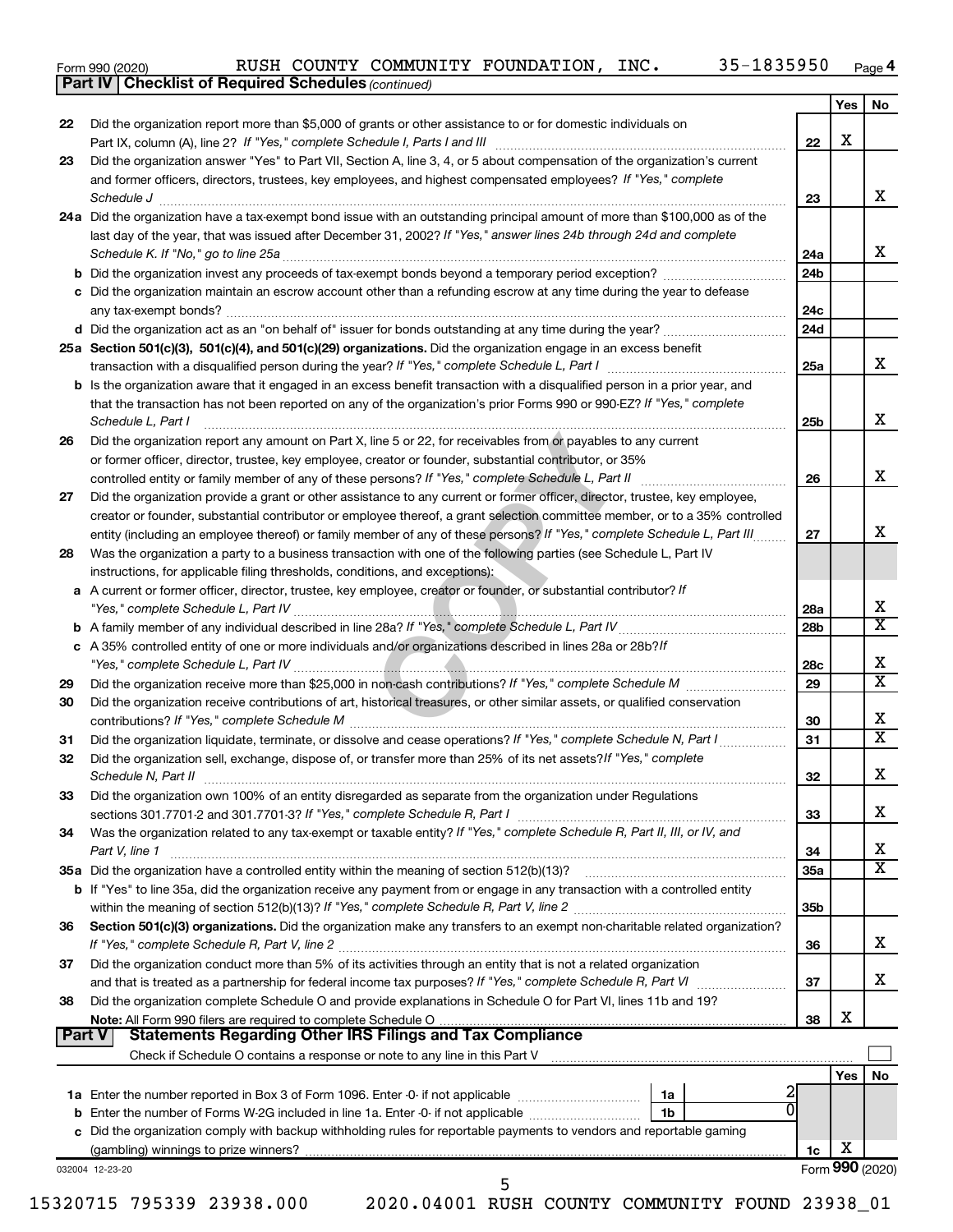Form 990 (2020) RUSH COUNTY COMMUNITY FOUNDATION, INC. 35-1835950 Page 4

## Part IV | Checklist of Required Schedules *(continued)*

| | | | Yes | No |
|---|---|---|---|---|
| 22 | Did the organization report more than $5,000 of grants or other assistance to or for domestic individuals on Part IX, column (A), line 2? *If "Yes," complete Schedule I, Parts I and III* | 22 | X | |
| 23 | Did the organization answer "Yes" to Part VII, Section A, line 3, 4, or 5 about compensation of the organization's current and former officers, directors, trustees, key employees, and highest compensated employees? *If "Yes," complete Schedule J* | 23 | | X |
| 24a | Did the organization have a tax-exempt bond issue with an outstanding principal amount of more than $100,000 as of the last day of the year, that was issued after December 31, 2002? *If "Yes," answer lines 24b through 24d and complete Schedule K. If "No," go to line 25a* | 24a | | X |
| b | Did the organization invest any proceeds of tax-exempt bonds beyond a temporary period exception? | 24b | | |
| c | Did the organization maintain an escrow account other than a refunding escrow at any time during the year to defease any tax-exempt bonds? | 24c | | |
| d | Did the organization act as an "on behalf of" issuer for bonds outstanding at any time during the year? | 24d | | |
| 25a | **Section 501(c)(3), 501(c)(4), and 501(c)(29) organizations.** Did the organization engage in an excess benefit transaction with a disqualified person during the year? *If "Yes," complete Schedule L, Part I* | 25a | | X |
| b | Is the organization aware that it engaged in an excess benefit transaction with a disqualified person in a prior year, and that the transaction has not been reported on any of the organization's prior Forms 990 or 990-EZ? *If "Yes," complete Schedule L, Part I* | 25b | | X |
| 26 | Did the organization report any amount on Part X, line 5 or 22, for receivables from or payables to any current or former officer, director, trustee, key employee, creator or founder, substantial contributor, or 35% controlled entity or family member of any of these persons? *If "Yes," complete Schedule L, Part II* | 26 | | X |
| 27 | Did the organization provide a grant or other assistance to any current or former officer, director, trustee, key employee, creator or founder, substantial contributor or employee thereof, a grant selection committee member, or to a 35% controlled entity (including an employee thereof) or family member of any of these persons? *If "Yes," complete Schedule L, Part III* | 27 | | X |
| 28 | Was the organization a party to a business transaction with one of the following parties (see Schedule L, Part IV instructions, for applicable filing thresholds, conditions, and exceptions): | | | |
| a | A current or former officer, director, trustee, key employee, creator or founder, or substantial contributor? *If "Yes," complete Schedule L, Part IV* | 28a | | X |
| b | A family member of any individual described in line 28a? *If "Yes," complete Schedule L, Part IV* | 28b | | X |
| c | A 35% controlled entity of one or more individuals and/or organizations described in lines 28a or 28b? *If "Yes," complete Schedule L, Part IV* | 28c | | X |
| 29 | Did the organization receive more than $25,000 in non-cash contributions? *If "Yes," complete Schedule M* | 29 | | X |
| 30 | Did the organization receive contributions of art, historical treasures, or other similar assets, or qualified conservation contributions? *If "Yes," complete Schedule M* | 30 | | X |
| 31 | Did the organization liquidate, terminate, or dissolve and cease operations? *If "Yes," complete Schedule N, Part I* | 31 | | X |
| 32 | Did the organization sell, exchange, dispose of, or transfer more than 25% of its net assets? *If "Yes," complete Schedule N, Part II* | 32 | | X |
| 33 | Did the organization own 100% of an entity disregarded as separate from the organization under Regulations sections 301.7701-2 and 301.7701-3? *If "Yes," complete Schedule R, Part I* | 33 | | X |
| 34 | Was the organization related to any tax-exempt or taxable entity? *If "Yes," complete Schedule R, Part II, III, or IV, and Part V, line 1* | 34 | | X |
| 35a | Did the organization have a controlled entity within the meaning of section 512(b)(13)? | 35a | | X |
| b | If "Yes" to line 35a, did the organization receive any payment from or engage in any transaction with a controlled entity within the meaning of section 512(b)(13)? *If "Yes," complete Schedule R, Part V, line 2* | 35b | | |
| 36 | **Section 501(c)(3) organizations.** Did the organization make any transfers to an exempt non-charitable related organization? *If "Yes," complete Schedule R, Part V, line 2* | 36 | | X |
| 37 | Did the organization conduct more than 5% of its activities through an entity that is not a related organization and that is treated as a partnership for federal income tax purposes? *If "Yes," complete Schedule R, Part VI* | 37 | | X |
| 38 | Did the organization complete Schedule O and provide explanations in Schedule O for Part VI, lines 11b and 19? **Note:** All Form 990 filers are required to complete Schedule O | 38 | X | |

## Part V | Statements Regarding Other IRS Filings and Tax Compliance

Check if Schedule O contains a response or note to any line in this Part V ☐

| | | | | | Yes | No |
|---|---|---|---|---|---|---|
| 1a | Enter the number reported in Box 3 of Form 1096. Enter -0- if not applicable | 1a | 2 | | | |
| b | Enter the number of Forms W-2G included in line 1a. Enter -0- if not applicable | 1b | 0 | | | |
| c | Did the organization comply with backup withholding rules for reportable payments to vendors and reportable gaming (gambling) winnings to prize winners? | | | 1c | X | |

032004 12-23-20

Form **990** (2020)

15320715 795339 23938.000 2020.04001 RUSH COUNTY COMMUNITY FOUND 23938_01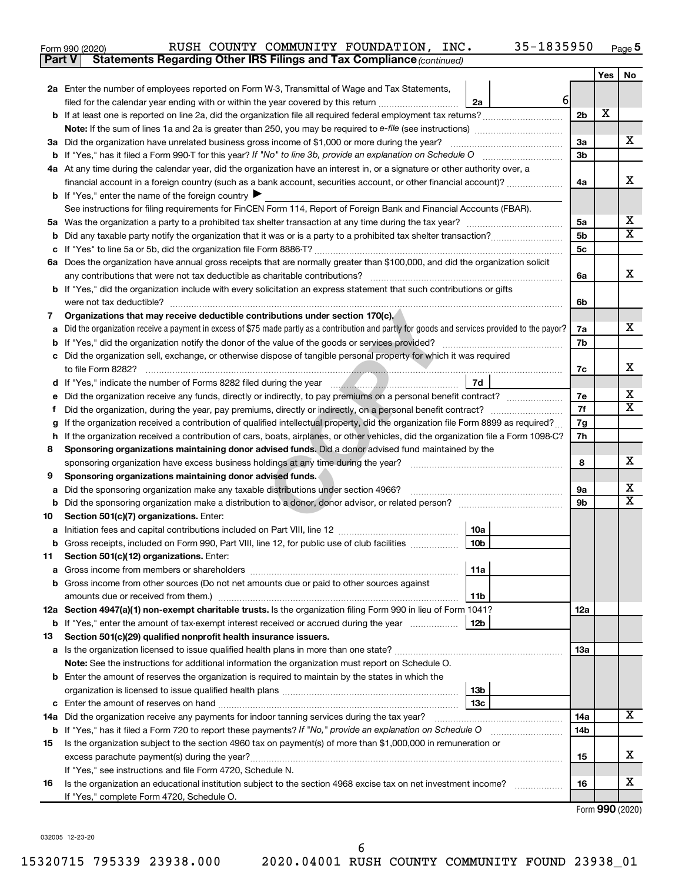Form 990 (2020) RUSH COUNTY COMMUNITY FOUNDATION, INC. 35-1835950 Page 5

**Part V Statements Regarding Other IRS Filings and Tax Compliance** *(continued)*

| | | | | | Yes | No |
|---|---|---|---|---|---|---|
| **2a** | Enter the number of employees reported on Form W-3, Transmittal of Wage and Tax Statements, filed for the calendar year ending with or within the year covered by this return | 2a | 6 | | | |
| **b** | If at least one is reported on line 2a, did the organization file all required federal employment tax returns? | | | 2b | X | |
| | **Note:** If the sum of lines 1a and 2a is greater than 250, you may be required to *e-file* (see instructions) | | | | | |
| **3a** | Did the organization have unrelated business gross income of $1,000 or more during the year? | | | 3a | | X |
| **b** | If "Yes," has it filed a Form 990-T for this year? *If "No" to line 3b, provide an explanation on Schedule O* | | | 3b | | |
| **4a** | At any time during the calendar year, did the organization have an interest in, or a signature or other authority over, a financial account in a foreign country (such as a bank account, securities account, or other financial account)? | | | 4a | | X |
| **b** | If "Yes," enter the name of the foreign country ▶ | | | | | |
| | See instructions for filing requirements for FinCEN Form 114, Report of Foreign Bank and Financial Accounts (FBAR). | | | | | |
| **5a** | Was the organization a party to a prohibited tax shelter transaction at any time during the tax year? | | | 5a | | X |
| **b** | Did any taxable party notify the organization that it was or is a party to a prohibited tax shelter transaction? | | | 5b | | X |
| **c** | If "Yes" to line 5a or 5b, did the organization file Form 8886-T? | | | 5c | | |
| **6a** | Does the organization have annual gross receipts that are normally greater than $100,000, and did the organization solicit any contributions that were not tax deductible as charitable contributions? | | | 6a | | X |
| **b** | If "Yes," did the organization include with every solicitation an express statement that such contributions or gifts were not tax deductible? | | | 6b | | |
| **7** | **Organizations that may receive deductible contributions under section 170(c).** | | | | | |
| **a** | Did the organization receive a payment in excess of $75 made partly as a contribution and partly for goods and services provided to the payor? | | | 7a | | X |
| **b** | If "Yes," did the organization notify the donor of the value of the goods or services provided? | | | 7b | | |
| **c** | Did the organization sell, exchange, or otherwise dispose of tangible personal property for which it was required to file Form 8282? | | | 7c | | X |
| **d** | If "Yes," indicate the number of Forms 8282 filed during the year | 7d | | | | |
| **e** | Did the organization receive any funds, directly or indirectly, to pay premiums on a personal benefit contract? | | | 7e | | X |
| **f** | Did the organization, during the year, pay premiums, directly or indirectly, on a personal benefit contract? | | | 7f | | X |
| **g** | If the organization received a contribution of qualified intellectual property, did the organization file Form 8899 as required? | | | 7g | | |
| **h** | If the organization received a contribution of cars, boats, airplanes, or other vehicles, did the organization file a Form 1098-C? | | | 7h | | |
| **8** | **Sponsoring organizations maintaining donor advised funds.** Did a donor advised fund maintained by the sponsoring organization have excess business holdings at any time during the year? | | | 8 | | X |
| **9** | **Sponsoring organizations maintaining donor advised funds.** | | | | | |
| **a** | Did the sponsoring organization make any taxable distributions under section 4966? | | | 9a | | X |
| **b** | Did the sponsoring organization make a distribution to a donor, donor advisor, or related person? | | | 9b | | X |
| **10** | **Section 501(c)(7) organizations.** Enter: | | | | | |
| **a** | Initiation fees and capital contributions included on Part VIII, line 12 | 10a | | | | |
| **b** | Gross receipts, included on Form 990, Part VIII, line 12, for public use of club facilities | 10b | | | | |
| **11** | **Section 501(c)(12) organizations.** Enter: | | | | | |
| **a** | Gross income from members or shareholders | 11a | | | | |
| **b** | Gross income from other sources (Do not net amounts due or paid to other sources against amounts due or received from them.) | 11b | | | | |
| **12a** | **Section 4947(a)(1) non-exempt charitable trusts.** Is the organization filing Form 990 in lieu of Form 1041? | | | 12a | | |
| **b** | If "Yes," enter the amount of tax-exempt interest received or accrued during the year | 12b | | | | |
| **13** | **Section 501(c)(29) qualified nonprofit health insurance issuers.** | | | | | |
| **a** | Is the organization licensed to issue qualified health plans in more than one state? | | | 13a | | |
| | **Note:** See the instructions for additional information the organization must report on Schedule O. | | | | | |
| **b** | Enter the amount of reserves the organization is required to maintain by the states in which the organization is licensed to issue qualified health plans | 13b | | | | |
| **c** | Enter the amount of reserves on hand | 13c | | | | |
| **14a** | Did the organization receive any payments for indoor tanning services during the tax year? | | | 14a | | X |
| **b** | If "Yes," has it filed a Form 720 to report these payments? *If "No," provide an explanation on Schedule O* | | | 14b | | |
| **15** | Is the organization subject to the section 4960 tax on payment(s) of more than $1,000,000 in remuneration or excess parachute payment(s) during the year? | | | 15 | | X |
| | If "Yes," see instructions and file Form 4720, Schedule N. | | | | | |
| **16** | Is the organization an educational institution subject to the section 4968 excise tax on net investment income? | | | 16 | | X |
| | If "Yes," complete Form 4720, Schedule O. | | | | | |

Form **990** (2020)

032005 12-23-20

15320715 795339 23938.000 2020.04001 RUSH COUNTY COMMUNITY FOUND 23938_01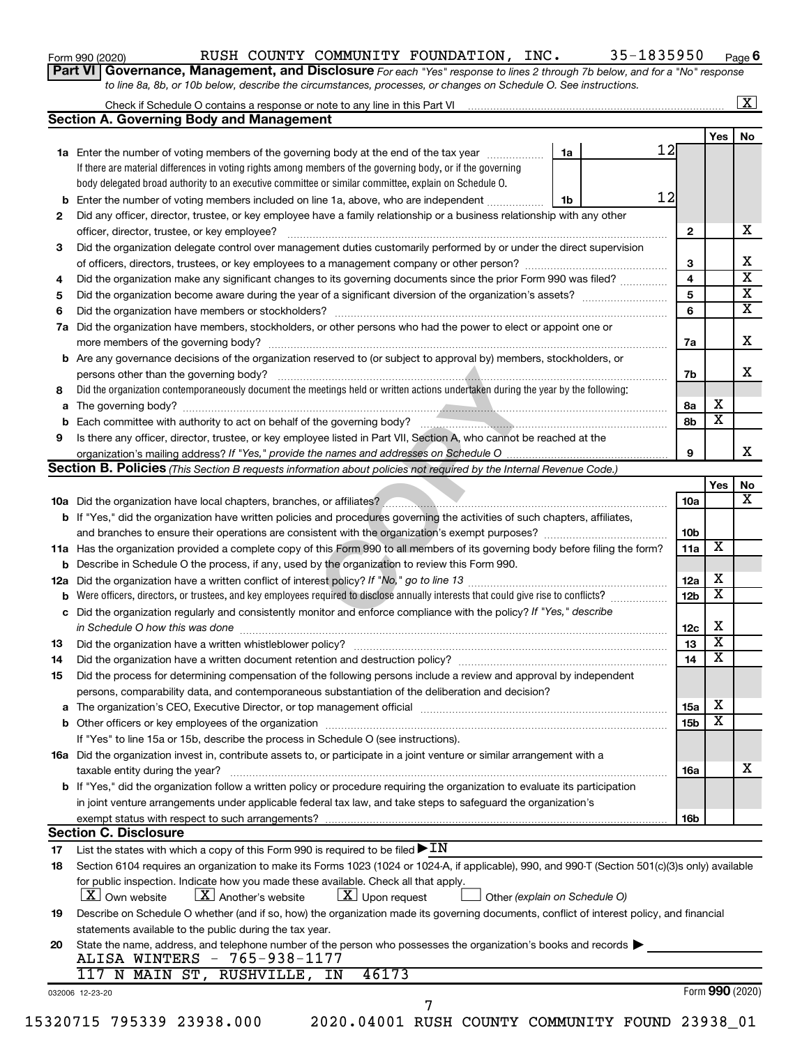Form 990 (2020) RUSH COUNTY COMMUNITY FOUNDATION, INC. 35-1835950 Page 6

**Part VI Governance, Management, and Disclosure** *For each "Yes" response to lines 2 through 7b below, and for a "No" response to line 8a, 8b, or 10b below, describe the circumstances, processes, or changes on Schedule O. See instructions.*

Check if Schedule O contains a response or note to any line in this Part VI ..... [X]

## Section A. Governing Body and Management

| | | | Yes | No |
|---|---|---|---|---|
| **1a** | Enter the number of voting members of the governing body at the end of the tax year ..... **1a** 12. If there are material differences in voting rights among members of the governing body, or if the governing body delegated broad authority to an executive committee or similar committee, explain on Schedule O. | | | |
| **b** | Enter the number of voting members included on line 1a, above, who are independent ..... **1b** 12 | | | |
| **2** | Did any officer, director, trustee, or key employee have a family relationship or a business relationship with any other officer, director, trustee, or key employee? | 2 | | X |
| **3** | Did the organization delegate control over management duties customarily performed by or under the direct supervision of officers, directors, trustees, or key employees to a management company or other person? | 3 | | X |
| **4** | Did the organization make any significant changes to its governing documents since the prior Form 990 was filed? | 4 | | X |
| **5** | Did the organization become aware during the year of a significant diversion of the organization's assets? | 5 | | X |
| **6** | Did the organization have members or stockholders? | 6 | | X |
| **7a** | Did the organization have members, stockholders, or other persons who had the power to elect or appoint one or more members of the governing body? | 7a | | X |
| **b** | Are any governance decisions of the organization reserved to (or subject to approval by) members, stockholders, or persons other than the governing body? | 7b | | X |
| **8** | Did the organization contemporaneously document the meetings held or written actions undertaken during the year by the following: | | | |
| **a** | The governing body? | 8a | X | |
| **b** | Each committee with authority to act on behalf of the governing body? | 8b | X | |
| **9** | Is there any officer, director, trustee, or key employee listed in Part VII, Section A, who cannot be reached at the organization's mailing address? *If "Yes," provide the names and addresses on Schedule O* | 9 | | X |

## Section B. Policies *(This Section B requests information about policies not required by the Internal Revenue Code.)*

| | | | Yes | No |
|---|---|---|---|---|
| **10a** | Did the organization have local chapters, branches, or affiliates? | 10a | | X |
| **b** | If "Yes," did the organization have written policies and procedures governing the activities of such chapters, affiliates, and branches to ensure their operations are consistent with the organization's exempt purposes? | 10b | | |
| **11a** | Has the organization provided a complete copy of this Form 990 to all members of its governing body before filing the form? | 11a | X | |
| **b** | Describe in Schedule O the process, if any, used by the organization to review this Form 990. | | | |
| **12a** | Did the organization have a written conflict of interest policy? *If "No," go to line 13* | 12a | X | |
| **b** | Were officers, directors, or trustees, and key employees required to disclose annually interests that could give rise to conflicts? | 12b | X | |
| **c** | Did the organization regularly and consistently monitor and enforce compliance with the policy? *If "Yes," describe in Schedule O how this was done* | 12c | X | |
| **13** | Did the organization have a written whistleblower policy? | 13 | X | |
| **14** | Did the organization have a written document retention and destruction policy? | 14 | X | |
| **15** | Did the process for determining compensation of the following persons include a review and approval by independent persons, comparability data, and contemporaneous substantiation of the deliberation and decision? | | | |
| **a** | The organization's CEO, Executive Director, or top management official | 15a | X | |
| **b** | Other officers or key employees of the organization | 15b | X | |
| | If "Yes" to line 15a or 15b, describe the process in Schedule O (see instructions). | | | |
| **16a** | Did the organization invest in, contribute assets to, or participate in a joint venture or similar arrangement with a taxable entity during the year? | 16a | | X |
| **b** | If "Yes," did the organization follow a written policy or procedure requiring the organization to evaluate its participation in joint venture arrangements under applicable federal tax law, and take steps to safeguard the organization's exempt status with respect to such arrangements? | 16b | | |

## Section C. Disclosure

**17** List the states with which a copy of this Form 990 is required to be filed ▶ IN

**18** Section 6104 requires an organization to make its Forms 1023 (1024 or 1024-A, if applicable), 990, and 990-T (Section 501(c)(3)s only) available for public inspection. Indicate how you made these available. Check all that apply.
[X] Own website [X] Another's website [X] Upon request [ ] Other *(explain on Schedule O)*

**19** Describe on Schedule O whether (and if so, how) the organization made its governing documents, conflict of interest policy, and financial statements available to the public during the tax year.

**20** State the name, address, and telephone number of the person who possesses the organization's books and records ▶
ALISA WINTERS - 765-938-1177
117 N MAIN ST, RUSHVILLE, IN 46173

032006 12-23-20 Form **990** (2020)

15320715 795339 23938.000 2020.04001 RUSH COUNTY COMMUNITY FOUND 23938_01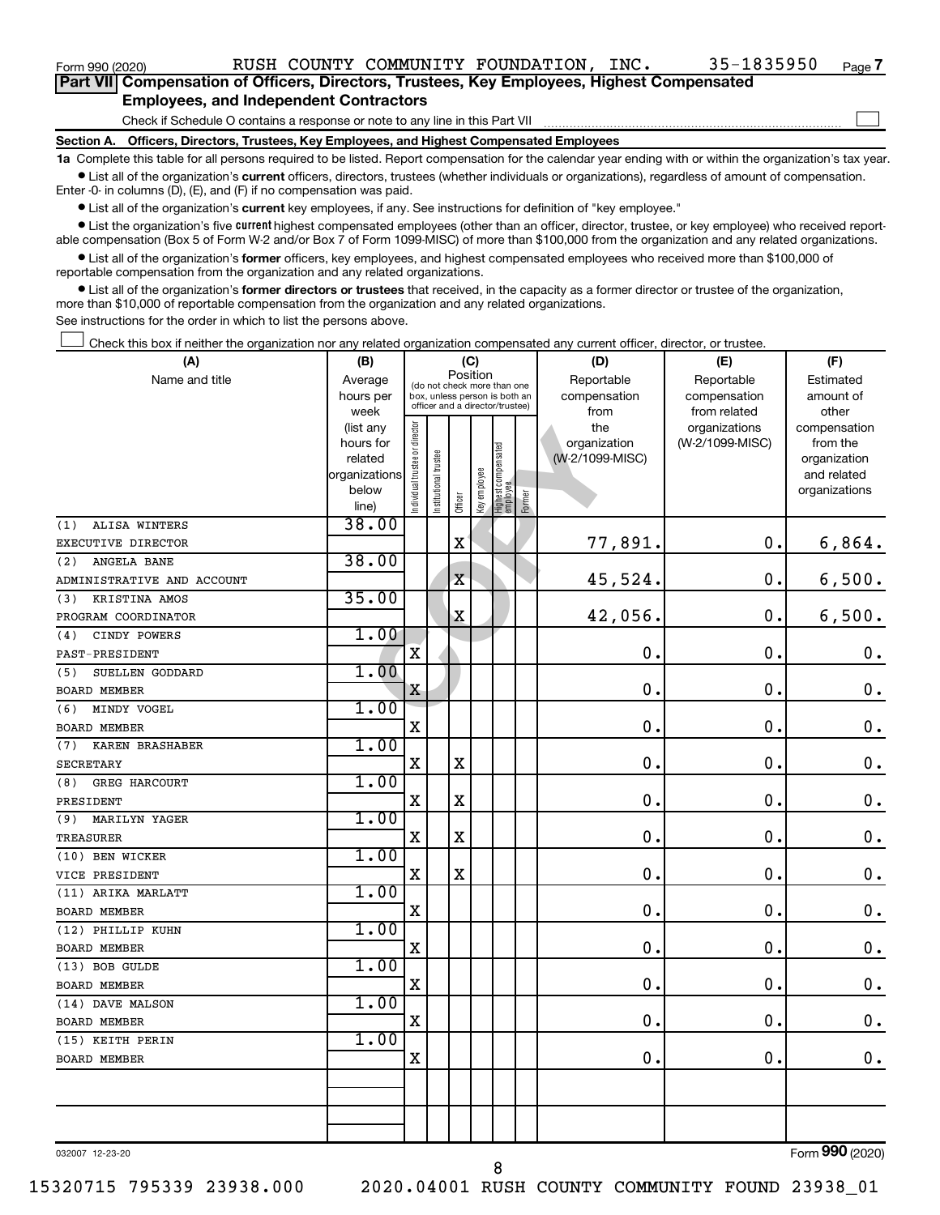Form 990 (2020) RUSH COUNTY COMMUNITY FOUNDATION, INC. 35-1835950 Page 7

## Part VII Compensation of Officers, Directors, Trustees, Key Employees, Highest Compensated Employees, and Independent Contractors

Check if Schedule O contains a response or note to any line in this Part VII ☐

### Section A. Officers, Directors, Trustees, Key Employees, and Highest Compensated Employees

**1a** Complete this table for all persons required to be listed. Report compensation for the calendar year ending with or within the organization's tax year.

- List all of the organization's **current** officers, directors, trustees (whether individuals or organizations), regardless of amount of compensation. Enter -0- in columns (D), (E), and (F) if no compensation was paid.
- List all of the organization's **current** key employees, if any. See instructions for definition of "key employee."
- List the organization's five **current** highest compensated employees (other than an officer, director, trustee, or key employee) who received reportable compensation (Box 5 of Form W-2 and/or Box 7 of Form 1099-MISC) of more than $100,000 from the organization and any related organizations.
- List all of the organization's **former** officers, key employees, and highest compensated employees who received more than $100,000 of reportable compensation from the organization and any related organizations.
- List all of the organization's **former directors or trustees** that received, in the capacity as a former director or trustee of the organization, more than $10,000 of reportable compensation from the organization and any related organizations.

See instructions for the order in which to list the persons above.

☐ Check this box if neither the organization nor any related organization compensated any current officer, director, or trustee.

| (A) Name and title | (B) Average hours per week (list any hours for related organizations below line) | (C) Position (do not check more than one box, unless person is both an officer and a director/trustee) | | | | | | (D) Reportable compensation from the organization (W-2/1099-MISC) | (E) Reportable compensation from related organizations (W-2/1099-MISC) | (F) Estimated amount of other compensation from the organization and related organizations |
|---|---|---|---|---|---|---|---|---|---|---|
| | | Individual trustee or director | Institutional trustee | Officer | Key employee | Highest compensated employee | Former | | | |
| (1) ALISA WINTERS<br>EXECUTIVE DIRECTOR | 38.00 | | | X | | | | 77,891. | 0. | 6,864. |
| (2) ANGELA BANE<br>ADMINISTRATIVE AND ACCOUNT | 38.00 | | | X | | | | 45,524. | 0. | 6,500. |
| (3) KRISTINA AMOS<br>PROGRAM COORDINATOR | 35.00 | | | X | | | | 42,056. | 0. | 6,500. |
| (4) CINDY POWERS<br>PAST-PRESIDENT | 1.00 | X | | | | | | 0. | 0. | 0. |
| (5) SUELLEN GODDARD<br>BOARD MEMBER | 1.00 | X | | | | | | 0. | 0. | 0. |
| (6) MINDY VOGEL<br>BOARD MEMBER | 1.00 | X | | | | | | 0. | 0. | 0. |
| (7) KAREN BRASHABER<br>SECRETARY | 1.00 | X | | X | | | | 0. | 0. | 0. |
| (8) GREG HARCOURT<br>PRESIDENT | 1.00 | X | | X | | | | 0. | 0. | 0. |
| (9) MARILYN YAGER<br>TREASURER | 1.00 | X | | X | | | | 0. | 0. | 0. |
| (10) BEN WICKER<br>VICE PRESIDENT | 1.00 | X | | X | | | | 0. | 0. | 0. |
| (11) ARIKA MARLATT<br>BOARD MEMBER | 1.00 | X | | | | | | 0. | 0. | 0. |
| (12) PHILLIP KUHN<br>BOARD MEMBER | 1.00 | X | | | | | | 0. | 0. | 0. |
| (13) BOB GULDE<br>BOARD MEMBER | 1.00 | X | | | | | | 0. | 0. | 0. |
| (14) DAVE MALSON<br>BOARD MEMBER | 1.00 | X | | | | | | 0. | 0. | 0. |
| (15) KEITH PERIN<br>BOARD MEMBER | 1.00 | X | | | | | | 0. | 0. | 0. |
| | | | | | | | | | | |
| | | | | | | | | | | |

032007 12-23-20 Form 990 (2020)

15320715 795339 23938.000 2020.04001 RUSH COUNTY COMMUNITY FOUND 23938_01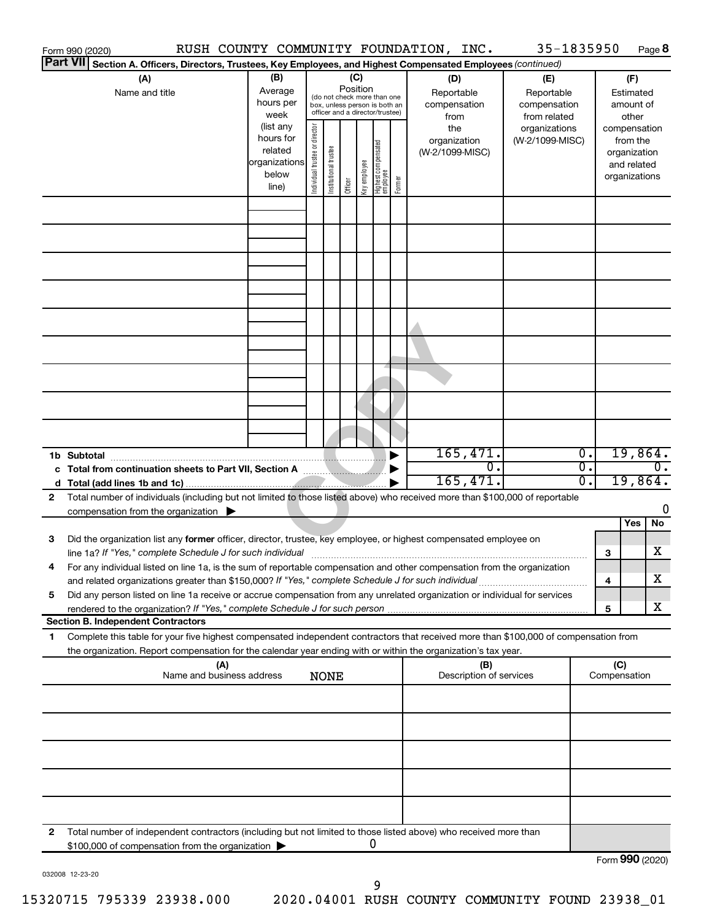Form 990 (2020) RUSH COUNTY COMMUNITY FOUNDATION, INC. 35-1835950 Page **8**

**Part VII** **Section A. Officers, Directors, Trustees, Key Employees, and Highest Compensated Employees** *(continued)*

| (A) Name and title | (B) Average hours per week (list any hours for related organizations below line) | (C) Position: Individual trustee or director | Institutional trustee | Officer | Key employee | Highest compensated employee | Former | (D) Reportable compensation from the organization (W-2/1099-MISC) | (E) Reportable compensation from related organizations (W-2/1099-MISC) | (F) Estimated amount of other compensation from the organization and related organizations |
|---|---|---|---|---|---|---|---|---|---|---|
| | | | | | | | | | | |
| | | | | | | | | | | |
| | | | | | | | | | | |
| | | | | | | | | | | |
| | | | | | | | | | | |
| | | | | | | | | | | |
| | | | | | | | | | | |
| | | | | | | | | | | |
| | | | | | | | | | | |
| **1b Subtotal** | | | | | | | ▶ | 165,471. | 0. | 19,864. |
| **c Total from continuation sheets to Part VII, Section A** | | | | | | | ▶ | 0. | 0. | 0. |
| **d Total (add lines 1b and 1c)** | | | | | | | ▶ | 165,471. | 0. | 19,864. |

**2** Total number of individuals (including but not limited to those listed above) who received more than $100,000 of reportable compensation from the organization ▶ 0

| | | | Yes | No |
|---|---|---|---|---|
| **3** | Did the organization list any **former** officer, director, trustee, key employee, or highest compensated employee on line 1a? *If "Yes," complete Schedule J for such individual* | **3** | | X |
| **4** | For any individual listed on line 1a, is the sum of reportable compensation and other compensation from the organization and related organizations greater than $150,000? *If "Yes," complete Schedule J for such individual* | **4** | | X |
| **5** | Did any person listed on line 1a receive or accrue compensation from any unrelated organization or individual for services rendered to the organization? *If "Yes," complete Schedule J for such person* | **5** | | X |

**Section B. Independent Contractors**

**1** Complete this table for your five highest compensated independent contractors that received more than $100,000 of compensation from the organization. Report compensation for the calendar year ending with or within the organization's tax year.

| (A) Name and business address | (B) Description of services | (C) Compensation |
|---|---|---|
| NONE | | |
| | | |
| | | |
| | | |
| | | |

**2** Total number of independent contractors (including but not limited to those listed above) who received more than $100,000 of compensation from the organization ▶ 0

Form **990** (2020)

032008 12-23-20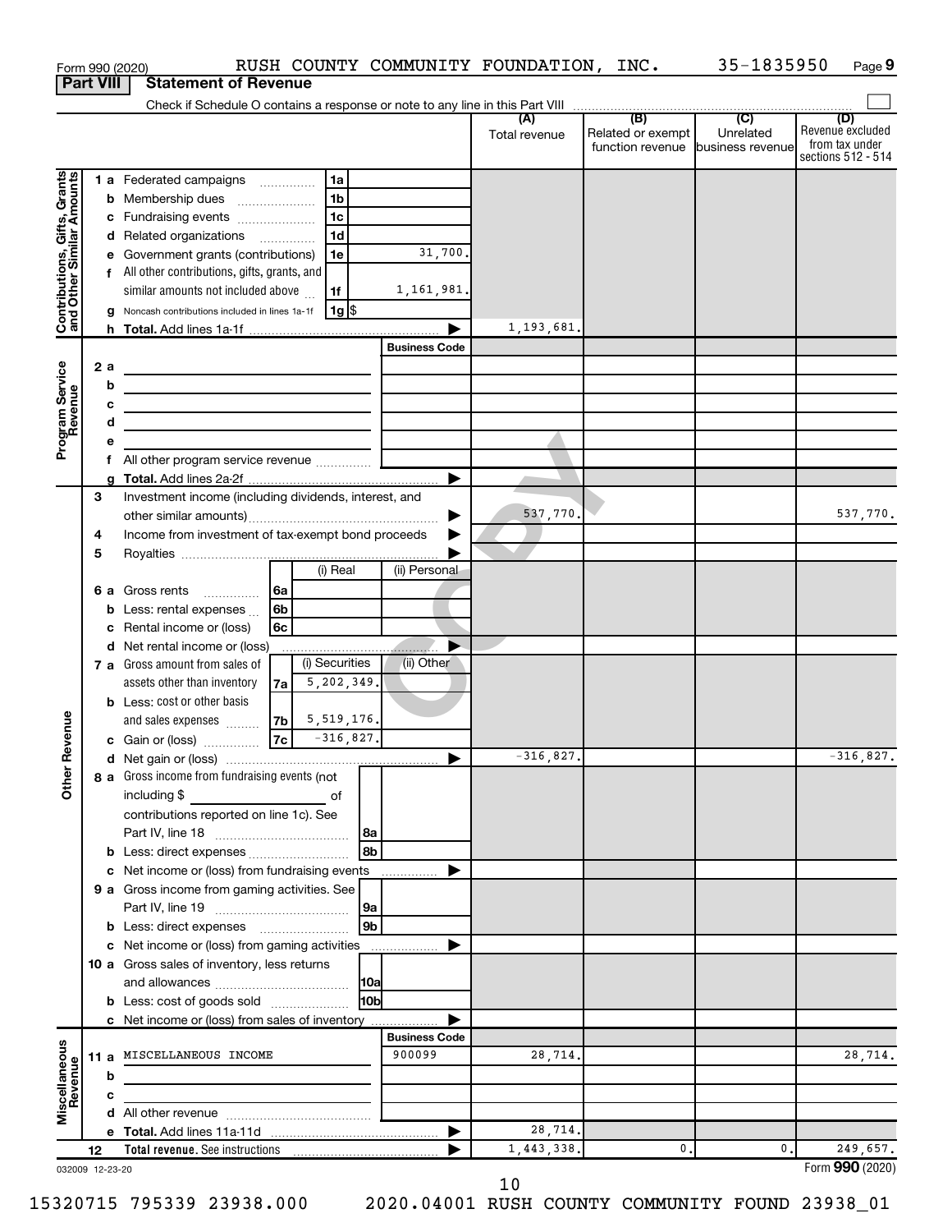Form 990 (2020) RUSH COUNTY COMMUNITY FOUNDATION, INC. 35-1835950 Page 9

## Part VIII Statement of Revenue

Check if Schedule O contains a response or note to any line in this Part VIII

| | | | (A) Total revenue | (B) Related or exempt function revenue | (C) Unrelated business revenue | (D) Revenue excluded from tax under sections 512 - 514 |
|---|---|---|---|---|---|---|
| **Contributions, Gifts, Grants and Other Similar Amounts** | 1a Federated campaigns | 1a | | | | |
| | b Membership dues | 1b | | | | |
| | c Fundraising events | 1c | | | | |
| | d Related organizations | 1d | | | | |
| | e Government grants (contributions) | 1e 31,700. | | | | |
| | f All other contributions, gifts, grants, and similar amounts not included above | 1f 1,161,981. | | | | |
| | g Noncash contributions included in lines 1a-1f | 1g $ | | | | |
| | h **Total.** Add lines 1a-1f | | 1,193,681. | | | |
| **Program Service Revenue** | | Business Code | | | | |
| | 2a | | | | | |
| | b | | | | | |
| | c | | | | | |
| | d | | | | | |
| | e | | | | | |
| | f All other program service revenue | | | | | |
| | g **Total.** Add lines 2a-2f | | | | | |
| **Other Revenue** | 3 Investment income (including dividends, interest, and other similar amounts) | | 537,770. | | | 537,770. |
| | 4 Income from investment of tax-exempt bond proceeds | | | | | |
| | 5 Royalties | | | | | |
| | 6a Gross rents | 6a (i) Real / (ii) Personal | | | | |
| | b Less: rental expenses | 6b | | | | |
| | c Rental income or (loss) | 6c | | | | |
| | d Net rental income or (loss) | | | | | |
| | 7a Gross amount from sales of assets other than inventory | 7a (i) Securities 5,202,349. / (ii) Other | | | | |
| | b Less: cost or other basis and sales expenses | 7b (i) Securities 5,519,176. | | | | |
| | c Gain or (loss) | 7c (i) Securities -316,827. | | | | |
| | d Net gain or (loss) | | -316,827. | | | -316,827. |
| | 8a Gross income from fundraising events (not including $ ______ of contributions reported on line 1c). See Part IV, line 18 | 8a | | | | |
| | b Less: direct expenses | 8b | | | | |
| | c Net income or (loss) from fundraising events | | | | | |
| | 9a Gross income from gaming activities. See Part IV, line 19 | 9a | | | | |
| | b Less: direct expenses | 9b | | | | |
| | c Net income or (loss) from gaming activities | | | | | |
| | 10a Gross sales of inventory, less returns and allowances | 10a | | | | |
| | b Less: cost of goods sold | 10b | | | | |
| | c Net income or (loss) from sales of inventory | | | | | |
| **Miscellaneous Revenue** | | Business Code | | | | |
| | 11a MISCELLANEOUS INCOME | 900099 | 28,714. | | | 28,714. |
| | b | | | | | |
| | c | | | | | |
| | d All other revenue | | | | | |
| | e **Total.** Add lines 11a-11d | | 28,714. | | | |
| | 12 **Total revenue.** See instructions | | 1,443,338. | 0. | 0. | 249,657. |

032009 12-23-20 Form **990** (2020)

15320715 795339 23938.000 2020.04001 RUSH COUNTY COMMUNITY FOUND 23938_01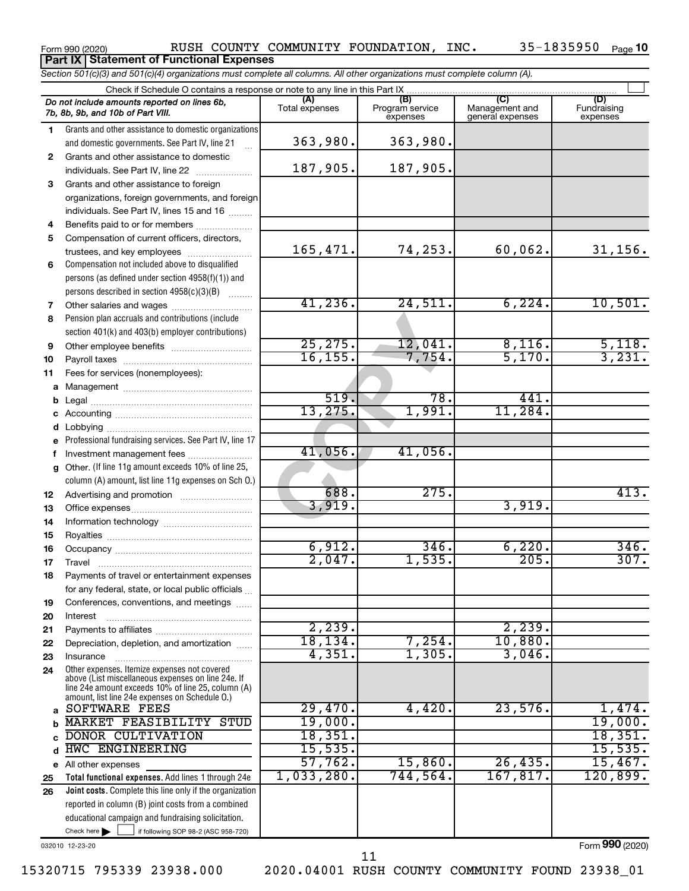Form 990 (2020) RUSH COUNTY COMMUNITY FOUNDATION, INC. 35-1835950 Page 10

**Part IX Statement of Functional Expenses**

*Section 501(c)(3) and 501(c)(4) organizations must complete all columns. All other organizations must complete column (A).*

Check if Schedule O contains a response or note to any line in this Part IX ☐

| *Do not include amounts reported on lines 6b, 7b, 8b, 9b, and 10b of Part VIII.* | (A) Total expenses | (B) Program service expenses | (C) Management and general expenses | (D) Fundraising expenses |
|---|---|---|---|---|
| 1 Grants and other assistance to domestic organizations and domestic governments. See Part IV, line 21 | 363,980. | 363,980. | | |
| 2 Grants and other assistance to domestic individuals. See Part IV, line 22 | 187,905. | 187,905. | | |
| 3 Grants and other assistance to foreign organizations, foreign governments, and foreign individuals. See Part IV, lines 15 and 16 | | | | |
| 4 Benefits paid to or for members | | | | |
| 5 Compensation of current officers, directors, trustees, and key employees | 165,471. | 74,253. | 60,062. | 31,156. |
| 6 Compensation not included above to disqualified persons (as defined under section 4958(f)(1)) and persons described in section 4958(c)(3)(B) | | | | |
| 7 Other salaries and wages | 41,236. | 24,511. | 6,224. | 10,501. |
| 8 Pension plan accruals and contributions (include section 401(k) and 403(b) employer contributions) | | | | |
| 9 Other employee benefits | 25,275. | 12,041. | 8,116. | 5,118. |
| 10 Payroll taxes | 16,155. | 7,754. | 5,170. | 3,231. |
| 11 Fees for services (nonemployees): | | | | |
| a Management | | | | |
| b Legal | 519. | 78. | 441. | |
| c Accounting | 13,275. | 1,991. | 11,284. | |
| d Lobbying | | | | |
| e Professional fundraising services. See Part IV, line 17 | | | | |
| f Investment management fees | 41,056. | 41,056. | | |
| g Other. (If line 11g amount exceeds 10% of line 25, column (A) amount, list line 11g expenses on Sch O.) | | | | |
| 12 Advertising and promotion | 688. | 275. | | 413. |
| 13 Office expenses | 3,919. | | 3,919. | |
| 14 Information technology | | | | |
| 15 Royalties | | | | |
| 16 Occupancy | 6,912. | 346. | 6,220. | 346. |
| 17 Travel | 2,047. | 1,535. | 205. | 307. |
| 18 Payments of travel or entertainment expenses for any federal, state, or local public officials | | | | |
| 19 Conferences, conventions, and meetings | | | | |
| 20 Interest | | | | |
| 21 Payments to affiliates | 2,239. | | 2,239. | |
| 22 Depreciation, depletion, and amortization | 18,134. | 7,254. | 10,880. | |
| 23 Insurance | 4,351. | 1,305. | 3,046. | |
| 24 Other expenses. Itemize expenses not covered above (List miscellaneous expenses on line 24e. If line 24e amount exceeds 10% of line 25, column (A) amount, list line 24e expenses on Schedule O.) | | | | |
| a SOFTWARE FEES | 29,470. | 4,420. | 23,576. | 1,474. |
| b MARKET FEASIBILITY STUD | 19,000. | | | 19,000. |
| c DONOR CULTIVATION | 18,351. | | | 18,351. |
| d HWC ENGINEERING | 15,535. | | | 15,535. |
| e All other expenses | 57,762. | 15,860. | 26,435. | 15,467. |
| 25 **Total functional expenses.** Add lines 1 through 24e | 1,033,280. | 744,564. | 167,817. | 120,899. |
| 26 **Joint costs.** Complete this line only if the organization reported in column (B) joint costs from a combined educational campaign and fundraising solicitation. Check here ☐ if following SOP 98-2 (ASC 958-720) | | | | |

032010 12-23-20 Form **990** (2020)

15320715 795339 23938.000 2020.04001 RUSH COUNTY COMMUNITY FOUND 23938_01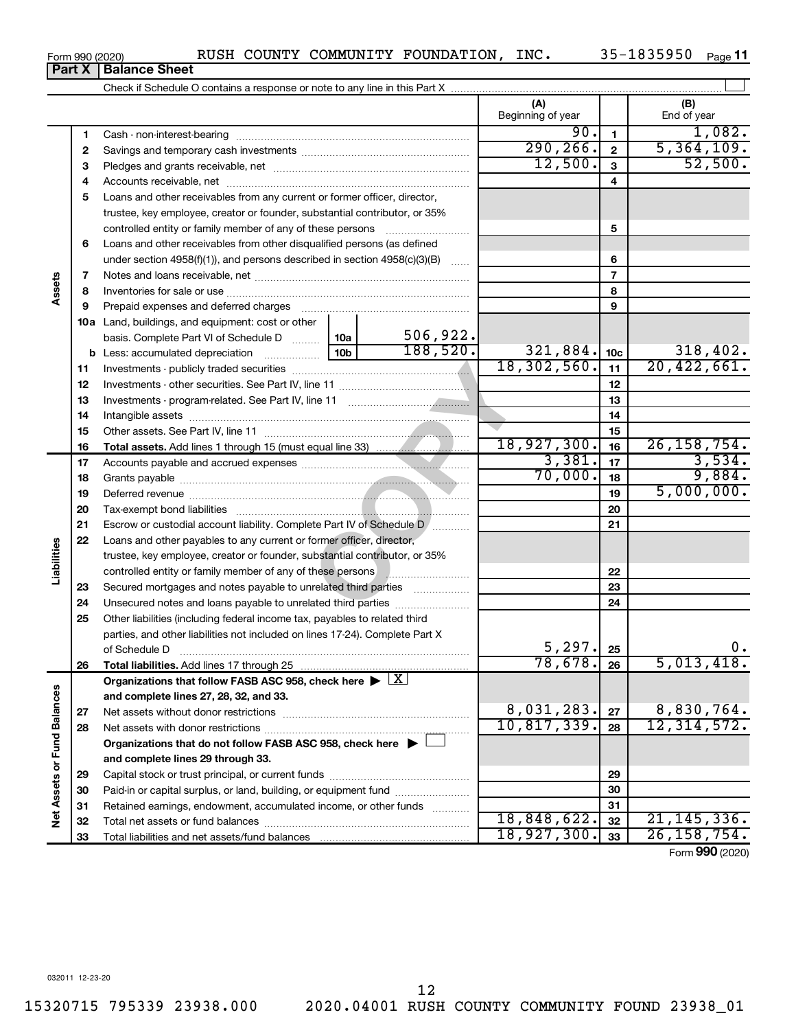Form 990 (2020) RUSH COUNTY COMMUNITY FOUNDATION, INC. 35-1835950

## Part X | Balance Sheet

Check if Schedule O contains a response or note to any line in this Part X

| | | | | (A) Beginning of year | | (B) End of year |
|---|---|---|---|---|---|---|
| **Assets** | 1 | Cash - non-interest-bearing | | 90. | 1 | 1,082. |
| | 2 | Savings and temporary cash investments | | 290,266. | 2 | 5,364,109. |
| | 3 | Pledges and grants receivable, net | | 12,500. | 3 | 52,500. |
| | 4 | Accounts receivable, net | | | 4 | |
| | 5 | Loans and other receivables from any current or former officer, director, trustee, key employee, creator or founder, substantial contributor, or 35% controlled entity or family member of any of these persons | | | 5 | |
| | 6 | Loans and other receivables from other disqualified persons (as defined under section 4958(f)(1)), and persons described in section 4958(c)(3)(B) | | | 6 | |
| | 7 | Notes and loans receivable, net | | | 7 | |
| | 8 | Inventories for sale or use | | | 8 | |
| | 9 | Prepaid expenses and deferred charges | | | 9 | |
| | 10a | Land, buildings, and equipment: cost or other basis. Complete Part VI of Schedule D | 10a 506,922. | | | |
| | b | Less: accumulated depreciation | 10b 188,520. | 321,884. | 10c | 318,402. |
| | 11 | Investments - publicly traded securities | | 18,302,560. | 11 | 20,422,661. |
| | 12 | Investments - other securities. See Part IV, line 11 | | | 12 | |
| | 13 | Investments - program-related. See Part IV, line 11 | | | 13 | |
| | 14 | Intangible assets | | | 14 | |
| | 15 | Other assets. See Part IV, line 11 | | | 15 | |
| | 16 | **Total assets.** Add lines 1 through 15 (must equal line 33) | | 18,927,300. | 16 | 26,158,754. |
| **Liabilities** | 17 | Accounts payable and accrued expenses | | 3,381. | 17 | 3,534. |
| | 18 | Grants payable | | 70,000. | 18 | 9,884. |
| | 19 | Deferred revenue | | | 19 | 5,000,000. |
| | 20 | Tax-exempt bond liabilities | | | 20 | |
| | 21 | Escrow or custodial account liability. Complete Part IV of Schedule D | | | 21 | |
| | 22 | Loans and other payables to any current or former officer, director, trustee, key employee, creator or founder, substantial contributor, or 35% controlled entity or family member of any of these persons | | | 22 | |
| | 23 | Secured mortgages and notes payable to unrelated third parties | | | 23 | |
| | 24 | Unsecured notes and loans payable to unrelated third parties | | | 24 | |
| | 25 | Other liabilities (including federal income tax, payables to related third parties, and other liabilities not included on lines 17-24). Complete Part X of Schedule D | | 5,297. | 25 | 0. |
| | 26 | **Total liabilities.** Add lines 17 through 25 | | 78,678. | 26 | 5,013,418. |
| **Net Assets or Fund Balances** | | **Organizations that follow FASB ASC 958, check here** ▶ [X] **and complete lines 27, 28, 32, and 33.** | | | | |
| | 27 | Net assets without donor restrictions | | 8,031,283. | 27 | 8,830,764. |
| | 28 | Net assets with donor restrictions | | 10,817,339. | 28 | 12,314,572. |
| | | **Organizations that do not follow FASB ASC 958, check here** ▶ [ ] **and complete lines 29 through 33.** | | | | |
| | 29 | Capital stock or trust principal, or current funds | | | 29 | |
| | 30 | Paid-in or capital surplus, or land, building, or equipment fund | | | 30 | |
| | 31 | Retained earnings, endowment, accumulated income, or other funds | | | 31 | |
| | 32 | Total net assets or fund balances | | 18,848,622. | 32 | 21,145,336. |
| | 33 | Total liabilities and net assets/fund balances | | 18,927,300. | 33 | 26,158,754. |

Form **990** (2020)

032011 12-23-20

15320715 795339 23938.000 2020.04001 RUSH COUNTY COMMUNITY FOUND 23938_01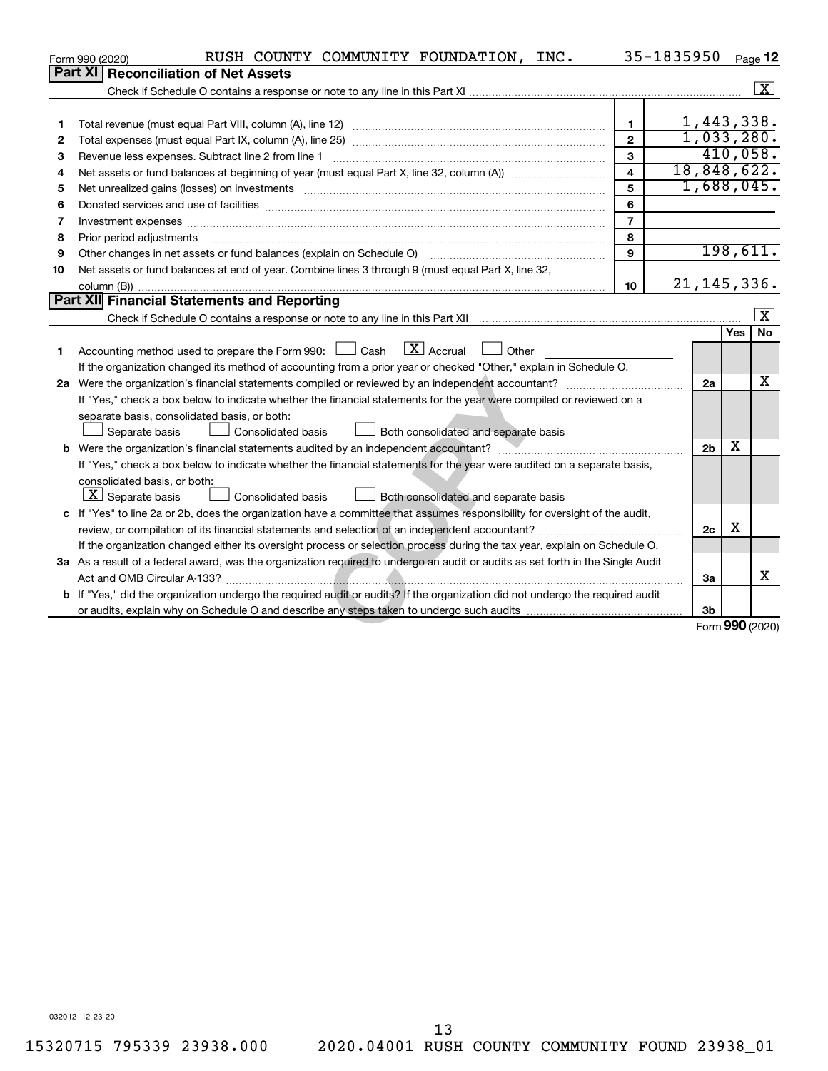Form 990 (2020) RUSH COUNTY COMMUNITY FOUNDATION, INC. 35-1835950

## Part XI Reconciliation of Net Assets

Check if Schedule O contains a response or note to any line in this Part XI [X]

| | | | |
|---|---|---|---|
| 1 | Total revenue (must equal Part VIII, column (A), line 12) | 1 | 1,443,338. |
| 2 | Total expenses (must equal Part IX, column (A), line 25) | 2 | 1,033,280. |
| 3 | Revenue less expenses. Subtract line 2 from line 1 | 3 | 410,058. |
| 4 | Net assets or fund balances at beginning of year (must equal Part X, line 32, column (A)) | 4 | 18,848,622. |
| 5 | Net unrealized gains (losses) on investments | 5 | 1,688,045. |
| 6 | Donated services and use of facilities | 6 | |
| 7 | Investment expenses | 7 | |
| 8 | Prior period adjustments | 8 | |
| 9 | Other changes in net assets or fund balances (explain on Schedule O) | 9 | 198,611. |
| 10 | Net assets or fund balances at end of year. Combine lines 3 through 9 (must equal Part X, line 32, column (B)) | 10 | 21,145,336. |

## Part XII Financial Statements and Reporting

Check if Schedule O contains a response or note to any line in this Part XII [X]

| | | | Yes | No |
|---|---|---|---|---|
| 1 | Accounting method used to prepare the Form 990: [ ] Cash [X] Accrual [ ] Other<br>If the organization changed its method of accounting from a prior year or checked "Other," explain in Schedule O. | | | |
| 2a | Were the organization's financial statements compiled or reviewed by an independent accountant? | 2a | | X |
| | If "Yes," check a box below to indicate whether the financial statements for the year were compiled or reviewed on a separate basis, consolidated basis, or both:<br>[ ] Separate basis [ ] Consolidated basis [ ] Both consolidated and separate basis | | | |
| b | Were the organization's financial statements audited by an independent accountant? | 2b | X | |
| | If "Yes," check a box below to indicate whether the financial statements for the year were audited on a separate basis, consolidated basis, or both:<br>[X] Separate basis [ ] Consolidated basis [ ] Both consolidated and separate basis | | | |
| c | If "Yes" to line 2a or 2b, does the organization have a committee that assumes responsibility for oversight of the audit, review, or compilation of its financial statements and selection of an independent accountant? | 2c | X | |
| | If the organization changed either its oversight process or selection process during the tax year, explain on Schedule O. | | | |
| 3a | As a result of a federal award, was the organization required to undergo an audit or audits as set forth in the Single Audit Act and OMB Circular A-133? | 3a | | X |
| b | If "Yes," did the organization undergo the required audit or audits? If the organization did not undergo the required audit or audits, explain why on Schedule O and describe any steps taken to undergo such audits | 3b | | |

Form 990 (2020)

032012 12-23-20

15320715 795339 23938.000 2020.04001 RUSH COUNTY COMMUNITY FOUND 23938_01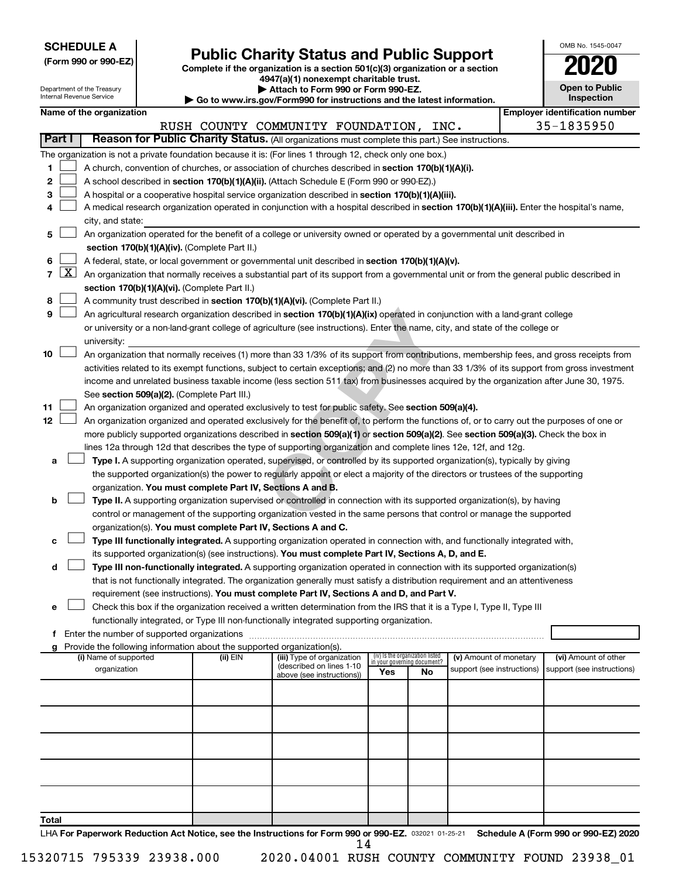**SCHEDULE A**
**(Form 990 or 990-EZ)**

Department of the Treasury
Internal Revenue Service

# Public Charity Status and Public Support

**Complete if the organization is a section 501(c)(3) organization or a section 4947(a)(1) nonexempt charitable trust.**
**▶ Attach to Form 990 or Form 990-EZ.**
**▶ Go to www.irs.gov/Form990 for instructions and the latest information.**

OMB No. 1545-0047

**2020**

**Open to Public Inspection**

| Name of the organization | Employer identification number |
|---|---|
| RUSH COUNTY COMMUNITY FOUNDATION, INC. | 35-1835950 |

**Part I** **Reason for Public Charity Status.** (All organizations must complete this part.) See instructions.

The organization is not a private foundation because it is: (For lines 1 through 12, check only one box.)

1. [ ] A church, convention of churches, or association of churches described in **section 170(b)(1)(A)(i).**
2. [ ] A school described in **section 170(b)(1)(A)(ii).** (Attach Schedule E (Form 990 or 990-EZ).)
3. [ ] A hospital or a cooperative hospital service organization described in **section 170(b)(1)(A)(iii).**
4. [ ] A medical research organization operated in conjunction with a hospital described in **section 170(b)(1)(A)(iii).** Enter the hospital's name, city, and state:
5. [ ] An organization operated for the benefit of a college or university owned or operated by a governmental unit described in **section 170(b)(1)(A)(iv).** (Complete Part II.)
6. [ ] A federal, state, or local government or governmental unit described in **section 170(b)(1)(A)(v).**
7. [X] An organization that normally receives a substantial part of its support from a governmental unit or from the general public described in **section 170(b)(1)(A)(vi).** (Complete Part II.)
8. [ ] A community trust described in **section 170(b)(1)(A)(vi).** (Complete Part II.)
9. [ ] An agricultural research organization described in **section 170(b)(1)(A)(ix)** operated in conjunction with a land-grant college or university or a non-land-grant college of agriculture (see instructions). Enter the name, city, and state of the college or university:
10. [ ] An organization that normally receives (1) more than 33 1/3% of its support from contributions, membership fees, and gross receipts from activities related to its exempt functions, subject to certain exceptions; and (2) no more than 33 1/3% of its support from gross investment income and unrelated business taxable income (less section 511 tax) from businesses acquired by the organization after June 30, 1975. See **section 509(a)(2).** (Complete Part III.)
11. [ ] An organization organized and operated exclusively to test for public safety. See **section 509(a)(4).**
12. [ ] An organization organized and operated exclusively for the benefit of, to perform the functions of, or to carry out the purposes of one or more publicly supported organizations described in **section 509(a)(1)** or **section 509(a)(2)**. See **section 509(a)(3).** Check the box in lines 12a through 12d that describes the type of supporting organization and complete lines 12e, 12f, and 12g.
   - **a** [ ] **Type I.** A supporting organization operated, supervised, or controlled by its supported organization(s), typically by giving the supported organization(s) the power to regularly appoint or elect a majority of the directors or trustees of the supporting organization. **You must complete Part IV, Sections A and B.**
   - **b** [ ] **Type II.** A supporting organization supervised or controlled in connection with its supported organization(s), by having control or management of the supporting organization vested in the same persons that control or manage the supported organization(s). **You must complete Part IV, Sections A and C.**
   - **c** [ ] **Type III functionally integrated.** A supporting organization operated in connection with, and functionally integrated with, its supported organization(s) (see instructions). **You must complete Part IV, Sections A, D, and E.**
   - **d** [ ] **Type III non-functionally integrated.** A supporting organization operated in connection with its supported organization(s) that is not functionally integrated. The organization generally must satisfy a distribution requirement and an attentiveness requirement (see instructions). **You must complete Part IV, Sections A and D, and Part V.**
   - **e** [ ] Check this box if the organization received a written determination from the IRS that it is a Type I, Type II, Type III functionally integrated, or Type III non-functionally integrated supporting organization.
   - **f** Enter the number of supported organizations
   - **g** Provide the following information about the supported organization(s).

| (i) Name of supported organization | (ii) EIN | (iii) Type of organization (described on lines 1-10 above (see instructions)) | (iv) Is the organization listed in your governing document? Yes | No | (v) Amount of monetary support (see instructions) | (vi) Amount of other support (see instructions) |
|---|---|---|---|---|---|---|
| | | | | | | |
| | | | | | | |
| | | | | | | |
| | | | | | | |
| | | | | | | |
| **Total** | | | | | | |

LHA **For Paperwork Reduction Act Notice, see the Instructions for Form 990 or 990-EZ.** 032021 01-25-21 **Schedule A (Form 990 or 990-EZ) 2020**

15320715 795339 23938.000 2020.04001 RUSH COUNTY COMMUNITY FOUND 23938_01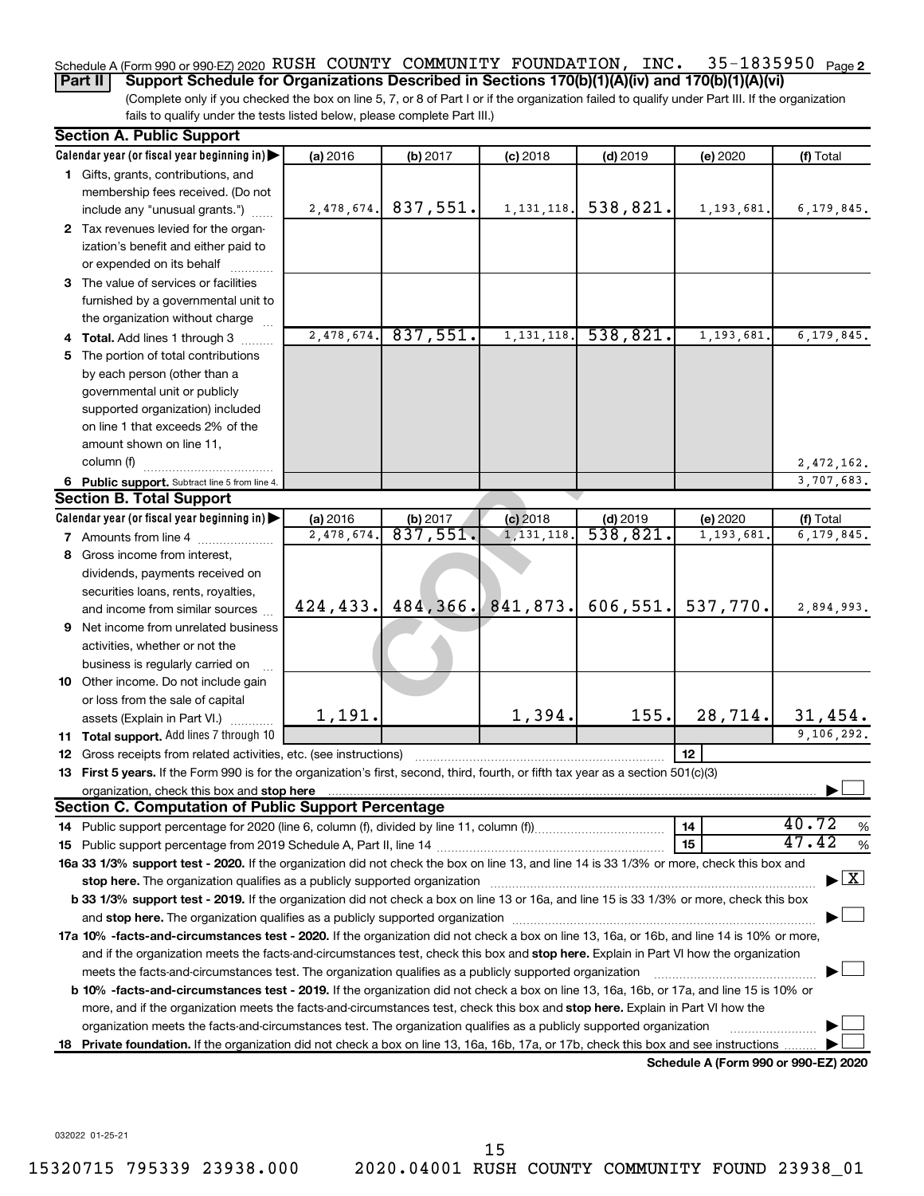Schedule A (Form 990 or 990-EZ) 2020 RUSH COUNTY COMMUNITY FOUNDATION, INC. 35-1835950 Page 2

**Part II Support Schedule for Organizations Described in Sections 170(b)(1)(A)(iv) and 170(b)(1)(A)(vi)**

(Complete only if you checked the box on line 5, 7, or 8 of Part I or if the organization failed to qualify under Part III. If the organization fails to qualify under the tests listed below, please complete Part III.)

## Section A. Public Support

| Calendar year (or fiscal year beginning in) ▶ | (a) 2016 | (b) 2017 | (c) 2018 | (d) 2019 | (e) 2020 | (f) Total |
|---|---|---|---|---|---|---|
| **1** Gifts, grants, contributions, and membership fees received. (Do not include any "unusual grants.") | 2,478,674. | 837,551. | 1,131,118. | 538,821. | 1,193,681. | 6,179,845. |
| **2** Tax revenues levied for the organization's benefit and either paid to or expended on its behalf | | | | | | |
| **3** The value of services or facilities furnished by a governmental unit to the organization without charge | | | | | | |
| **4 Total.** Add lines 1 through 3 | 2,478,674. | 837,551. | 1,131,118. | 538,821. | 1,193,681. | 6,179,845. |
| **5** The portion of total contributions by each person (other than a governmental unit or publicly supported organization) included on line 1 that exceeds 2% of the amount shown on line 11, column (f) | | | | | | 2,472,162. |
| **6 Public support.** Subtract line 5 from line 4. | | | | | | 3,707,683. |

## Section B. Total Support

| Calendar year (or fiscal year beginning in) ▶ | (a) 2016 | (b) 2017 | (c) 2018 | (d) 2019 | (e) 2020 | (f) Total |
|---|---|---|---|---|---|---|
| **7** Amounts from line 4 | 2,478,674. | 837,551. | 1,131,118. | 538,821. | 1,193,681. | 6,179,845. |
| **8** Gross income from interest, dividends, payments received on securities loans, rents, royalties, and income from similar sources | 424,433. | 484,366. | 841,873. | 606,551. | 537,770. | 2,894,993. |
| **9** Net income from unrelated business activities, whether or not the business is regularly carried on | | | | | | |
| **10** Other income. Do not include gain or loss from the sale of capital assets (Explain in Part VI.) | 1,191. | | 1,394. | 155. | 28,714. | 31,454. |
| **11 Total support.** Add lines 7 through 10 | | | | | | 9,106,292. |

**12** Gross receipts from related activities, etc. (see instructions) | **12** |

**13 First 5 years.** If the Form 990 is for the organization's first, second, third, fourth, or fifth tax year as a section 501(c)(3) organization, check this box and **stop here** ▶ ☐

## Section C. Computation of Public Support Percentage

**14** Public support percentage for 2020 (line 6, column (f), divided by line 11, column (f)) | **14** | 40.72 %

**15** Public support percentage from 2019 Schedule A, Part II, line 14 | **15** | 47.42 %

**16a 33 1/3% support test - 2020.** If the organization did not check the box on line 13, and line 14 is 33 1/3% or more, check this box and **stop here.** The organization qualifies as a publicly supported organization ▶ ☒

**b 33 1/3% support test - 2019.** If the organization did not check a box on line 13 or 16a, and line 15 is 33 1/3% or more, check this box and **stop here.** The organization qualifies as a publicly supported organization ▶ ☐

**17a 10% -facts-and-circumstances test - 2020.** If the organization did not check a box on line 13, 16a, or 16b, and line 14 is 10% or more, and if the organization meets the facts-and-circumstances test, check this box and **stop here.** Explain in Part VI how the organization meets the facts-and-circumstances test. The organization qualifies as a publicly supported organization ▶ ☐

**b 10% -facts-and-circumstances test - 2019.** If the organization did not check a box on line 13, 16a, 16b, or 17a, and line 15 is 10% or more, and if the organization meets the facts-and-circumstances test, check this box and **stop here.** Explain in Part VI how the organization meets the facts-and-circumstances test. The organization qualifies as a publicly supported organization ▶ ☐

**18 Private foundation.** If the organization did not check a box on line 13, 16a, 16b, 17a, or 17b, check this box and see instructions ▶ ☐

**Schedule A (Form 990 or 990-EZ) 2020**

032022 01-25-21

15320715 795339 23938.000 2020.04001 RUSH COUNTY COMMUNITY FOUND 23938_01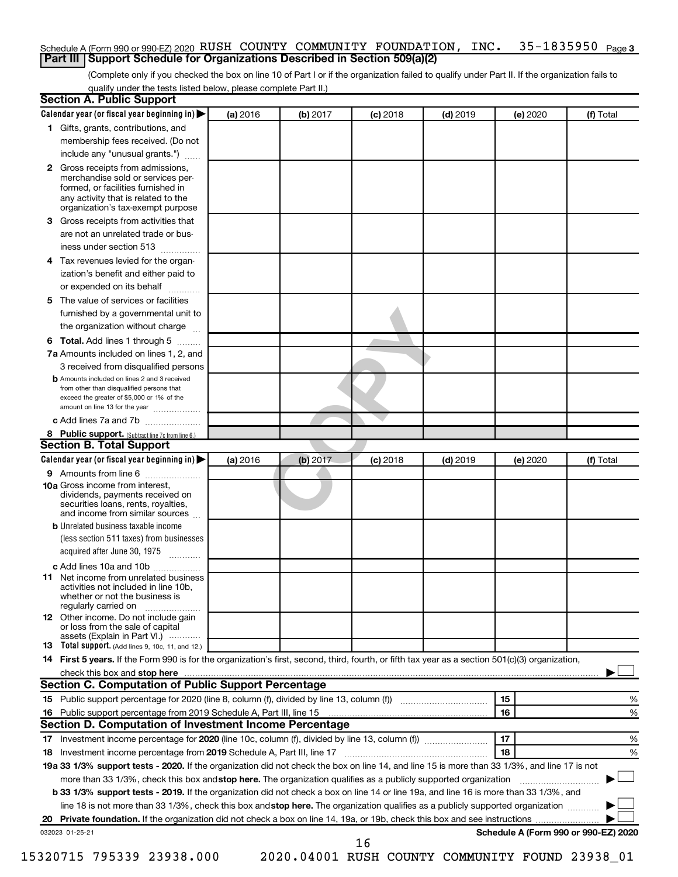Schedule A (Form 990 or 990-EZ) 2020 RUSH COUNTY COMMUNITY FOUNDATION, INC. 35-1835950 Page 3

## Part III Support Schedule for Organizations Described in Section 509(a)(2)

(Complete only if you checked the box on line 10 of Part I or if the organization failed to qualify under Part II. If the organization fails to qualify under the tests listed below, please complete Part II.)

### Section A. Public Support

| Calendar year (or fiscal year beginning in) ▶ | (a) 2016 | (b) 2017 | (c) 2018 | (d) 2019 | (e) 2020 | (f) Total |
|---|---|---|---|---|---|---|
| **1** Gifts, grants, contributions, and membership fees received. (Do not include any "unusual grants.") | | | | | | |
| **2** Gross receipts from admissions, merchandise sold or services performed, or facilities furnished in any activity that is related to the organization's tax-exempt purpose | | | | | | |
| **3** Gross receipts from activities that are not an unrelated trade or business under section 513 | | | | | | |
| **4** Tax revenues levied for the organization's benefit and either paid to or expended on its behalf | | | | | | |
| **5** The value of services or facilities furnished by a governmental unit to the organization without charge | | | | | | |
| **6 Total.** Add lines 1 through 5 | | | | | | |
| **7a** Amounts included on lines 1, 2, and 3 received from disqualified persons | | | | | | |
| **b** Amounts included on lines 2 and 3 received from other than disqualified persons that exceed the greater of $5,000 or 1% of the amount on line 13 for the year | | | | | | |
| **c** Add lines 7a and 7b | | | | | | |
| **8 Public support.** (Subtract line 7c from line 6.) | | | | | | |

### Section B. Total Support

| Calendar year (or fiscal year beginning in) ▶ | (a) 2016 | (b) 2017 | (c) 2018 | (d) 2019 | (e) 2020 | (f) Total |
|---|---|---|---|---|---|---|
| **9** Amounts from line 6 | | | | | | |
| **10a** Gross income from interest, dividends, payments received on securities loans, rents, royalties, and income from similar sources | | | | | | |
| **b** Unrelated business taxable income (less section 511 taxes) from businesses acquired after June 30, 1975 | | | | | | |
| **c** Add lines 10a and 10b | | | | | | |
| **11** Net income from unrelated business activities not included in line 10b, whether or not the business is regularly carried on | | | | | | |
| **12** Other income. Do not include gain or loss from the sale of capital assets (Explain in Part VI.) | | | | | | |
| **13 Total support.** (Add lines 9, 10c, 11, and 12.) | | | | | | |

**14 First 5 years.** If the Form 990 is for the organization's first, second, third, fourth, or fifth tax year as a section 501(c)(3) organization, check this box and **stop here** ▶ ☐

### Section C. Computation of Public Support Percentage

| | | | |
|---|---|---|---|
| **15** | Public support percentage for 2020 (line 8, column (f), divided by line 13, column (f)) | 15 | % |
| **16** | Public support percentage from 2019 Schedule A, Part III, line 15 | 16 | % |

### Section D. Computation of Investment Income Percentage

| | | | |
|---|---|---|---|
| **17** | Investment income percentage for **2020** (line 10c, column (f), divided by line 13, column (f)) | 17 | % |
| **18** | Investment income percentage from **2019** Schedule A, Part III, line 17 | 18 | % |

**19a 33 1/3% support tests - 2020.** If the organization did not check the box on line 14, and line 15 is more than 33 1/3%, and line 17 is not more than 33 1/3%, check this box and **stop here.** The organization qualifies as a publicly supported organization ▶ ☐

**b 33 1/3% support tests - 2019.** If the organization did not check a box on line 14 or line 19a, and line 16 is more than 33 1/3%, and line 18 is not more than 33 1/3%, check this box and **stop here.** The organization qualifies as a publicly supported organization ▶ ☐

**20 Private foundation.** If the organization did not check a box on line 14, 19a, or 19b, check this box and see instructions ▶ ☐

032023 01-25-21 **Schedule A (Form 990 or 990-EZ) 2020**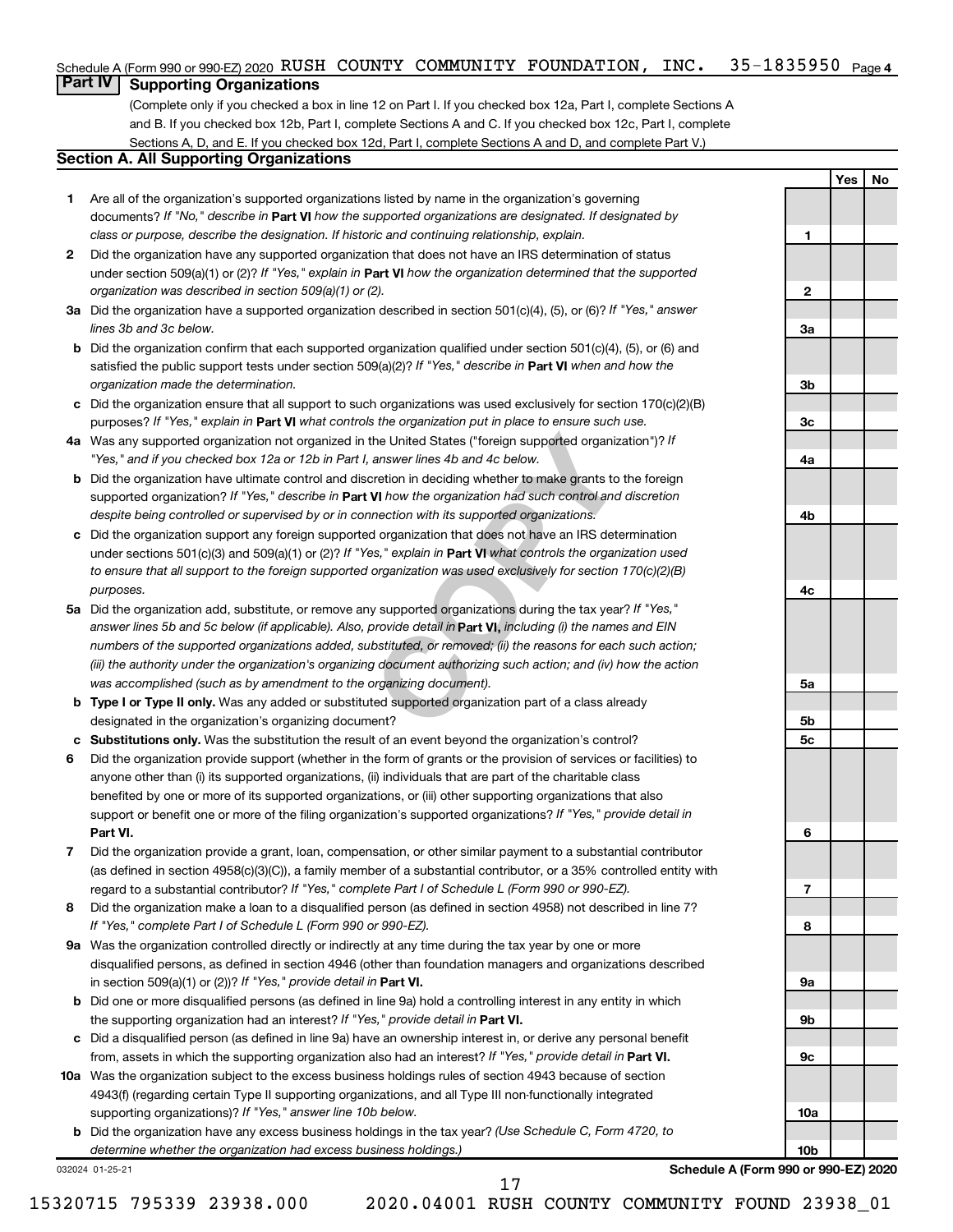Schedule A (Form 990 or 990-EZ) 2020 RUSH COUNTY COMMUNITY FOUNDATION, INC. 35-1835950 Page 4

## Part IV Supporting Organizations

(Complete only if you checked a box in line 12 on Part I. If you checked box 12a, Part I, complete Sections A and B. If you checked box 12b, Part I, complete Sections A and C. If you checked box 12c, Part I, complete Sections A, D, and E. If you checked box 12d, Part I, complete Sections A and D, and complete Part V.)

### Section A. All Supporting Organizations

| | | | Yes | No |
|---|---|---|---|---|
| **1** | Are all of the organization's supported organizations listed by name in the organization's governing documents? *If "No," describe in* **Part VI** *how the supported organizations are designated. If designated by class or purpose, describe the designation. If historic and continuing relationship, explain.* | **1** | | |
| **2** | Did the organization have any supported organization that does not have an IRS determination of status under section 509(a)(1) or (2)? *If "Yes," explain in* **Part VI** *how the organization determined that the supported organization was described in section 509(a)(1) or (2).* | **2** | | |
| **3a** | Did the organization have a supported organization described in section 501(c)(4), (5), or (6)? *If "Yes," answer lines 3b and 3c below.* | **3a** | | |
| **b** | Did the organization confirm that each supported organization qualified under section 501(c)(4), (5), or (6) and satisfied the public support tests under section 509(a)(2)? *If "Yes," describe in* **Part VI** *when and how the organization made the determination.* | **3b** | | |
| **c** | Did the organization ensure that all support to such organizations was used exclusively for section 170(c)(2)(B) purposes? *If "Yes," explain in* **Part VI** *what controls the organization put in place to ensure such use.* | **3c** | | |
| **4a** | Was any supported organization not organized in the United States ("foreign supported organization")? *If "Yes," and if you checked box 12a or 12b in Part I, answer lines 4b and 4c below.* | **4a** | | |
| **b** | Did the organization have ultimate control and discretion in deciding whether to make grants to the foreign supported organization? *If "Yes," describe in* **Part VI** *how the organization had such control and discretion despite being controlled or supervised by or in connection with its supported organizations.* | **4b** | | |
| **c** | Did the organization support any foreign supported organization that does not have an IRS determination under sections 501(c)(3) and 509(a)(1) or (2)? *If "Yes," explain in* **Part VI** *what controls the organization used to ensure that all support to the foreign supported organization was used exclusively for section 170(c)(2)(B) purposes.* | **4c** | | |
| **5a** | Did the organization add, substitute, or remove any supported organizations during the tax year? *If "Yes," answer lines 5b and 5c below (if applicable). Also, provide detail in* **Part VI,** *including (i) the names and EIN numbers of the supported organizations added, substituted, or removed; (ii) the reasons for each such action; (iii) the authority under the organization's organizing document authorizing such action; and (iv) how the action was accomplished (such as by amendment to the organizing document).* | **5a** | | |
| **b** | **Type I or Type II only.** Was any added or substituted supported organization part of a class already designated in the organization's organizing document? | **5b** | | |
| **c** | **Substitutions only.** Was the substitution the result of an event beyond the organization's control? | **5c** | | |
| **6** | Did the organization provide support (whether in the form of grants or the provision of services or facilities) to anyone other than (i) its supported organizations, (ii) individuals that are part of the charitable class benefited by one or more of its supported organizations, or (iii) other supporting organizations that also support or benefit one or more of the filing organization's supported organizations? *If "Yes," provide detail in* **Part VI.** | **6** | | |
| **7** | Did the organization provide a grant, loan, compensation, or other similar payment to a substantial contributor (as defined in section 4958(c)(3)(C)), a family member of a substantial contributor, or a 35% controlled entity with regard to a substantial contributor? *If "Yes," complete Part I of Schedule L (Form 990 or 990-EZ).* | **7** | | |
| **8** | Did the organization make a loan to a disqualified person (as defined in section 4958) not described in line 7? *If "Yes," complete Part I of Schedule L (Form 990 or 990-EZ).* | **8** | | |
| **9a** | Was the organization controlled directly or indirectly at any time during the tax year by one or more disqualified persons, as defined in section 4946 (other than foundation managers and organizations described in section 509(a)(1) or (2))? *If "Yes," provide detail in* **Part VI.** | **9a** | | |
| **b** | Did one or more disqualified persons (as defined in line 9a) hold a controlling interest in any entity in which the supporting organization had an interest? *If "Yes," provide detail in* **Part VI.** | **9b** | | |
| **c** | Did a disqualified person (as defined in line 9a) have an ownership interest in, or derive any personal benefit from, assets in which the supporting organization also had an interest? *If "Yes," provide detail in* **Part VI.** | **9c** | | |
| **10a** | Was the organization subject to the excess business holdings rules of section 4943 because of section 4943(f) (regarding certain Type II supporting organizations, and all Type III non-functionally integrated supporting organizations)? *If "Yes," answer line 10b below.* | **10a** | | |
| **b** | Did the organization have any excess business holdings in the tax year? *(Use Schedule C, Form 4720, to determine whether the organization had excess business holdings.)* | **10b** | | |

032024 01-25-21

**Schedule A (Form 990 or 990-EZ) 2020**

15320715 795339 23938.000 2020.04001 RUSH COUNTY COMMUNITY FOUND 23938_01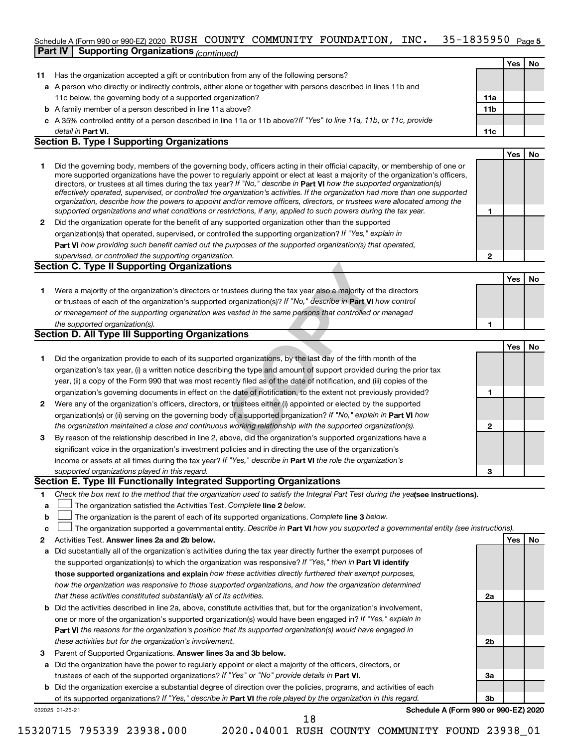Schedule A (Form 990 or 990-EZ) 2020 RUSH COUNTY COMMUNITY FOUNDATION, INC. 35-1835950 Page 5

**Part IV | Supporting Organizations** *(continued)*

| | | | Yes | No |
|---|---|---|---|---|
| **11** | Has the organization accepted a gift or contribution from any of the following persons? | | | |
| **a** | A person who directly or indirectly controls, either alone or together with persons described in lines 11b and 11c below, the governing body of a supported organization? | 11a | | |
| **b** | A family member of a person described in line 11a above? | 11b | | |
| **c** | A 35% controlled entity of a person described in line 11a or 11b above? *If "Yes" to line 11a, 11b, or 11c, provide detail in* **Part VI.** | 11c | | |

**Section B. Type I Supporting Organizations**

| | | | Yes | No |
|---|---|---|---|---|
| **1** | Did the governing body, members of the governing body, officers acting in their official capacity, or membership of one or more supported organizations have the power to regularly appoint or elect at least a majority of the organization's officers, directors, or trustees at all times during the tax year? *If "No," describe in* **Part VI** *how the supported organization(s) effectively operated, supervised, or controlled the organization's activities. If the organization had more than one supported organization, describe how the powers to appoint and/or remove officers, directors, or trustees were allocated among the supported organizations and what conditions or restrictions, if any, applied to such powers during the tax year.* | 1 | | |
| **2** | Did the organization operate for the benefit of any supported organization other than the supported organization(s) that operated, supervised, or controlled the supporting organization? *If "Yes," explain in* **Part VI** *how providing such benefit carried out the purposes of the supported organization(s) that operated, supervised, or controlled the supporting organization.* | 2 | | |

**Section C. Type II Supporting Organizations**

| | | | Yes | No |
|---|---|---|---|---|
| **1** | Were a majority of the organization's directors or trustees during the tax year also a majority of the directors or trustees of each of the organization's supported organization(s)? *If "No," describe in* **Part VI** *how control or management of the supporting organization was vested in the same persons that controlled or managed the supported organization(s).* | 1 | | |

**Section D. All Type III Supporting Organizations**

| | | | Yes | No |
|---|---|---|---|---|
| **1** | Did the organization provide to each of its supported organizations, by the last day of the fifth month of the organization's tax year, (i) a written notice describing the type and amount of support provided during the prior tax year, (ii) a copy of the Form 990 that was most recently filed as of the date of notification, and (iii) copies of the organization's governing documents in effect on the date of notification, to the extent not previously provided? | 1 | | |
| **2** | Were any of the organization's officers, directors, or trustees either (i) appointed or elected by the supported organization(s) or (ii) serving on the governing body of a supported organization? *If "No," explain in* **Part VI** *how the organization maintained a close and continuous working relationship with the supported organization(s).* | 2 | | |
| **3** | By reason of the relationship described in line 2, above, did the organization's supported organizations have a significant voice in the organization's investment policies and in directing the use of the organization's income or assets at all times during the tax year? *If "Yes," describe in* **Part VI** *the role the organization's supported organizations played in this regard.* | 3 | | |

**Section E. Type III Functionally Integrated Supporting Organizations**

**1** *Check the box next to the method that the organization used to satisfy the Integral Part Test during the year* **(see instructions).**

**a** ☐ The organization satisfied the Activities Test. *Complete* **line 2** *below.*

**b** ☐ The organization is the parent of each of its supported organizations. *Complete* **line 3** *below.*

**c** ☐ The organization supported a governmental entity. *Describe in* **Part VI** *how you supported a governmental entity (see instructions).*

| | | | Yes | No |
|---|---|---|---|---|
| **2** | Activities Test. **Answer lines 2a and 2b below.** | | | |
| **a** | Did substantially all of the organization's activities during the tax year directly further the exempt purposes of the supported organization(s) to which the organization was responsive? *If "Yes," then in* **Part VI identify those supported organizations and explain** *how these activities directly furthered their exempt purposes, how the organization was responsive to those supported organizations, and how the organization determined that these activities constituted substantially all of its activities.* | 2a | | |
| **b** | Did the activities described in line 2a, above, constitute activities that, but for the organization's involvement, one or more of the organization's supported organization(s) would have been engaged in? *If "Yes," explain in* **Part VI** *the reasons for the organization's position that its supported organization(s) would have engaged in these activities but for the organization's involvement.* | 2b | | |
| **3** | Parent of Supported Organizations. **Answer lines 3a and 3b below.** | | | |
| **a** | Did the organization have the power to regularly appoint or elect a majority of the officers, directors, or trustees of each of the supported organizations? *If "Yes" or "No" provide details in* **Part VI.** | 3a | | |
| **b** | Did the organization exercise a substantial degree of direction over the policies, programs, and activities of each of its supported organizations? *If "Yes," describe in* **Part VI** *the role played by the organization in this regard.* | 3b | | |

032025 01-25-21 **Schedule A (Form 990 or 990-EZ) 2020**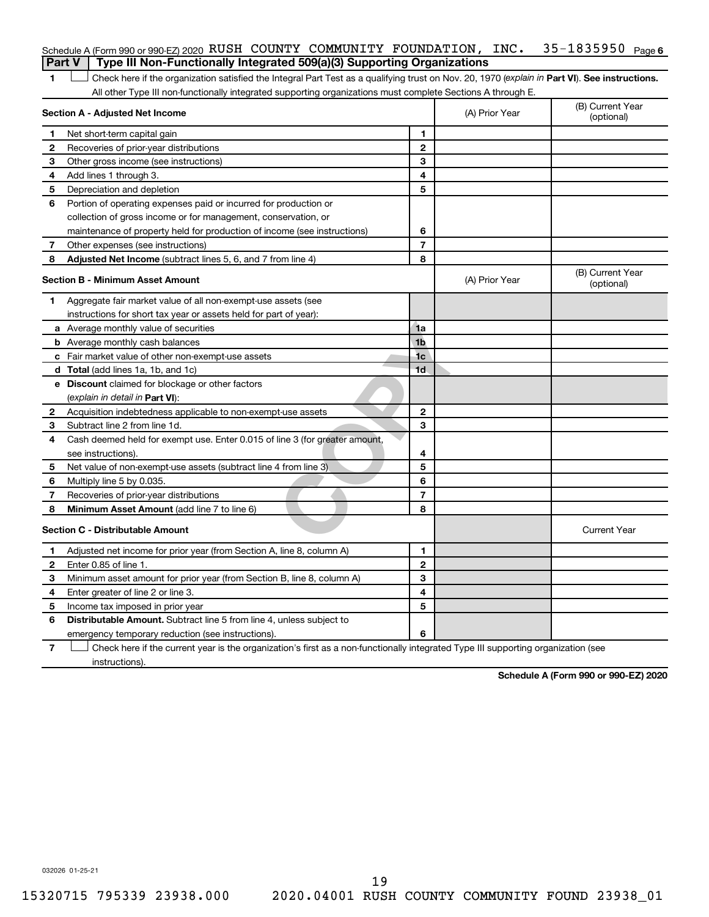Schedule A (Form 990 or 990-EZ) 2020 RUSH COUNTY COMMUNITY FOUNDATION, INC. 35-1835950 Page 6

## Part V | Type III Non-Functionally Integrated 509(a)(3) Supporting Organizations

**1** ☐ Check here if the organization satisfied the Integral Part Test as a qualifying trust on Nov. 20, 1970 (*explain in* **Part VI**). **See instructions.** All other Type III non-functionally integrated supporting organizations must complete Sections A through E.

| **Section A - Adjusted Net Income** | | (A) Prior Year | (B) Current Year (optional) |
|---|---|---|---|
| **1** Net short-term capital gain | 1 | | |
| **2** Recoveries of prior-year distributions | 2 | | |
| **3** Other gross income (see instructions) | 3 | | |
| **4** Add lines 1 through 3. | 4 | | |
| **5** Depreciation and depletion | 5 | | |
| **6** Portion of operating expenses paid or incurred for production or collection of gross income or for management, conservation, or maintenance of property held for production of income (see instructions) | 6 | | |
| **7** Other expenses (see instructions) | 7 | | |
| **8** **Adjusted Net Income** (subtract lines 5, 6, and 7 from line 4) | 8 | | |

| **Section B - Minimum Asset Amount** | | (A) Prior Year | (B) Current Year (optional) |
|---|---|---|---|
| **1** Aggregate fair market value of all non-exempt-use assets (see instructions for short tax year or assets held for part of year): | | | |
| **a** Average monthly value of securities | 1a | | |
| **b** Average monthly cash balances | 1b | | |
| **c** Fair market value of other non-exempt-use assets | 1c | | |
| **d** **Total** (add lines 1a, 1b, and 1c) | 1d | | |
| **e** **Discount** claimed for blockage or other factors (*explain in detail in* **Part VI**): | | | |
| **2** Acquisition indebtedness applicable to non-exempt-use assets | 2 | | |
| **3** Subtract line 2 from line 1d. | 3 | | |
| **4** Cash deemed held for exempt use. Enter 0.015 of line 3 (for greater amount, see instructions). | 4 | | |
| **5** Net value of non-exempt-use assets (subtract line 4 from line 3) | 5 | | |
| **6** Multiply line 5 by 0.035. | 6 | | |
| **7** Recoveries of prior-year distributions | 7 | | |
| **8** **Minimum Asset Amount** (add line 7 to line 6) | 8 | | |

| **Section C - Distributable Amount** | | | Current Year |
|---|---|---|---|
| **1** Adjusted net income for prior year (from Section A, line 8, column A) | 1 | | |
| **2** Enter 0.85 of line 1. | 2 | | |
| **3** Minimum asset amount for prior year (from Section B, line 8, column A) | 3 | | |
| **4** Enter greater of line 2 or line 3. | 4 | | |
| **5** Income tax imposed in prior year | 5 | | |
| **6** **Distributable Amount.** Subtract line 5 from line 4, unless subject to emergency temporary reduction (see instructions). | 6 | | |

**7** ☐ Check here if the current year is the organization's first as a non-functionally integrated Type III supporting organization (see instructions).

**Schedule A (Form 990 or 990-EZ) 2020**

032026 01-25-21

15320715 795339 23938.000 2020.04001 RUSH COUNTY COMMUNITY FOUND 23938_01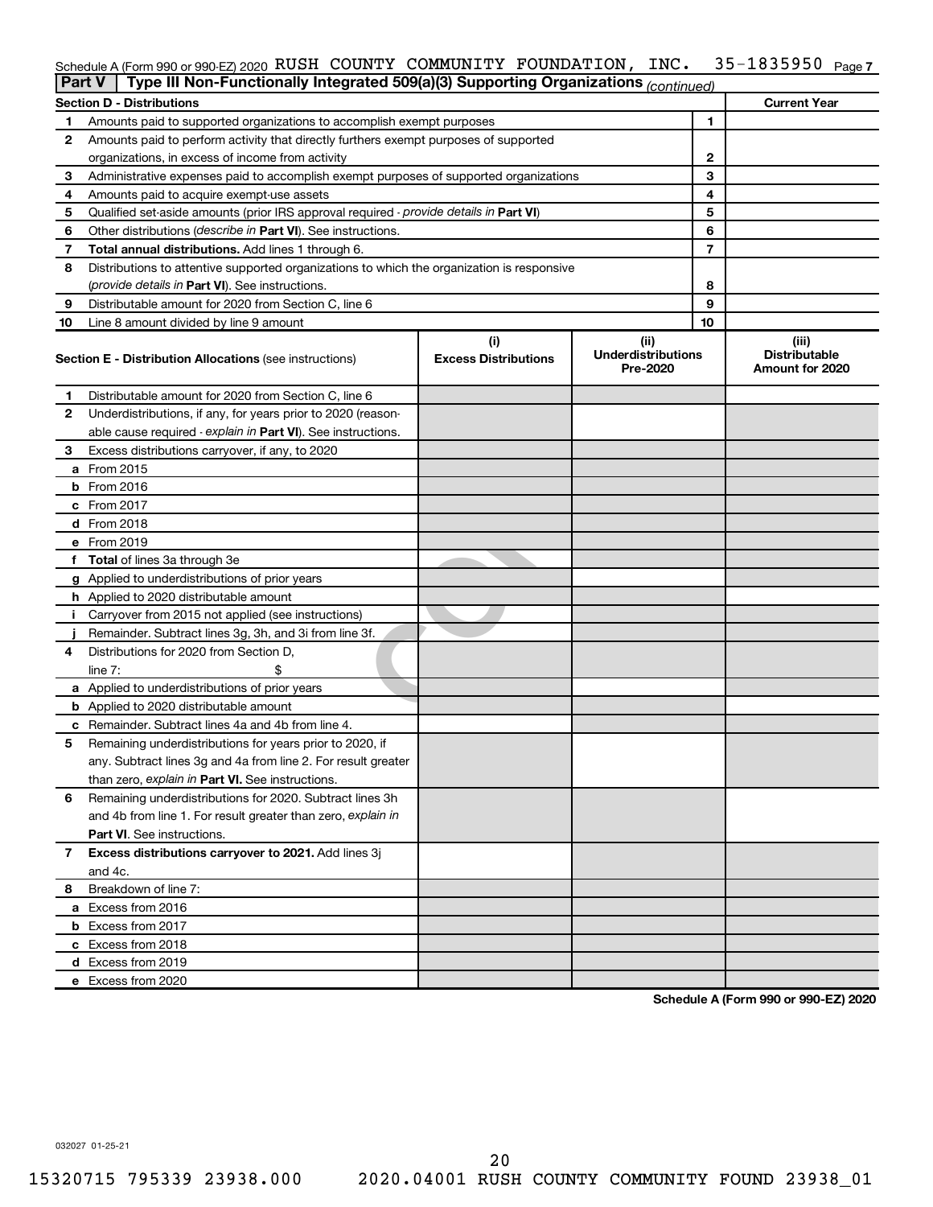Schedule A (Form 990 or 990-EZ) 2020 RUSH COUNTY COMMUNITY FOUNDATION, INC. 35-1835950 Page 7

## Part V | Type III Non-Functionally Integrated 509(a)(3) Supporting Organizations *(continued)*

| Section D - Distributions | | | Current Year |
|---|---|---|---|
| 1 | Amounts paid to supported organizations to accomplish exempt purposes | 1 | |
| 2 | Amounts paid to perform activity that directly furthers exempt purposes of supported organizations, in excess of income from activity | 2 | |
| 3 | Administrative expenses paid to accomplish exempt purposes of supported organizations | 3 | |
| 4 | Amounts paid to acquire exempt-use assets | 4 | |
| 5 | Qualified set-aside amounts (prior IRS approval required - *provide details in* **Part VI**) | 5 | |
| 6 | Other distributions (*describe in* **Part VI**). See instructions. | 6 | |
| 7 | **Total annual distributions.** Add lines 1 through 6. | 7 | |
| 8 | Distributions to attentive supported organizations to which the organization is responsive (*provide details in* **Part VI**). See instructions. | 8 | |
| 9 | Distributable amount for 2020 from Section C, line 6 | 9 | |
| 10 | Line 8 amount divided by line 9 amount | 10 | |

| | Section E - Distribution Allocations (see instructions) | (i) Excess Distributions | (ii) Underdistributions Pre-2020 | (iii) Distributable Amount for 2020 |
|---|---|---|---|---|
| 1 | Distributable amount for 2020 from Section C, line 6 | | | |
| 2 | Underdistributions, if any, for years prior to 2020 (reasonable cause required - *explain in* **Part VI**). See instructions. | | | |
| 3 | Excess distributions carryover, if any, to 2020 | | | |
| a | From 2015 | | | |
| b | From 2016 | | | |
| c | From 2017 | | | |
| d | From 2018 | | | |
| e | From 2019 | | | |
| f | **Total** of lines 3a through 3e | | | |
| g | Applied to underdistributions of prior years | | | |
| h | Applied to 2020 distributable amount | | | |
| i | Carryover from 2015 not applied (see instructions) | | | |
| j | Remainder. Subtract lines 3g, 3h, and 3i from line 3f. | | | |
| 4 | Distributions for 2020 from Section D, line 7: $ | | | |
| a | Applied to underdistributions of prior years | | | |
| b | Applied to 2020 distributable amount | | | |
| c | Remainder. Subtract lines 4a and 4b from line 4. | | | |
| 5 | Remaining underdistributions for years prior to 2020, if any. Subtract lines 3g and 4a from line 2. For result greater than zero, *explain in* **Part VI.** See instructions. | | | |
| 6 | Remaining underdistributions for 2020. Subtract lines 3h and 4b from line 1. For result greater than zero, *explain in* **Part VI**. See instructions. | | | |
| 7 | **Excess distributions carryover to 2021.** Add lines 3j and 4c. | | | |
| 8 | Breakdown of line 7: | | | |
| a | Excess from 2016 | | | |
| b | Excess from 2017 | | | |
| c | Excess from 2018 | | | |
| d | Excess from 2019 | | | |
| e | Excess from 2020 | | | |

**Schedule A (Form 990 or 990-EZ) 2020**

032027 01-25-21

15320715 795339 23938.000 2020.04001 RUSH COUNTY COMMUNITY FOUND 23938_01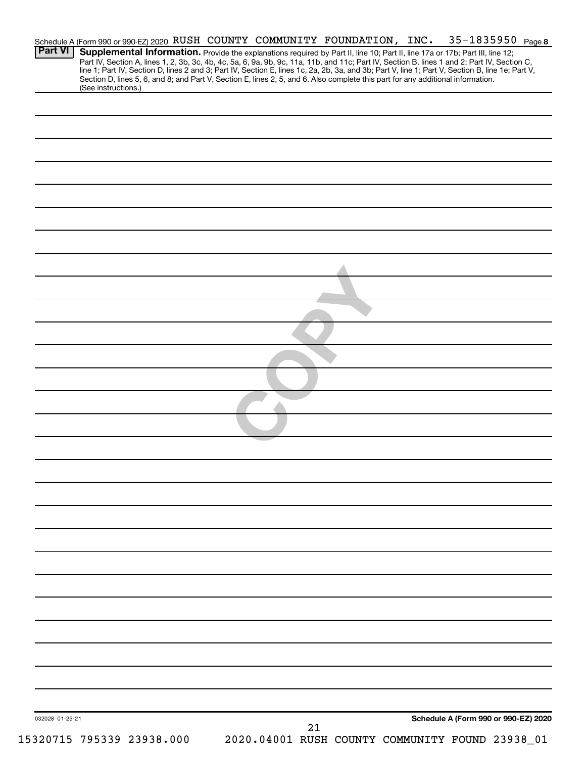Schedule A (Form 990 or 990-EZ) 2020 RUSH COUNTY COMMUNITY FOUNDATION, INC. 35-1835950 Page 8

## Part VI Supplemental Information.

Provide the explanations required by Part II, line 10; Part II, line 17a or 17b; Part III, line 12; Part IV, Section A, lines 1, 2, 3b, 3c, 4b, 4c, 5a, 6, 9a, 9b, 9c, 11a, 11b, and 11c; Part IV, Section B, lines 1 and 2; Part IV, Section C, line 1; Part IV, Section D, lines 2 and 3; Part IV, Section E, lines 1c, 2a, 2b, 3a, and 3b; Part V, line 1; Part V, Section B, line 1e; Part V, Section D, lines 5, 6, and 8; and Part V, Section E, lines 2, 5, and 6. Also complete this part for any additional information. (See instructions.)

COPY

032028 01-25-21

Schedule A (Form 990 or 990-EZ) 2020

15320715 795339 23938.000 2020.04001 RUSH COUNTY COMMUNITY FOUND 23938_01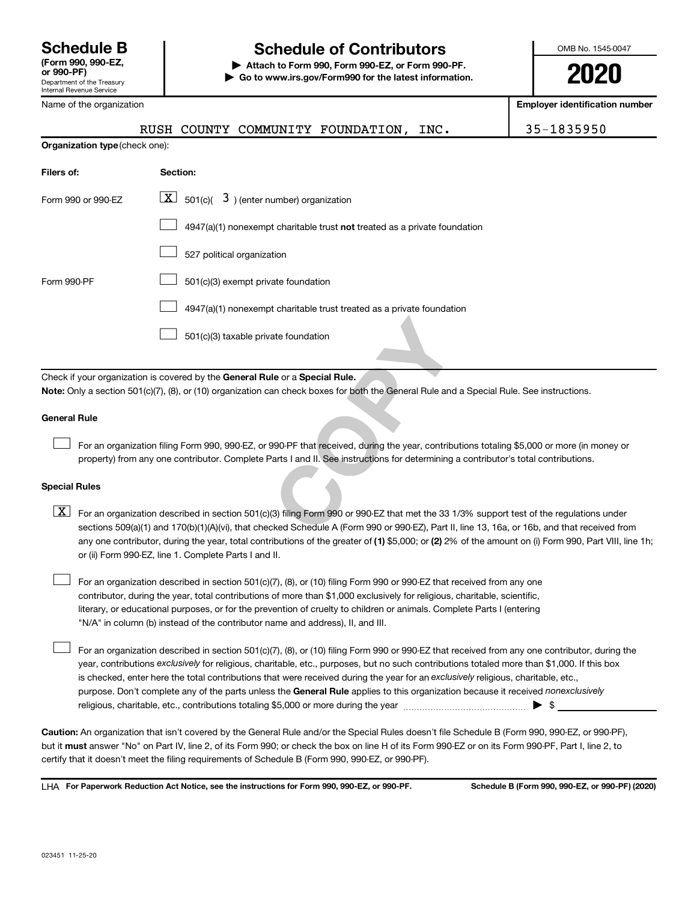# Schedule B

**(Form 990, 990-EZ, or 990-PF)**

Department of the Treasury
Internal Revenue Service

## Schedule of Contributors

**▶ Attach to Form 990, Form 990-EZ, or Form 990-PF.**
**▶ Go to www.irs.gov/Form990 for the latest information.**

OMB No. 1545-0047

**2020**

| Name of the organization | Employer identification number |
|---|---|
| RUSH COUNTY COMMUNITY FOUNDATION, INC. | 35-1835950 |

**Organization type** (check one):

| Filers of: | Section: |
|---|---|
| Form 990 or 990-EZ | [X] 501(c)( 3 ) (enter number) organization |
| | [ ] 4947(a)(1) nonexempt charitable trust **not** treated as a private foundation |
| | [ ] 527 political organization |
| Form 990-PF | [ ] 501(c)(3) exempt private foundation |
| | [ ] 4947(a)(1) nonexempt charitable trust treated as a private foundation |
| | [ ] 501(c)(3) taxable private foundation |

Check if your organization is covered by the **General Rule** or a **Special Rule.**

**Note:** Only a section 501(c)(7), (8), or (10) organization can check boxes for both the General Rule and a Special Rule. See instructions.

**General Rule**

[ ] For an organization filing Form 990, 990-EZ, or 990-PF that received, during the year, contributions totaling $5,000 or more (in money or property) from any one contributor. Complete Parts I and II. See instructions for determining a contributor's total contributions.

**Special Rules**

[X] For an organization described in section 501(c)(3) filing Form 990 or 990-EZ that met the 33 1/3% support test of the regulations under sections 509(a)(1) and 170(b)(1)(A)(vi), that checked Schedule A (Form 990 or 990-EZ), Part II, line 13, 16a, or 16b, and that received from any one contributor, during the year, total contributions of the greater of **(1)** $5,000; or **(2)** 2% of the amount on (i) Form 990, Part VIII, line 1h; or (ii) Form 990-EZ, line 1. Complete Parts I and II.

[ ] For an organization described in section 501(c)(7), (8), or (10) filing Form 990 or 990-EZ that received from any one contributor, during the year, total contributions of more than $1,000 exclusively for religious, charitable, scientific, literary, or educational purposes, or for the prevention of cruelty to children or animals. Complete Parts I (entering "N/A" in column (b) instead of the contributor name and address), II, and III.

[ ] For an organization described in section 501(c)(7), (8), or (10) filing Form 990 or 990-EZ that received from any one contributor, during the year, contributions *exclusively* for religious, charitable, etc., purposes, but no such contributions totaled more than $1,000. If this box is checked, enter here the total contributions that were received during the year for an *exclusively* religious, charitable, etc., purpose. Don't complete any of the parts unless the **General Rule** applies to this organization because it received *nonexclusively* religious, charitable, etc., contributions totaling $5,000 or more during the year ▶ $ \_\_\_\_\_\_\_\_

**Caution:** An organization that isn't covered by the General Rule and/or the Special Rules doesn't file Schedule B (Form 990, 990-EZ, or 990-PF), but it **must** answer "No" on Part IV, line 2, of its Form 990; or check the box on line H of its Form 990-EZ or on its Form 990-PF, Part I, line 2, to certify that it doesn't meet the filing requirements of Schedule B (Form 990, 990-EZ, or 990-PF).

LHA **For Paperwork Reduction Act Notice, see the instructions for Form 990, 990-EZ, or 990-PF.** **Schedule B (Form 990, 990-EZ, or 990-PF) (2020)**

023451 11-25-20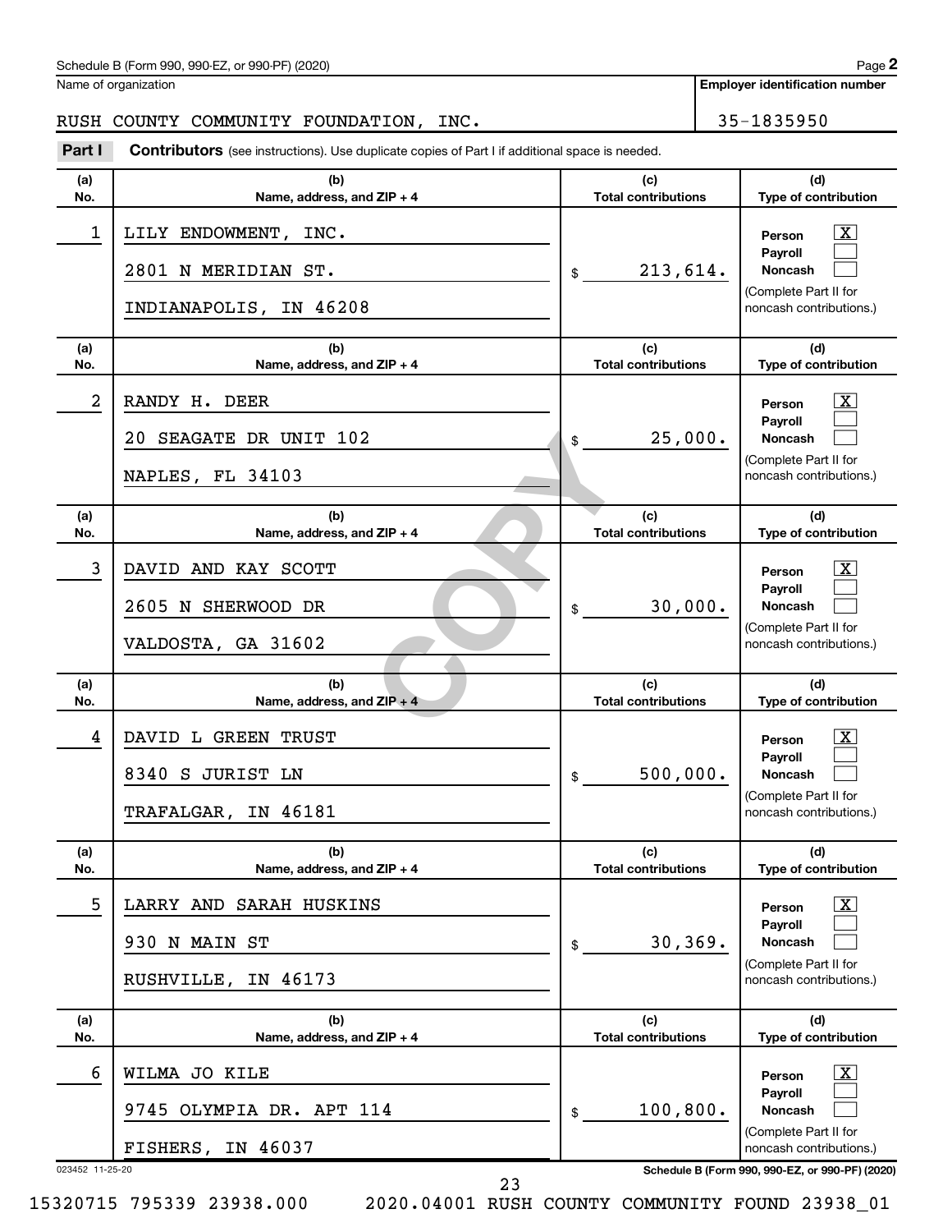Schedule B (Form 990, 990-EZ, or 990-PF) (2020)

Name of organization: RUSH COUNTY COMMUNITY FOUNDATION, INC.

Employer identification number: 35-1835950

**Part I** **Contributors** (see instructions). Use duplicate copies of Part I if additional space is needed.

| (a) No. | (b) Name, address, and ZIP + 4 | (c) Total contributions | (d) Type of contribution |
|---|---|---|---|
| 1 | LILY ENDOWMENT, INC.<br>2801 N MERIDIAN ST.<br>INDIANAPOLIS, IN 46208 | $ 213,614. | Person [X]<br>Payroll [ ]<br>Noncash [ ]<br>(Complete Part II for noncash contributions.) |
| 2 | RANDY H. DEER<br>20 SEAGATE DR UNIT 102<br>NAPLES, FL 34103 | $ 25,000. | Person [X]<br>Payroll [ ]<br>Noncash [ ]<br>(Complete Part II for noncash contributions.) |
| 3 | DAVID AND KAY SCOTT<br>2605 N SHERWOOD DR<br>VALDOSTA, GA 31602 | $ 30,000. | Person [X]<br>Payroll [ ]<br>Noncash [ ]<br>(Complete Part II for noncash contributions.) |
| 4 | DAVID L GREEN TRUST<br>8340 S JURIST LN<br>TRAFALGAR, IN 46181 | $ 500,000. | Person [X]<br>Payroll [ ]<br>Noncash [ ]<br>(Complete Part II for noncash contributions.) |
| 5 | LARRY AND SARAH HUSKINS<br>930 N MAIN ST<br>RUSHVILLE, IN 46173 | $ 30,369. | Person [X]<br>Payroll [ ]<br>Noncash [ ]<br>(Complete Part II for noncash contributions.) |
| 6 | WILMA JO KILE<br>9745 OLYMPIA DR. APT 114<br>FISHERS, IN 46037 | $ 100,800. | Person [X]<br>Payroll [ ]<br>Noncash [ ]<br>(Complete Part II for noncash contributions.) |

023452 11-25-20

Schedule B (Form 990, 990-EZ, or 990-PF) (2020)

15320715 795339 23938.000 2020.04001 RUSH COUNTY COMMUNITY FOUND 23938_01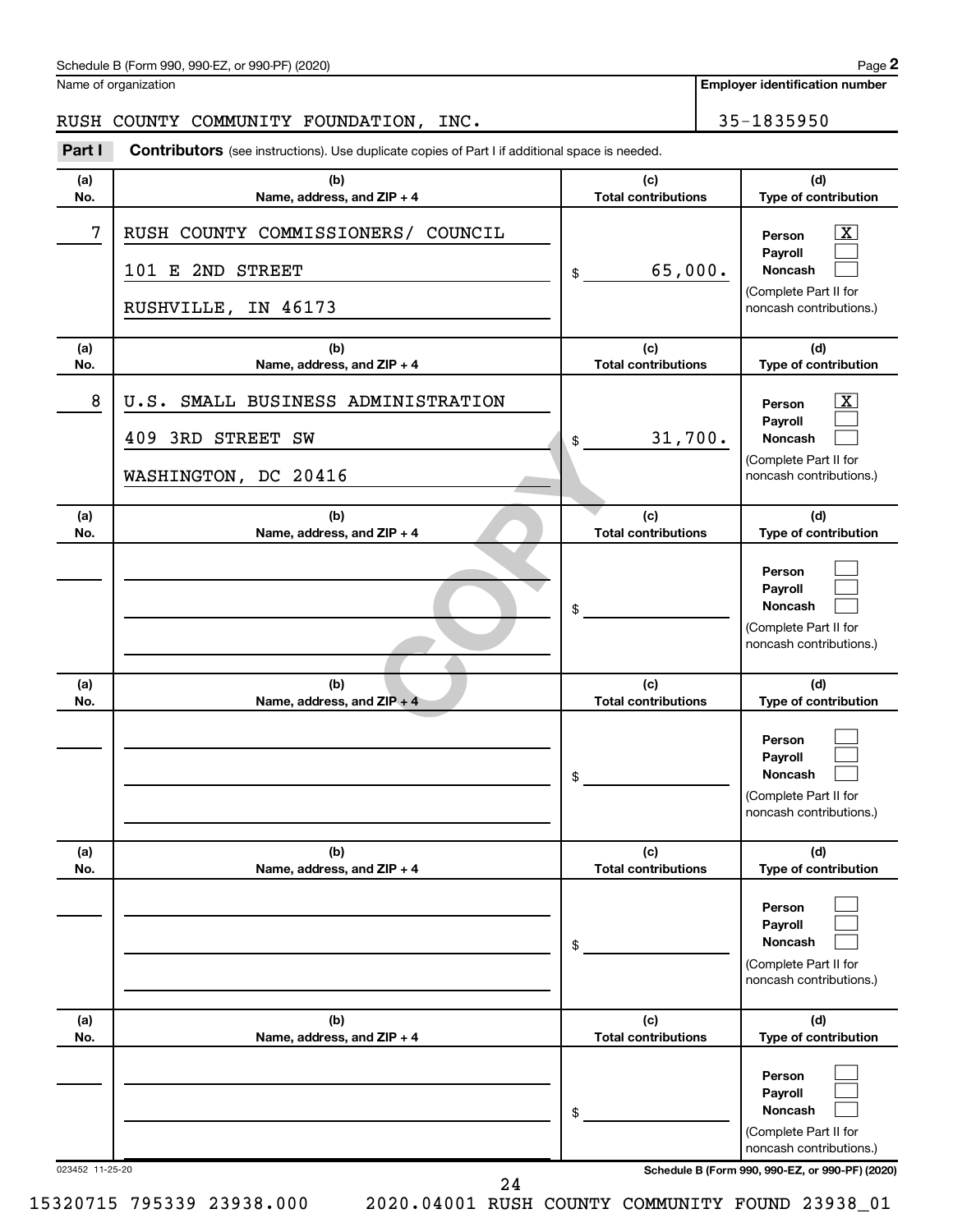Schedule B (Form 990, 990-EZ, or 990-PF) (2020)

Name of organization: RUSH COUNTY COMMUNITY FOUNDATION, INC.

Employer identification number: 35-1835950

**Part I** **Contributors** (see instructions). Use duplicate copies of Part I if additional space is needed.

| (a) No. | (b) Name, address, and ZIP + 4 | (c) Total contributions | (d) Type of contribution |
|---|---|---|---|
| 7 | RUSH COUNTY COMMISSIONERS/ COUNCIL<br>101 E 2ND STREET<br>RUSHVILLE, IN 46173 | $ 65,000. | Person [X]<br>Payroll [ ]<br>Noncash [ ]<br>(Complete Part II for noncash contributions.) |
| 8 | U.S. SMALL BUSINESS ADMINISTRATION<br>409 3RD STREET SW<br>WASHINGTON, DC 20416 | $ 31,700. | Person [X]<br>Payroll [ ]<br>Noncash [ ]<br>(Complete Part II for noncash contributions.) |
| | | $ | Person [ ]<br>Payroll [ ]<br>Noncash [ ]<br>(Complete Part II for noncash contributions.) |
| | | $ | Person [ ]<br>Payroll [ ]<br>Noncash [ ]<br>(Complete Part II for noncash contributions.) |
| | | $ | Person [ ]<br>Payroll [ ]<br>Noncash [ ]<br>(Complete Part II for noncash contributions.) |
| | | $ | Person [ ]<br>Payroll [ ]<br>Noncash [ ]<br>(Complete Part II for noncash contributions.) |

023452 11-25-20

Schedule B (Form 990, 990-EZ, or 990-PF) (2020)

15320715 795339 23938.000 2020.04001 RUSH COUNTY COMMUNITY FOUND 23938_01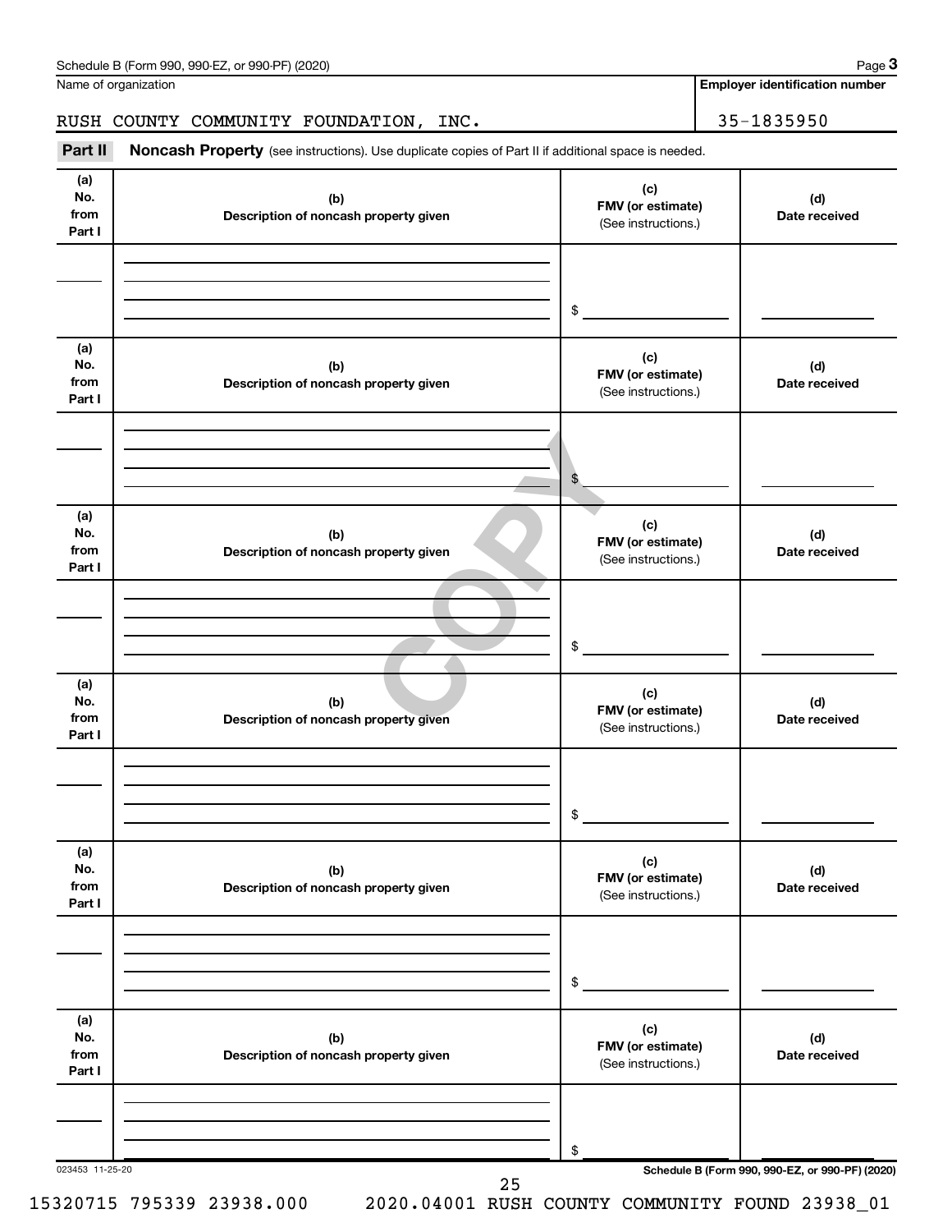Name of organization

RUSH COUNTY COMMUNITY FOUNDATION, INC.

**Employer identification number**

35-1835950

**Part II** **Noncash Property** (see instructions). Use duplicate copies of Part II if additional space is needed.

| (a) No. from Part I | (b) Description of noncash property given | (c) FMV (or estimate) (See instructions.) | (d) Date received |
|---|---|---|---|
| | | $ | |

| (a) No. from Part I | (b) Description of noncash property given | (c) FMV (or estimate) (See instructions.) | (d) Date received |
|---|---|---|---|
| | | $ | |

| (a) No. from Part I | (b) Description of noncash property given | (c) FMV (or estimate) (See instructions.) | (d) Date received |
|---|---|---|---|
| | | $ | |

| (a) No. from Part I | (b) Description of noncash property given | (c) FMV (or estimate) (See instructions.) | (d) Date received |
|---|---|---|---|
| | | $ | |

| (a) No. from Part I | (b) Description of noncash property given | (c) FMV (or estimate) (See instructions.) | (d) Date received |
|---|---|---|---|
| | | $ | |

| (a) No. from Part I | (b) Description of noncash property given | (c) FMV (or estimate) (See instructions.) | (d) Date received |
|---|---|---|---|
| | | $ | |

COPY

023453 11-25-20

**Schedule B (Form 990, 990-EZ, or 990-PF) (2020)**

15320715 795339 23938.000 2020.04001 RUSH COUNTY COMMUNITY FOUND 23938_01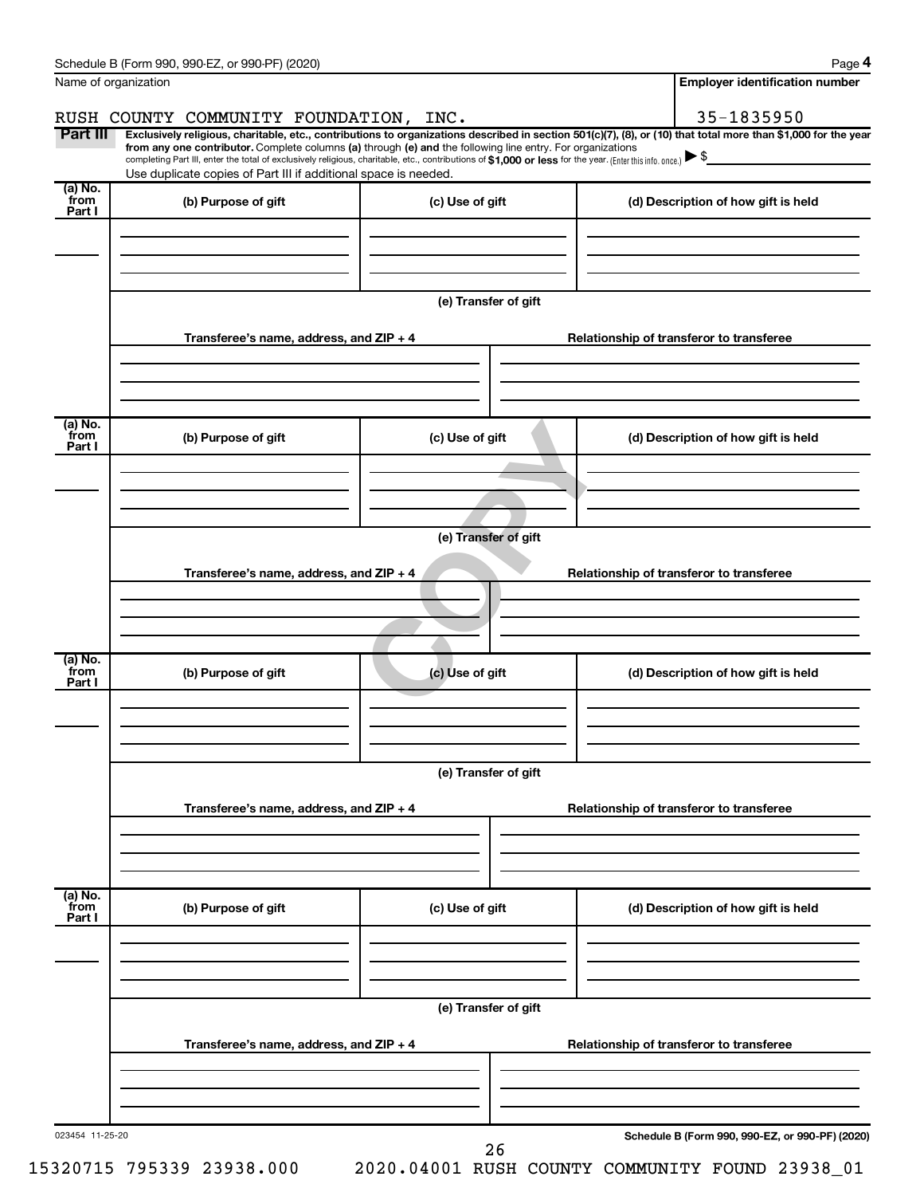Schedule B (Form 990, 990-EZ, or 990-PF) (2020)

Name of organization: RUSH COUNTY COMMUNITY FOUNDATION, INC.

Employer identification number: 35-1835950

**Part III** **Exclusively religious, charitable, etc., contributions to organizations described in section 501(c)(7), (8), or (10) that total more than $1,000 for the year from any one contributor.** Complete columns **(a)** through **(e)** and the following line entry. For organizations completing Part III, enter the total of exclusively religious, charitable, etc., contributions of **$1,000 or less** for the year. (Enter this info. once.) ▶ $

Use duplicate copies of Part III if additional space is needed.

| (a) No. from Part I | (b) Purpose of gift | (c) Use of gift | (d) Description of how gift is held |
| --- | --- | --- | --- |
| | | | |

(e) Transfer of gift

| Transferee's name, address, and ZIP + 4 | Relationship of transferor to transferee |
| --- | --- |
| | |

| (a) No. from Part I | (b) Purpose of gift | (c) Use of gift | (d) Description of how gift is held |
| --- | --- | --- | --- |
| | | | |

(e) Transfer of gift

| Transferee's name, address, and ZIP + 4 | Relationship of transferor to transferee |
| --- | --- |
| | |

| (a) No. from Part I | (b) Purpose of gift | (c) Use of gift | (d) Description of how gift is held |
| --- | --- | --- | --- |
| | | | |

(e) Transfer of gift

| Transferee's name, address, and ZIP + 4 | Relationship of transferor to transferee |
| --- | --- |
| | |

| (a) No. from Part I | (b) Purpose of gift | (c) Use of gift | (d) Description of how gift is held |
| --- | --- | --- | --- |
| | | | |

(e) Transfer of gift

| Transferee's name, address, and ZIP + 4 | Relationship of transferor to transferee |
| --- | --- |
| | |

023454 11-25-20

Schedule B (Form 990, 990-EZ, or 990-PF) (2020)

15320715 795339 23938.000 2020.04001 RUSH COUNTY COMMUNITY FOUND 23938_01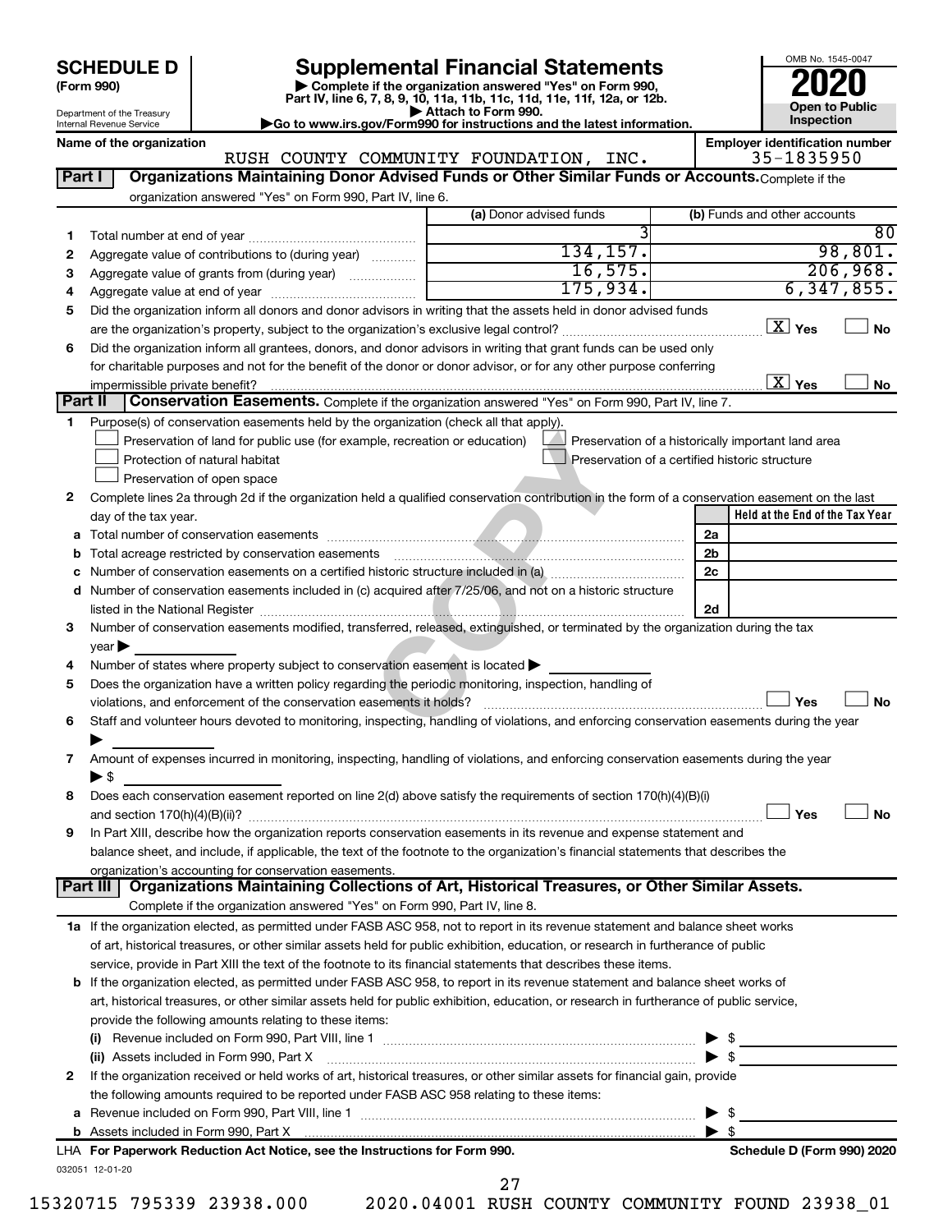**SCHEDULE D**
**(Form 990)**

Department of the Treasury
Internal Revenue Service

# Supplemental Financial Statements

▶ Complete if the organization answered "Yes" on Form 990, Part IV, line 6, 7, 8, 9, 10, 11a, 11b, 11c, 11d, 11e, 11f, 12a, or 12b.
▶ Attach to Form 990.
▶Go to www.irs.gov/Form990 for instructions and the latest information.

OMB No. 1545-0047
**2020**
**Open to Public Inspection**

**Name of the organization:** RUSH COUNTY COMMUNITY FOUNDATION, INC.
**Employer identification number:** 35-1835950

## Part I | Organizations Maintaining Donor Advised Funds or Other Similar Funds or Accounts.

Complete if the organization answered "Yes" on Form 990, Part IV, line 6.

| | | (a) Donor advised funds | (b) Funds and other accounts |
|---|---|---|---|
| 1 | Total number at end of year | 3 | 80 |
| 2 | Aggregate value of contributions to (during year) | 134,157. | 98,801. |
| 3 | Aggregate value of grants from (during year) | 16,575. | 206,968. |
| 4 | Aggregate value at end of year | 175,934. | 6,347,855. |

5 Did the organization inform all donors and donor advisors in writing that the assets held in donor advised funds are the organization's property, subject to the organization's exclusive legal control? **[X] Yes** [ ] No

6 Did the organization inform all grantees, donors, and donor advisors in writing that grant funds can be used only for charitable purposes and not for the benefit of the donor or donor advisor, or for any other purpose conferring impermissible private benefit? **[X] Yes** [ ] No

## Part II | Conservation Easements.

Complete if the organization answered "Yes" on Form 990, Part IV, line 7.

1 Purpose(s) of conservation easements held by the organization (check all that apply).
- [ ] Preservation of land for public use (for example, recreation or education)
- [ ] Protection of natural habitat
- [ ] Preservation of open space
- [ ] Preservation of a historically important land area
- [ ] Preservation of a certified historic structure

2 Complete lines 2a through 2d if the organization held a qualified conservation contribution in the form of a conservation easement on the last day of the tax year.

| | | | Held at the End of the Tax Year |
|---|---|---|---|
| a | Total number of conservation easements | 2a | |
| b | Total acreage restricted by conservation easements | 2b | |
| c | Number of conservation easements on a certified historic structure included in (a) | 2c | |
| d | Number of conservation easements included in (c) acquired after 7/25/06, and not on a historic structure listed in the National Register | 2d | |

3 Number of conservation easements modified, transferred, released, extinguished, or terminated by the organization during the tax year ▶

4 Number of states where property subject to conservation easement is located ▶

5 Does the organization have a written policy regarding the periodic monitoring, inspection, handling of violations, and enforcement of the conservation easements it holds? [ ] Yes [ ] No

6 Staff and volunteer hours devoted to monitoring, inspecting, handling of violations, and enforcing conservation easements during the year ▶

7 Amount of expenses incurred in monitoring, inspecting, handling of violations, and enforcing conservation easements during the year ▶ $

8 Does each conservation easement reported on line 2(d) above satisfy the requirements of section 170(h)(4)(B)(i) and section 170(h)(4)(B)(ii)? [ ] Yes [ ] No

9 In Part XIII, describe how the organization reports conservation easements in its revenue and expense statement and balance sheet, and include, if applicable, the text of the footnote to the organization's financial statements that describes the organization's accounting for conservation easements.

## Part III | Organizations Maintaining Collections of Art, Historical Treasures, or Other Similar Assets.

Complete if the organization answered "Yes" on Form 990, Part IV, line 8.

1a If the organization elected, as permitted under FASB ASC 958, not to report in its revenue statement and balance sheet works of art, historical treasures, or other similar assets held for public exhibition, education, or research in furtherance of public service, provide in Part XIII the text of the footnote to its financial statements that describes these items.

b If the organization elected, as permitted under FASB ASC 958, to report in its revenue statement and balance sheet works of art, historical treasures, or other similar assets held for public exhibition, education, or research in furtherance of public service, provide the following amounts relating to these items:

(i) Revenue included on Form 990, Part VIII, line 1 ▶ $

(ii) Assets included in Form 990, Part X ▶ $

2 If the organization received or held works of art, historical treasures, or other similar assets for financial gain, provide the following amounts required to be reported under FASB ASC 958 relating to these items:

a Revenue included on Form 990, Part VIII, line 1 ▶ $

b Assets included in Form 990, Part X ▶ $

LHA **For Paperwork Reduction Act Notice, see the Instructions for Form 990.** **Schedule D (Form 990) 2020**

032051 12-01-20

15320715 795339 23938.000 2020.04001 RUSH COUNTY COMMUNITY FOUND 23938_01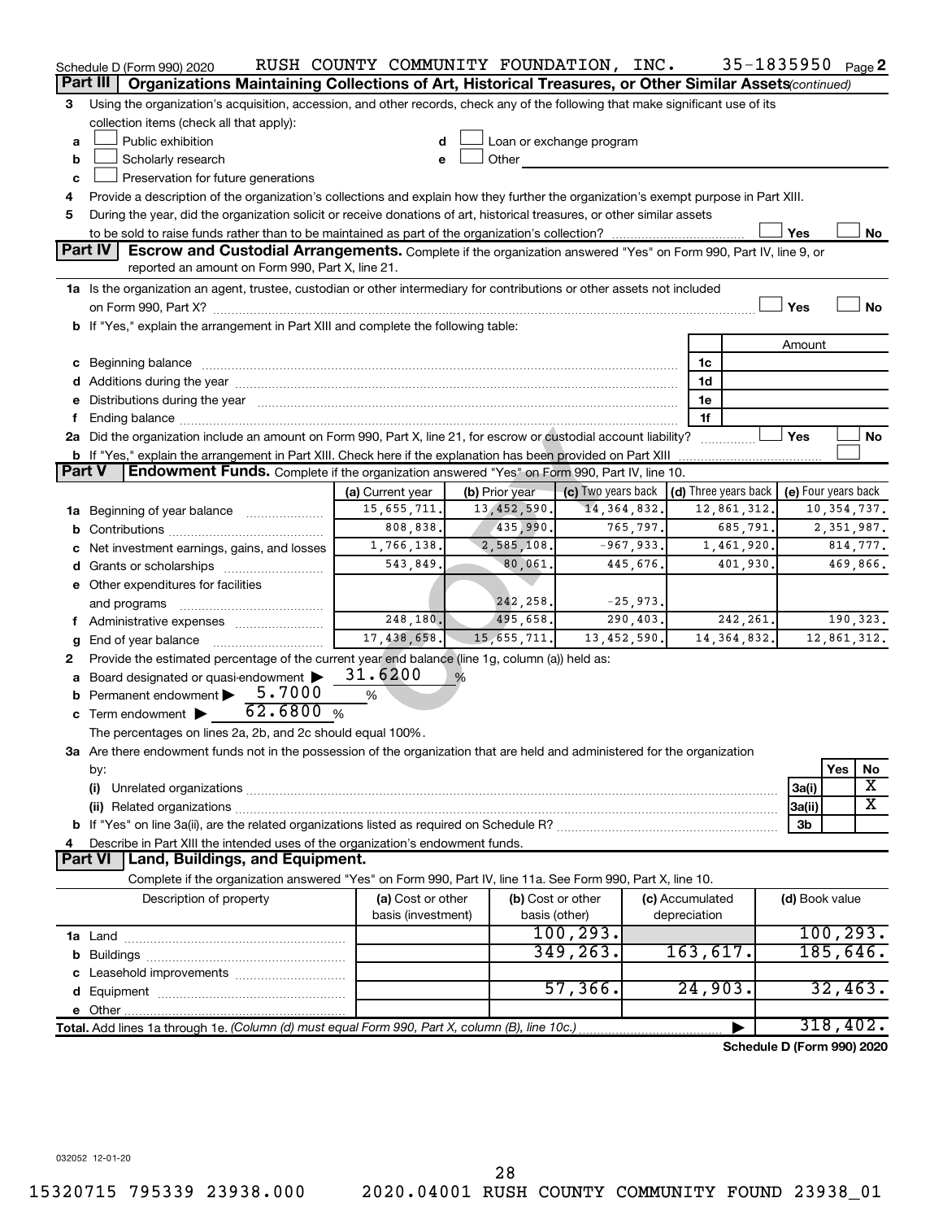Schedule D (Form 990) 2020 RUSH COUNTY COMMUNITY FOUNDATION, INC. 35-1835950 Page 2

## Part III Organizations Maintaining Collections of Art, Historical Treasures, or Other Similar Assets *(continued)*

3 Using the organization's acquisition, accession, and other records, check any of the following that make significant use of its collection items (check all that apply):

- a ☐ Public exhibition
- b ☐ Scholarly research
- c ☐ Preservation for future generations
- d ☐ Loan or exchange program
- e ☐ Other

4 Provide a description of the organization's collections and explain how they further the organization's exempt purpose in Part XIII.

5 During the year, did the organization solicit or receive donations of art, historical treasures, or other similar assets to be sold to raise funds rather than to be maintained as part of the organization's collection? ☐ Yes ☐ No

## Part IV Escrow and Custodial Arrangements.

Complete if the organization answered "Yes" on Form 990, Part IV, line 9, or reported an amount on Form 990, Part X, line 21.

1a Is the organization an agent, trustee, custodian or other intermediary for contributions or other assets not included on Form 990, Part X? ☐ Yes ☐ No

b If "Yes," explain the arrangement in Part XIII and complete the following table:

| | | Amount |
|---|---|---|
| c Beginning balance | 1c | |
| d Additions during the year | 1d | |
| e Distributions during the year | 1e | |
| f Ending balance | 1f | |

2a Did the organization include an amount on Form 990, Part X, line 21, for escrow or custodial account liability? ☐ Yes ☐ No

b If "Yes," explain the arrangement in Part XIII. Check here if the explanation has been provided on Part XIII ☐

## Part V Endowment Funds.

Complete if the organization answered "Yes" on Form 990, Part IV, line 10.

| | (a) Current year | (b) Prior year | (c) Two years back | (d) Three years back | (e) Four years back |
|---|---|---|---|---|---|
| 1a Beginning of year balance | 15,655,711. | 13,452,590. | 14,364,832. | 12,861,312. | 10,354,737. |
| b Contributions | 808,838. | 435,990. | 765,797. | 685,791. | 2,351,987. |
| c Net investment earnings, gains, and losses | 1,766,138. | 2,585,108. | -967,933. | 1,461,920. | 814,777. |
| d Grants or scholarships | 543,849. | 80,061. | 445,676. | 401,930. | 469,866. |
| e Other expenditures for facilities and programs | | 242,258. | -25,973. | | |
| f Administrative expenses | 248,180. | 495,658. | 290,403. | 242,261. | 190,323. |
| g End of year balance | 17,438,658. | 15,655,711. | 13,452,590. | 14,364,832. | 12,861,312. |

2 Provide the estimated percentage of the current year end balance (line 1g, column (a)) held as:

- a Board designated or quasi-endowment ▶ 31.6200 %
- b Permanent endowment ▶ 5.7000 %
- c Term endowment ▶ 62.6800 %

The percentages on lines 2a, 2b, and 2c should equal 100%.

3a Are there endowment funds not in the possession of the organization that are held and administered for the organization by:

| | | Yes | No |
|---|---|---|---|
| (i) Unrelated organizations | 3a(i) | | X |
| (ii) Related organizations | 3a(ii) | | X |
| b If "Yes" on line 3a(ii), are the related organizations listed as required on Schedule R? | 3b | | |

4 Describe in Part XIII the intended uses of the organization's endowment funds.

## Part VI Land, Buildings, and Equipment.

Complete if the organization answered "Yes" on Form 990, Part IV, line 11a. See Form 990, Part X, line 10.

| Description of property | (a) Cost or other basis (investment) | (b) Cost or other basis (other) | (c) Accumulated depreciation | (d) Book value |
|---|---|---|---|---|
| 1a Land | | 100,293. | | 100,293. |
| b Buildings | | 349,263. | 163,617. | 185,646. |
| c Leasehold improvements | | | | |
| d Equipment | | 57,366. | 24,903. | 32,463. |
| e Other | | | | |
| **Total.** Add lines 1a through 1e. *(Column (d) must equal Form 990, Part X, column (B), line 10c.)* | | | ▶ | 318,402. |

**Schedule D (Form 990) 2020**

032052 12-01-20

15320715 795339 23938.000 2020.04001 RUSH COUNTY COMMUNITY FOUND 23938_01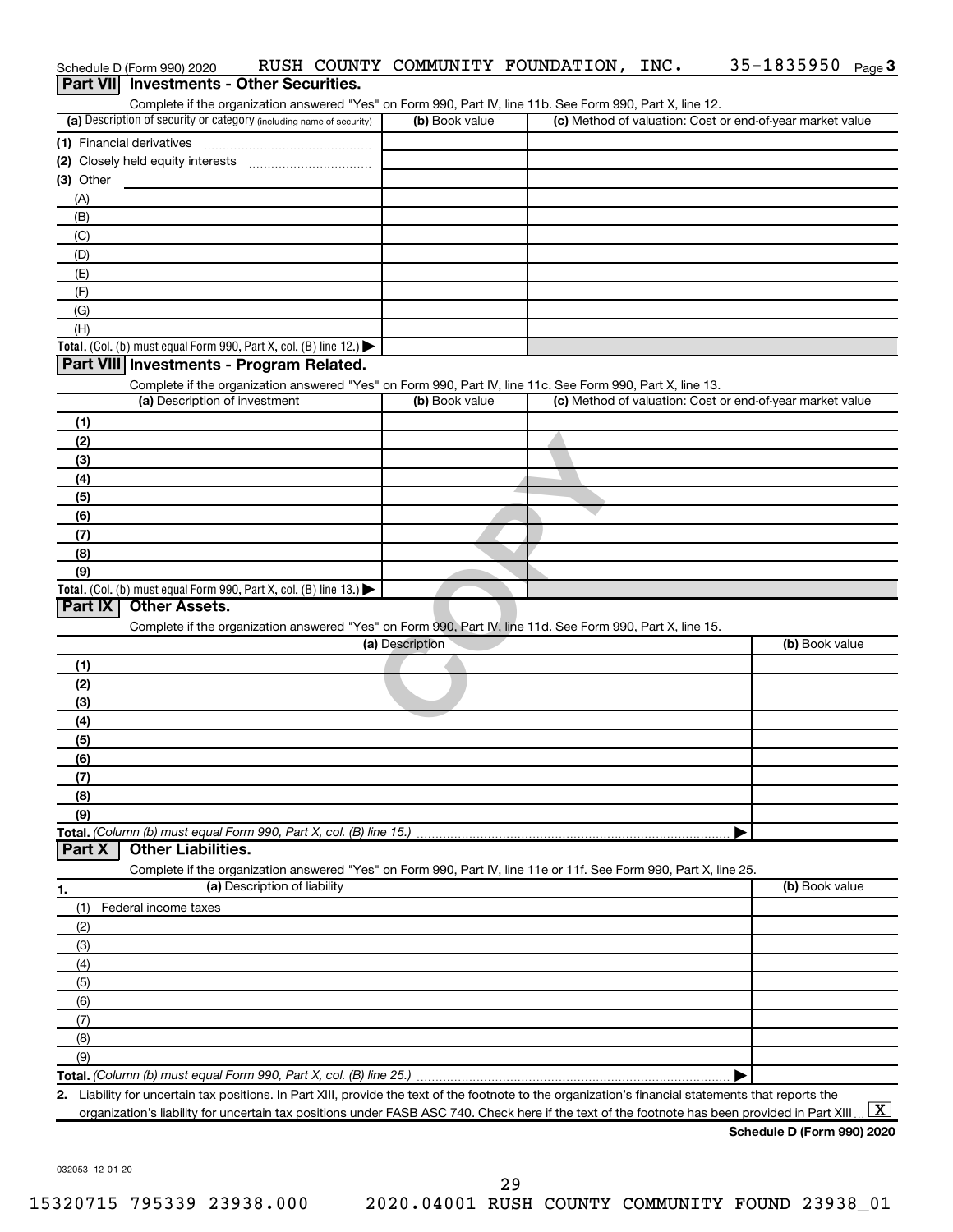Schedule D (Form 990) 2020 RUSH COUNTY COMMUNITY FOUNDATION, INC. 35-1835950 Page 3

## Part VII Investments - Other Securities.

Complete if the organization answered "Yes" on Form 990, Part IV, line 11b. See Form 990, Part X, line 12.

| (a) Description of security or category (including name of security) | (b) Book value | (c) Method of valuation: Cost or end-of-year market value |
|---|---|---|
| (1) Financial derivatives | | |
| (2) Closely held equity interests | | |
| (3) Other | | |
| (A) | | |
| (B) | | |
| (C) | | |
| (D) | | |
| (E) | | |
| (F) | | |
| (G) | | |
| (H) | | |
| **Total.** (Col. (b) must equal Form 990, Part X, col. (B) line 12.) ▶ | | |

## Part VIII Investments - Program Related.

Complete if the organization answered "Yes" on Form 990, Part IV, line 11c. See Form 990, Part X, line 13.

| (a) Description of investment | (b) Book value | (c) Method of valuation: Cost or end-of-year market value |
|---|---|---|
| (1) | | |
| (2) | | |
| (3) | | |
| (4) | | |
| (5) | | |
| (6) | | |
| (7) | | |
| (8) | | |
| (9) | | |
| **Total.** (Col. (b) must equal Form 990, Part X, col. (B) line 13.) ▶ | | |

## Part IX Other Assets.

Complete if the organization answered "Yes" on Form 990, Part IV, line 11d. See Form 990, Part X, line 15.

| (a) Description | (b) Book value |
|---|---|
| (1) | |
| (2) | |
| (3) | |
| (4) | |
| (5) | |
| (6) | |
| (7) | |
| (8) | |
| (9) | |
| **Total.** *(Column (b) must equal Form 990, Part X, col. (B) line 15.)* ▶ | |

## Part X Other Liabilities.

Complete if the organization answered "Yes" on Form 990, Part IV, line 11e or 11f. See Form 990, Part X, line 25.

| 1. (a) Description of liability | (b) Book value |
|---|---|
| (1) Federal income taxes | |
| (2) | |
| (3) | |
| (4) | |
| (5) | |
| (6) | |
| (7) | |
| (8) | |
| (9) | |
| **Total.** *(Column (b) must equal Form 990, Part X, col. (B) line 25.)* ▶ | |

**2.** Liability for uncertain tax positions. In Part XIII, provide the text of the footnote to the organization's financial statements that reports the organization's liability for uncertain tax positions under FASB ASC 740. Check here if the text of the footnote has been provided in Part XIII [X]

**Schedule D (Form 990) 2020**

032053 12-01-20

15320715 795339 23938.000 2020.04001 RUSH COUNTY COMMUNITY FOUND 23938_01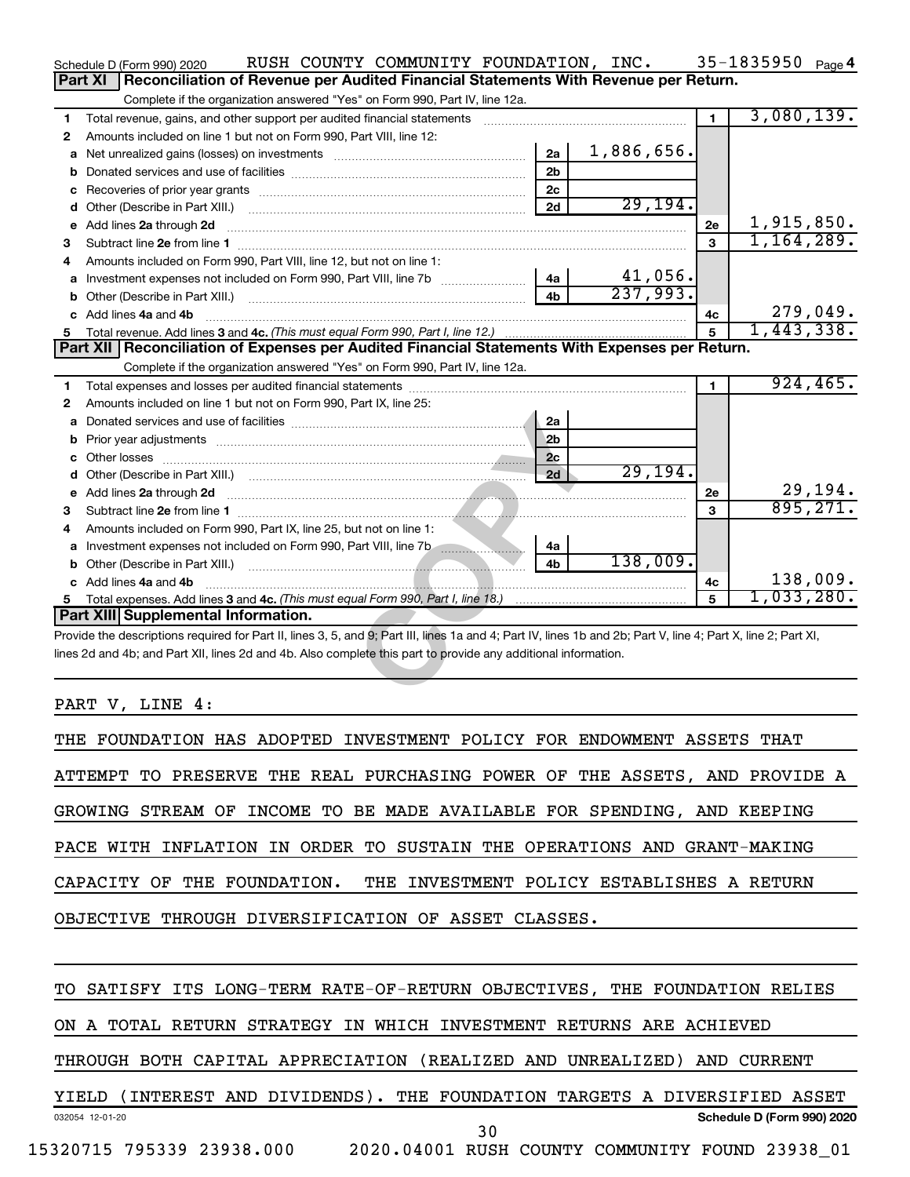Schedule D (Form 990) 2020 RUSH COUNTY COMMUNITY FOUNDATION, INC. 35-1835950 Page 4

## Part XI Reconciliation of Revenue per Audited Financial Statements With Revenue per Return.

Complete if the organization answered "Yes" on Form 990, Part IV, line 12a.

| | | | | | |
|---|---|---|---|---|---|
| 1 | Total revenue, gains, and other support per audited financial statements | | | 1 | 3,080,139. |
| 2 | Amounts included on line 1 but not on Form 990, Part VIII, line 12: | | | | |
| a | Net unrealized gains (losses) on investments | 2a | 1,886,656. | | |
| b | Donated services and use of facilities | 2b | | | |
| c | Recoveries of prior year grants | 2c | | | |
| d | Other (Describe in Part XIII.) | 2d | 29,194. | | |
| e | Add lines 2a through 2d | | | 2e | 1,915,850. |
| 3 | Subtract line 2e from line 1 | | | 3 | 1,164,289. |
| 4 | Amounts included on Form 990, Part VIII, line 12, but not on line 1: | | | | |
| a | Investment expenses not included on Form 990, Part VIII, line 7b | 4a | 41,056. | | |
| b | Other (Describe in Part XIII.) | 4b | 237,993. | | |
| c | Add lines 4a and 4b | | | 4c | 279,049. |
| 5 | Total revenue. Add lines 3 and 4c. *(This must equal Form 990, Part I, line 12.)* | | | 5 | 1,443,338. |

## Part XII Reconciliation of Expenses per Audited Financial Statements With Expenses per Return.

Complete if the organization answered "Yes" on Form 990, Part IV, line 12a.

| | | | | | |
|---|---|---|---|---|---|
| 1 | Total expenses and losses per audited financial statements | | | 1 | 924,465. |
| 2 | Amounts included on line 1 but not on Form 990, Part IX, line 25: | | | | |
| a | Donated services and use of facilities | 2a | | | |
| b | Prior year adjustments | 2b | | | |
| c | Other losses | 2c | | | |
| d | Other (Describe in Part XIII.) | 2d | 29,194. | | |
| e | Add lines 2a through 2d | | | 2e | 29,194. |
| 3 | Subtract line 2e from line 1 | | | 3 | 895,271. |
| 4 | Amounts included on Form 990, Part IX, line 25, but not on line 1: | | | | |
| a | Investment expenses not included on Form 990, Part VIII, line 7b | 4a | | | |
| b | Other (Describe in Part XIII.) | 4b | 138,009. | | |
| c | Add lines 4a and 4b | | | 4c | 138,009. |
| 5 | Total expenses. Add lines 3 and 4c. *(This must equal Form 990, Part I, line 18.)* | | | 5 | 1,033,280. |

## Part XIII Supplemental Information.

Provide the descriptions required for Part II, lines 3, 5, and 9; Part III, lines 1a and 4; Part IV, lines 1b and 2b; Part V, line 4; Part X, line 2; Part XI, lines 2d and 4b; and Part XII, lines 2d and 4b. Also complete this part to provide any additional information.

PART V, LINE 4:

THE FOUNDATION HAS ADOPTED INVESTMENT POLICY FOR ENDOWMENT ASSETS THAT ATTEMPT TO PRESERVE THE REAL PURCHASING POWER OF THE ASSETS, AND PROVIDE A GROWING STREAM OF INCOME TO BE MADE AVAILABLE FOR SPENDING, AND KEEPING PACE WITH INFLATION IN ORDER TO SUSTAIN THE OPERATIONS AND GRANT-MAKING CAPACITY OF THE FOUNDATION. THE INVESTMENT POLICY ESTABLISHES A RETURN OBJECTIVE THROUGH DIVERSIFICATION OF ASSET CLASSES.

TO SATISFY ITS LONG-TERM RATE-OF-RETURN OBJECTIVES, THE FOUNDATION RELIES ON A TOTAL RETURN STRATEGY IN WHICH INVESTMENT RETURNS ARE ACHIEVED THROUGH BOTH CAPITAL APPRECIATION (REALIZED AND UNREALIZED) AND CURRENT YIELD (INTEREST AND DIVIDENDS). THE FOUNDATION TARGETS A DIVERSIFIED ASSET

032054 12-01-20 Schedule D (Form 990) 2020

15320715 795339 23938.000 2020.04001 RUSH COUNTY COMMUNITY FOUND 23938_01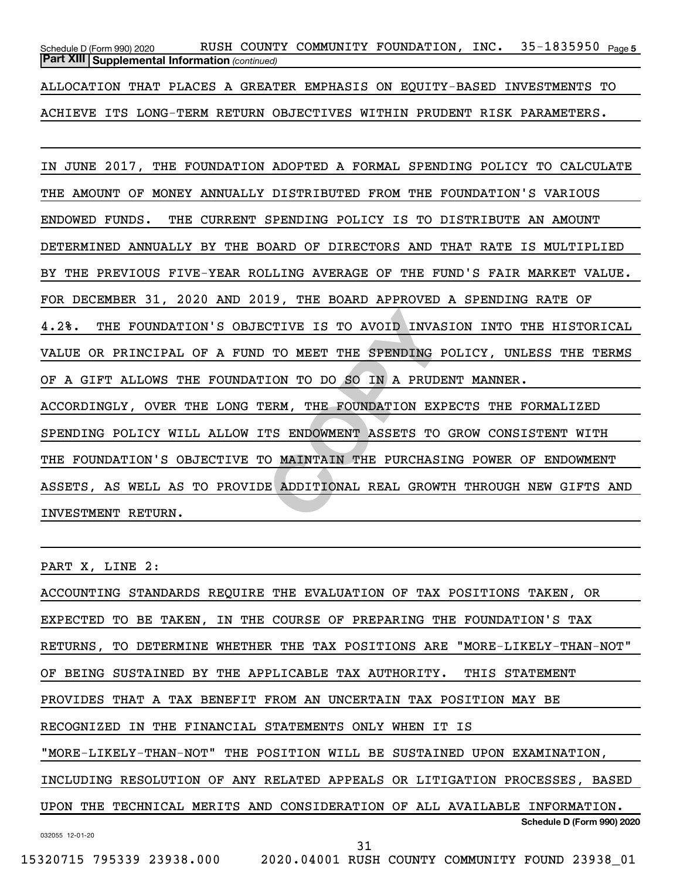**Part XIII Supplemental Information** *(continued)*

ALLOCATION THAT PLACES A GREATER EMPHASIS ON EQUITY-BASED INVESTMENTS TO ACHIEVE ITS LONG-TERM RETURN OBJECTIVES WITHIN PRUDENT RISK PARAMETERS.

IN JUNE 2017, THE FOUNDATION ADOPTED A FORMAL SPENDING POLICY TO CALCULATE THE AMOUNT OF MONEY ANNUALLY DISTRIBUTED FROM THE FOUNDATION'S VARIOUS ENDOWED FUNDS. THE CURRENT SPENDING POLICY IS TO DISTRIBUTE AN AMOUNT DETERMINED ANNUALLY BY THE BOARD OF DIRECTORS AND THAT RATE IS MULTIPLIED BY THE PREVIOUS FIVE-YEAR ROLLING AVERAGE OF THE FUND'S FAIR MARKET VALUE. FOR DECEMBER 31, 2020 AND 2019, THE BOARD APPROVED A SPENDING RATE OF 4.2%. THE FOUNDATION'S OBJECTIVE IS TO AVOID INVASION INTO THE HISTORICAL VALUE OR PRINCIPAL OF A FUND TO MEET THE SPENDING POLICY, UNLESS THE TERMS OF A GIFT ALLOWS THE FOUNDATION TO DO SO IN A PRUDENT MANNER. ACCORDINGLY, OVER THE LONG TERM, THE FOUNDATION EXPECTS THE FORMALIZED SPENDING POLICY WILL ALLOW ITS ENDOWMENT ASSETS TO GROW CONSISTENT WITH THE FOUNDATION'S OBJECTIVE TO MAINTAIN THE PURCHASING POWER OF ENDOWMENT ASSETS, AS WELL AS TO PROVIDE ADDITIONAL REAL GROWTH THROUGH NEW GIFTS AND INVESTMENT RETURN.

PART X, LINE 2:

ACCOUNTING STANDARDS REQUIRE THE EVALUATION OF TAX POSITIONS TAKEN, OR EXPECTED TO BE TAKEN, IN THE COURSE OF PREPARING THE FOUNDATION'S TAX RETURNS, TO DETERMINE WHETHER THE TAX POSITIONS ARE "MORE-LIKELY-THAN-NOT" OF BEING SUSTAINED BY THE APPLICABLE TAX AUTHORITY. THIS STATEMENT PROVIDES THAT A TAX BENEFIT FROM AN UNCERTAIN TAX POSITION MAY BE RECOGNIZED IN THE FINANCIAL STATEMENTS ONLY WHEN IT IS "MORE-LIKELY-THAN-NOT" THE POSITION WILL BE SUSTAINED UPON EXAMINATION, INCLUDING RESOLUTION OF ANY RELATED APPEALS OR LITIGATION PROCESSES, BASED UPON THE TECHNICAL MERITS AND CONSIDERATION OF ALL AVAILABLE INFORMATION.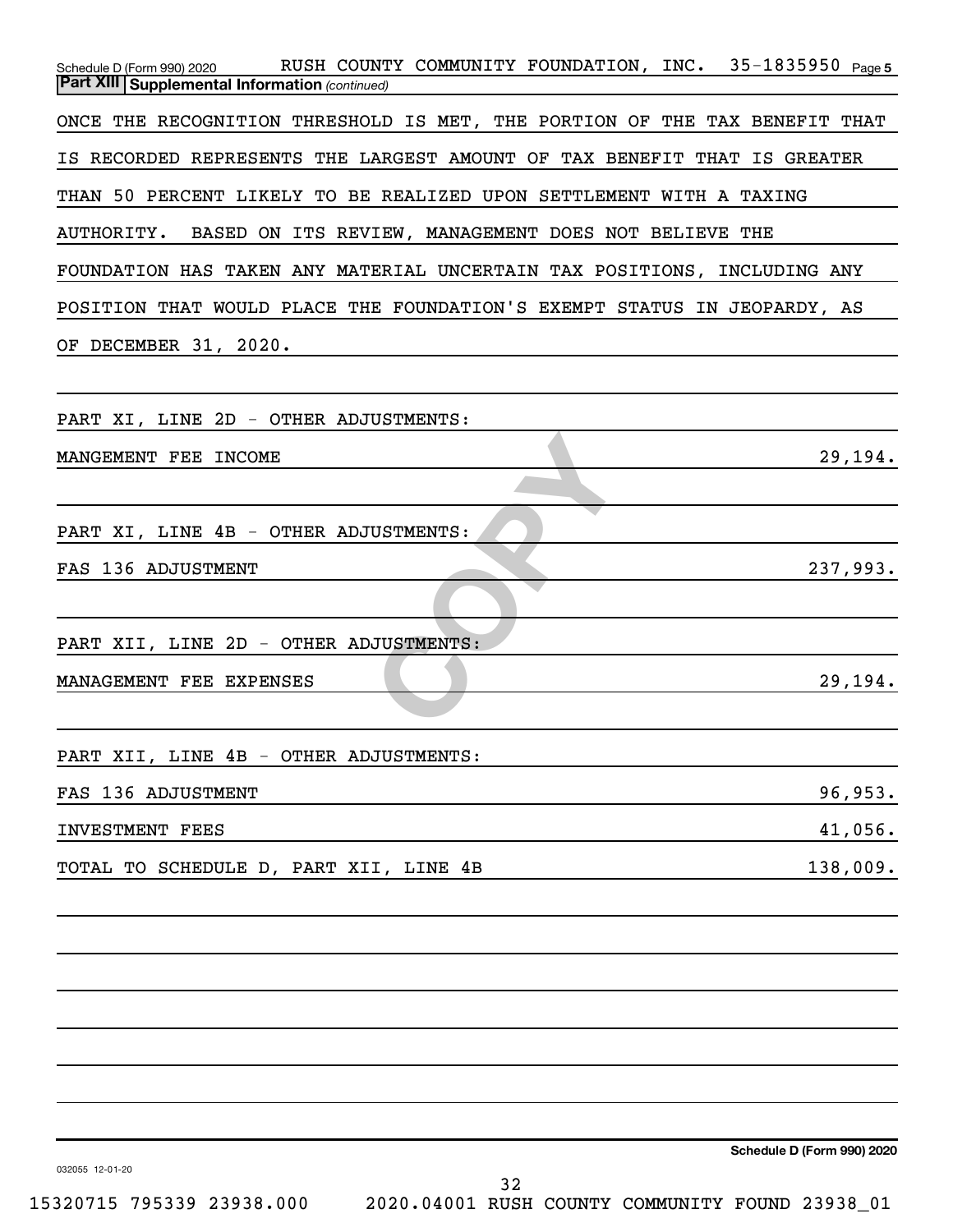Schedule D (Form 990) 2020 RUSH COUNTY COMMUNITY FOUNDATION, INC. 35-1835950 Page 5

**Part XIII Supplemental Information** *(continued)*

ONCE THE RECOGNITION THRESHOLD IS MET, THE PORTION OF THE TAX BENEFIT THAT IS RECORDED REPRESENTS THE LARGEST AMOUNT OF TAX BENEFIT THAT IS GREATER THAN 50 PERCENT LIKELY TO BE REALIZED UPON SETTLEMENT WITH A TAXING AUTHORITY. BASED ON ITS REVIEW, MANAGEMENT DOES NOT BELIEVE THE FOUNDATION HAS TAKEN ANY MATERIAL UNCERTAIN TAX POSITIONS, INCLUDING ANY POSITION THAT WOULD PLACE THE FOUNDATION'S EXEMPT STATUS IN JEOPARDY, AS OF DECEMBER 31, 2020.

PART XI, LINE 2D - OTHER ADJUSTMENTS:

| | |
|---|---|
| MANGEMENT FEE INCOME | 29,194. |

PART XI, LINE 4B - OTHER ADJUSTMENTS:

| | |
|---|---|
| FAS 136 ADJUSTMENT | 237,993. |

PART XII, LINE 2D - OTHER ADJUSTMENTS:

| | |
|---|---|
| MANAGEMENT FEE EXPENSES | 29,194. |

PART XII, LINE 4B - OTHER ADJUSTMENTS:

| | |
|---|---|
| FAS 136 ADJUSTMENT | 96,953. |
| INVESTMENT FEES | 41,056. |
| TOTAL TO SCHEDULE D, PART XII, LINE 4B | 138,009. |

Schedule D (Form 990) 2020

032055 12-01-20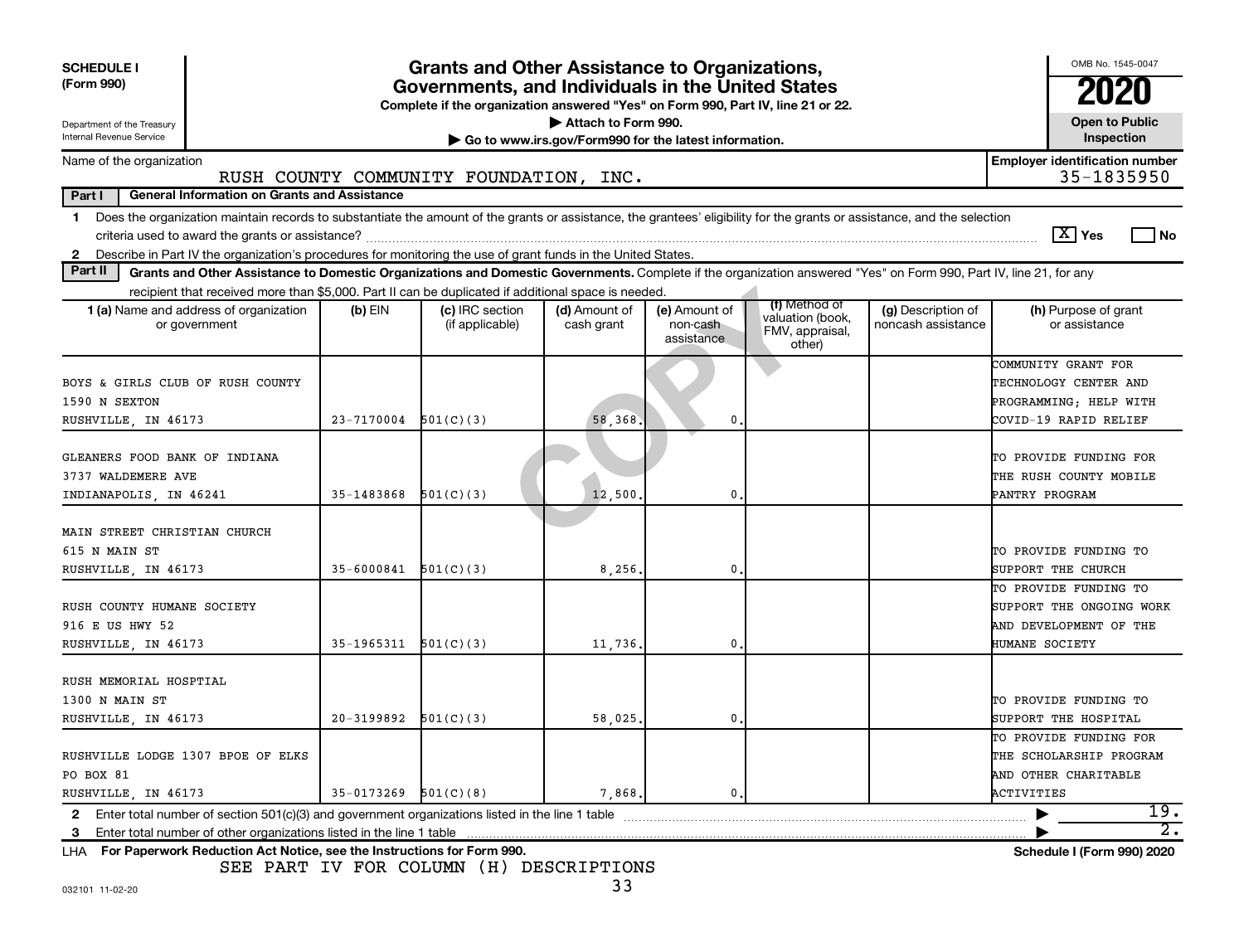**SCHEDULE I (Form 990)**

Department of the Treasury
Internal Revenue Service

# Grants and Other Assistance to Organizations, Governments, and Individuals in the United States

**Complete if the organization answered "Yes" on Form 990, Part IV, line 21 or 22.**
**▶ Attach to Form 990.**
**▶ Go to www.irs.gov/Form990 for the latest information.**

OMB No. 1545-0047

**2020**

**Open to Public Inspection**

Name of the organization: RUSH COUNTY COMMUNITY FOUNDATION, INC.

**Employer identification number:** 35-1835950

**Part I — General Information on Grants and Assistance**

1 Does the organization maintain records to substantiate the amount of the grants or assistance, the grantees' eligibility for the grants or assistance, and the selection criteria used to award the grants or assistance? [X] Yes [ ] No

2 Describe in Part IV the organization's procedures for monitoring the use of grant funds in the United States.

**Part II — Grants and Other Assistance to Domestic Organizations and Domestic Governments.** Complete if the organization answered "Yes" on Form 990, Part IV, line 21, for any recipient that received more than $5,000. Part II can be duplicated if additional space is needed.

| 1 (a) Name and address of organization or government | (b) EIN | (c) IRC section (if applicable) | (d) Amount of cash grant | (e) Amount of non-cash assistance | (f) Method of valuation (book, FMV, appraisal, other) | (g) Description of noncash assistance | (h) Purpose of grant or assistance |
|---|---|---|---|---|---|---|---|
| BOYS & GIRLS CLUB OF RUSH COUNTY<br>1590 N SEXTON<br>RUSHVILLE, IN 46173 | 23-7170004 | 501(C)(3) | 58,368. | 0. | | | COMMUNITY GRANT FOR TECHNOLOGY CENTER AND PROGRAMMING; HELP WITH COVID-19 RAPID RELIEF |
| GLEANERS FOOD BANK OF INDIANA<br>3737 WALDEMERE AVE<br>INDIANAPOLIS, IN 46241 | 35-1483868 | 501(C)(3) | 12,500. | 0. | | | TO PROVIDE FUNDING FOR THE RUSH COUNTY MOBILE PANTRY PROGRAM |
| MAIN STREET CHRISTIAN CHURCH<br>615 N MAIN ST<br>RUSHVILLE, IN 46173 | 35-6000841 | 501(C)(3) | 8,256. | 0. | | | TO PROVIDE FUNDING TO SUPPORT THE CHURCH |
| RUSH COUNTY HUMANE SOCIETY<br>916 E US HWY 52<br>RUSHVILLE, IN 46173 | 35-1965311 | 501(C)(3) | 11,736. | 0. | | | TO PROVIDE FUNDING TO SUPPORT THE ONGOING WORK AND DEVELOPMENT OF THE HUMANE SOCIETY |
| RUSH MEMORIAL HOSPTIAL<br>1300 N MAIN ST<br>RUSHVILLE, IN 46173 | 20-3199892 | 501(C)(3) | 58,025. | 0. | | | TO PROVIDE FUNDING TO SUPPORT THE HOSPITAL |
| RUSHVILLE LODGE 1307 BPOE OF ELKS<br>PO BOX 81<br>RUSHVILLE, IN 46173 | 35-0173269 | 501(C)(8) | 7,868. | 0. | | | TO PROVIDE FUNDING FOR THE SCHOLARSHIP PROGRAM AND OTHER CHARITABLE ACTIVITIES |

2 Enter total number of section 501(c)(3) and government organizations listed in the line 1 table ▶ 19.

3 Enter total number of other organizations listed in the line 1 table ▶ 2.

LHA **For Paperwork Reduction Act Notice, see the Instructions for Form 990.** **Schedule I (Form 990) 2020**

SEE PART IV FOR COLUMN (H) DESCRIPTIONS

032101 11-02-20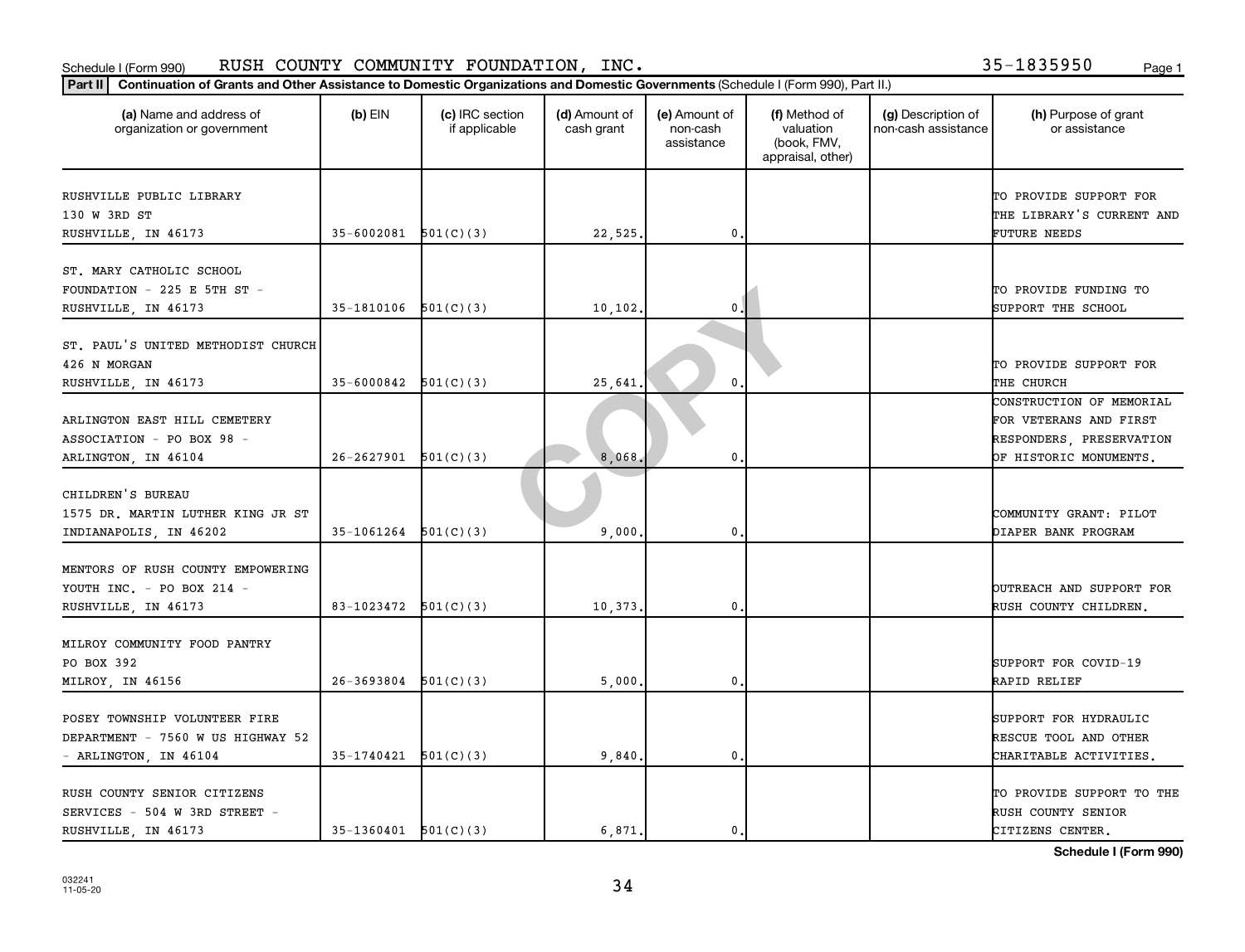Schedule I (Form 990) RUSH COUNTY COMMUNITY FOUNDATION, INC. 35-1835950

**Part II** **Continuation of Grants and Other Assistance to Domestic Organizations and Domestic Governments** (Schedule I (Form 990), Part II.)

| (a) Name and address of organization or government | (b) EIN | (c) IRC section if applicable | (d) Amount of cash grant | (e) Amount of non-cash assistance | (f) Method of valuation (book, FMV, appraisal, other) | (g) Description of non-cash assistance | (h) Purpose of grant or assistance |
|---|---|---|---|---|---|---|---|
| RUSHVILLE PUBLIC LIBRARY 130 W 3RD ST RUSHVILLE, IN 46173 | 35-6002081 | 501(C)(3) | 22,525. | 0. | | | TO PROVIDE SUPPORT FOR THE LIBRARY'S CURRENT AND FUTURE NEEDS |
| ST. MARY CATHOLIC SCHOOL FOUNDATION - 225 E 5TH ST - RUSHVILLE, IN 46173 | 35-1810106 | 501(C)(3) | 10,102. | 0. | | | TO PROVIDE FUNDING TO SUPPORT THE SCHOOL |
| ST. PAUL'S UNITED METHODIST CHURCH 426 N MORGAN RUSHVILLE, IN 46173 | 35-6000842 | 501(C)(3) | 25,641. | 0. | | | TO PROVIDE SUPPORT FOR THE CHURCH |
| ARLINGTON EAST HILL CEMETERY ASSOCIATION - PO BOX 98 - ARLINGTON, IN 46104 | 26-2627901 | 501(C)(3) | 8,068. | 0. | | | CONSTRUCTION OF MEMORIAL FOR VETERANS AND FIRST RESPONDERS, PRESERVATION OF HISTORIC MONUMENTS. |
| CHILDREN'S BUREAU 1575 DR. MARTIN LUTHER KING JR ST INDIANAPOLIS, IN 46202 | 35-1061264 | 501(C)(3) | 9,000. | 0. | | | COMMUNITY GRANT: PILOT DIAPER BANK PROGRAM |
| MENTORS OF RUSH COUNTY EMPOWERING YOUTH INC. - PO BOX 214 - RUSHVILLE, IN 46173 | 83-1023472 | 501(C)(3) | 10,373. | 0. | | | OUTREACH AND SUPPORT FOR RUSH COUNTY CHILDREN. |
| MILROY COMMUNITY FOOD PANTRY PO BOX 392 MILROY, IN 46156 | 26-3693804 | 501(C)(3) | 5,000. | 0. | | | SUPPORT FOR COVID-19 RAPID RELIEF |
| POSEY TOWNSHIP VOLUNTEER FIRE DEPARTMENT - 7560 W US HIGHWAY 52 - ARLINGTON, IN 46104 | 35-1740421 | 501(C)(3) | 9,840. | 0. | | | SUPPORT FOR HYDRAULIC RESCUE TOOL AND OTHER CHARITABLE ACTIVITIES. |
| RUSH COUNTY SENIOR CITIZENS SERVICES - 504 W 3RD STREET - RUSHVILLE, IN 46173 | 35-1360401 | 501(C)(3) | 6,871. | 0. | | | TO PROVIDE SUPPORT TO THE RUSH COUNTY SENIOR CITIZENS CENTER. |

**Schedule I (Form 990)**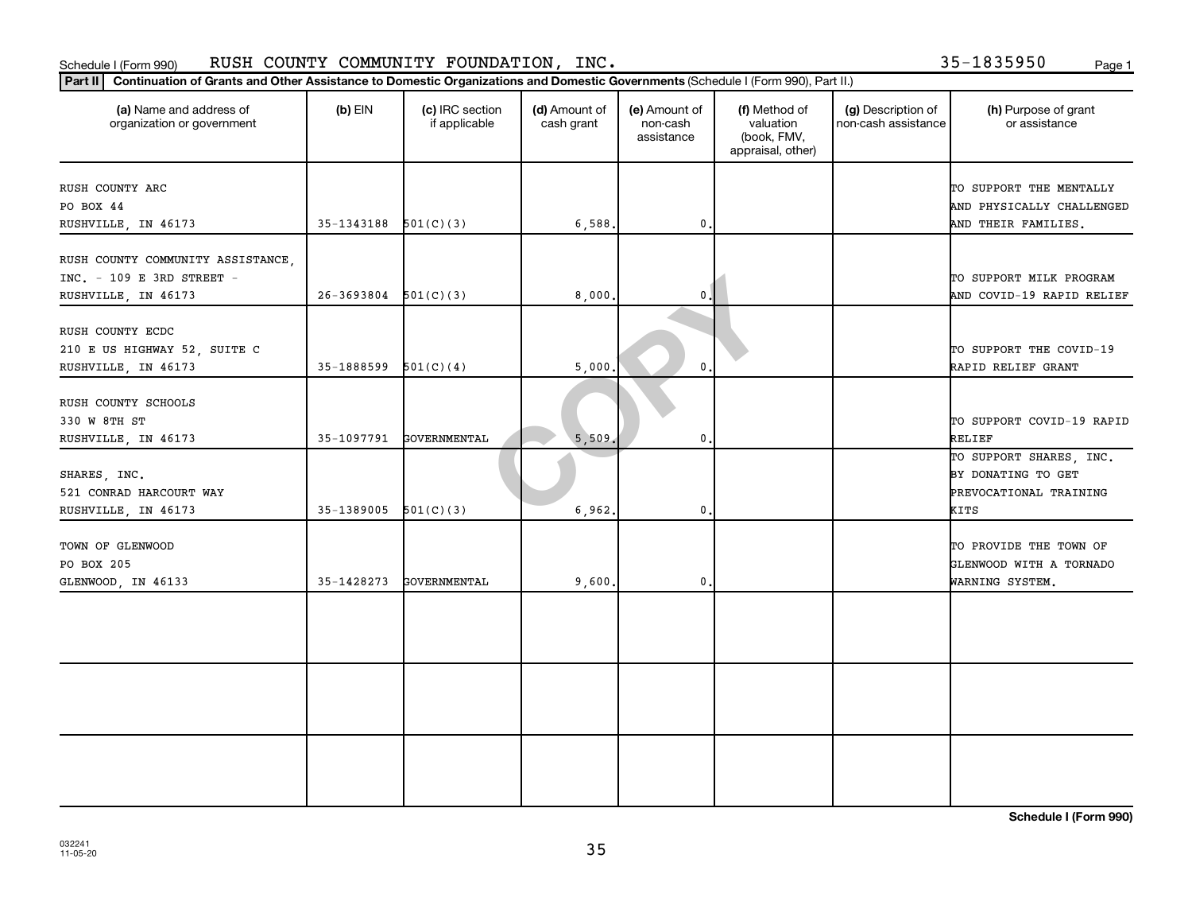Schedule I (Form 990) RUSH COUNTY COMMUNITY FOUNDATION, INC. 35-1835950 Page 1

**Part II** **Continuation of Grants and Other Assistance to Domestic Organizations and Domestic Governments** (Schedule I (Form 990), Part II.)

| (a) Name and address of organization or government | (b) EIN | (c) IRC section if applicable | (d) Amount of cash grant | (e) Amount of non-cash assistance | (f) Method of valuation (book, FMV, appraisal, other) | (g) Description of non-cash assistance | (h) Purpose of grant or assistance |
|---|---|---|---|---|---|---|---|
| RUSH COUNTY ARC<br>PO BOX 44<br>RUSHVILLE, IN 46173 | 35-1343188 | 501(C)(3) | 6,588. | 0. | | | TO SUPPORT THE MENTALLY AND PHYSICALLY CHALLENGED AND THEIR FAMILIES. |
| RUSH COUNTY COMMUNITY ASSISTANCE, INC. - 109 E 3RD STREET -<br>RUSHVILLE, IN 46173 | 26-3693804 | 501(C)(3) | 8,000. | 0. | | | TO SUPPORT MILK PROGRAM AND COVID-19 RAPID RELIEF |
| RUSH COUNTY ECDC<br>210 E US HIGHWAY 52, SUITE C<br>RUSHVILLE, IN 46173 | 35-1888599 | 501(C)(4) | 5,000. | 0. | | | TO SUPPORT THE COVID-19 RAPID RELIEF GRANT |
| RUSH COUNTY SCHOOLS<br>330 W 8TH ST<br>RUSHVILLE, IN 46173 | 35-1097791 | GOVERNMENTAL | 5,509. | 0. | | | TO SUPPORT COVID-19 RAPID RELIEF |
| SHARES, INC.<br>521 CONRAD HARCOURT WAY<br>RUSHVILLE, IN 46173 | 35-1389005 | 501(C)(3) | 6,962. | 0. | | | TO SUPPORT SHARES, INC. BY DONATING TO GET PREVOCATIONAL TRAINING KITS |
| TOWN OF GLENWOOD<br>PO BOX 205<br>GLENWOOD, IN 46133 | 35-1428273 | GOVERNMENTAL | 9,600. | 0. | | | TO PROVIDE THE TOWN OF GLENWOOD WITH A TORNADO WARNING SYSTEM. |
| | | | | | | | |
| | | | | | | | |
| | | | | | | | |

**Schedule I (Form 990)**

032241
11-05-20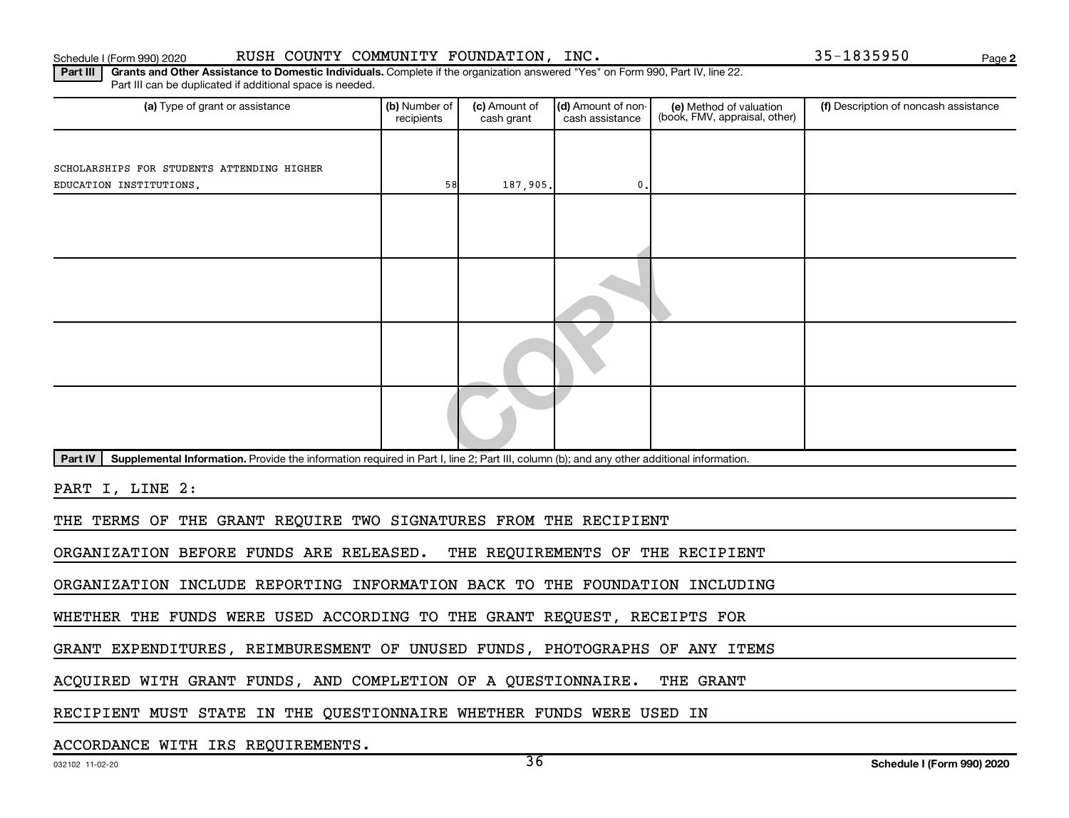Schedule I (Form 990) 2020 RUSH COUNTY COMMUNITY FOUNDATION, INC. 35-1835950

**Part III** **Grants and Other Assistance to Domestic Individuals.** Complete if the organization answered "Yes" on Form 990, Part IV, line 22. Part III can be duplicated if additional space is needed.

| (a) Type of grant or assistance | (b) Number of recipients | (c) Amount of cash grant | (d) Amount of non-cash assistance | (e) Method of valuation (book, FMV, appraisal, other) | (f) Description of noncash assistance |
|---|---|---|---|---|---|
| SCHOLARSHIPS FOR STUDENTS ATTENDING HIGHER EDUCATION INSTITUTIONS. | 58 | 187,905. | 0. | | |
| | | | | | |
| | | | | | |
| | | | | | |
| | | | | | |

**Part IV** **Supplemental Information.** Provide the information required in Part I, line 2; Part III, column (b); and any other additional information.

PART I, LINE 2:

THE TERMS OF THE GRANT REQUIRE TWO SIGNATURES FROM THE RECIPIENT ORGANIZATION BEFORE FUNDS ARE RELEASED. THE REQUIREMENTS OF THE RECIPIENT ORGANIZATION INCLUDE REPORTING INFORMATION BACK TO THE FOUNDATION INCLUDING WHETHER THE FUNDS WERE USED ACCORDING TO THE GRANT REQUEST, RECEIPTS FOR GRANT EXPENDITURES, REIMBURESMENT OF UNUSED FUNDS, PHOTOGRAPHS OF ANY ITEMS ACQUIRED WITH GRANT FUNDS, AND COMPLETION OF A QUESTIONNAIRE. THE GRANT RECIPIENT MUST STATE IN THE QUESTIONNAIRE WHETHER FUNDS WERE USED IN ACCORDANCE WITH IRS REQUIREMENTS.

032102 11-02-20 **Schedule I (Form 990) 2020**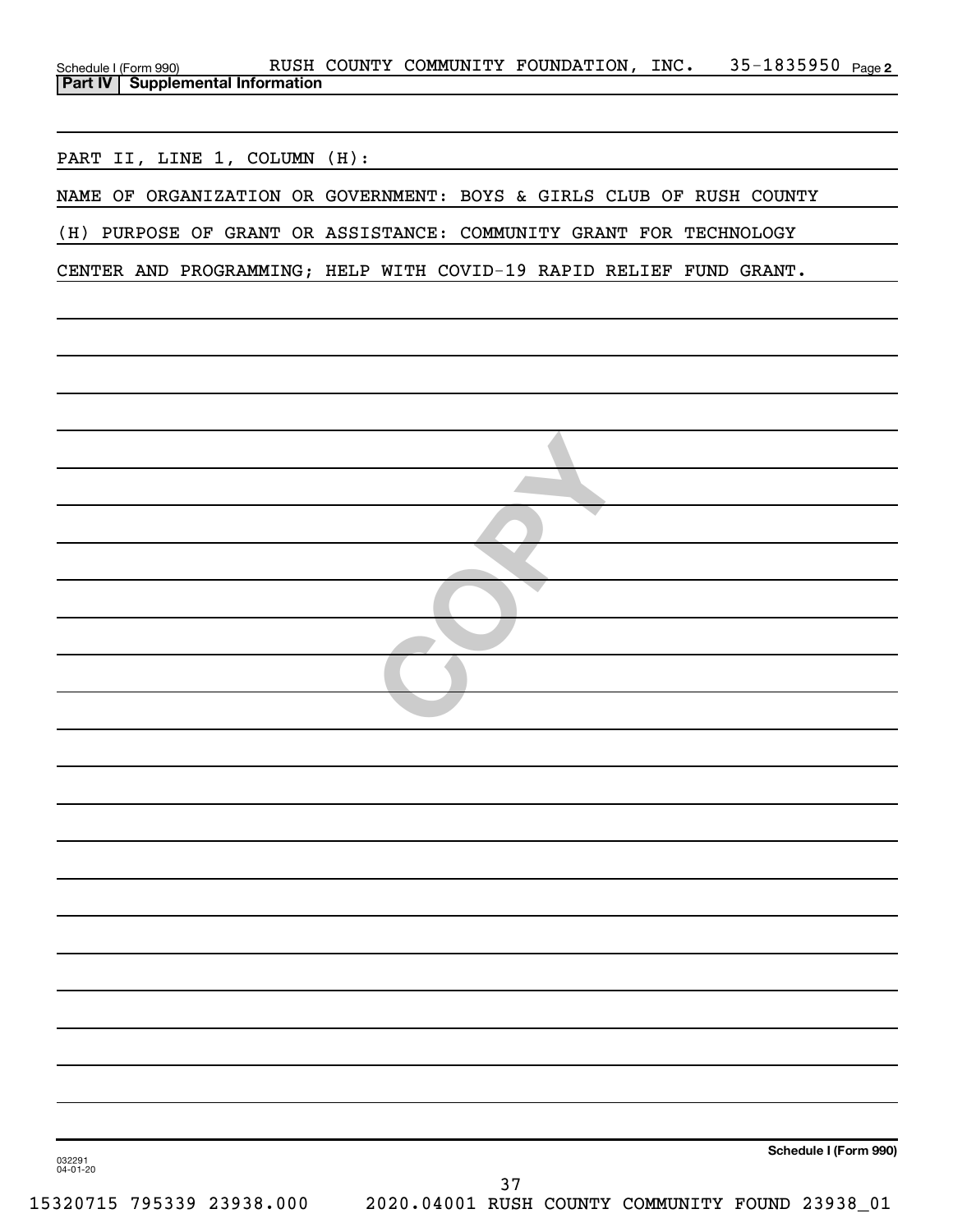Schedule I (Form 990) RUSH COUNTY COMMUNITY FOUNDATION, INC. 35-1835950 Page 2

**Part IV | Supplemental Information**

PART II, LINE 1, COLUMN (H):

NAME OF ORGANIZATION OR GOVERNMENT: BOYS & GIRLS CLUB OF RUSH COUNTY

(H) PURPOSE OF GRANT OR ASSISTANCE: COMMUNITY GRANT FOR TECHNOLOGY CENTER AND PROGRAMMING; HELP WITH COVID-19 RAPID RELIEF FUND GRANT.

032291 04-01-20

**Schedule I (Form 990)**

15320715 795339 23938.000 2020.04001 RUSH COUNTY COMMUNITY FOUND 23938_01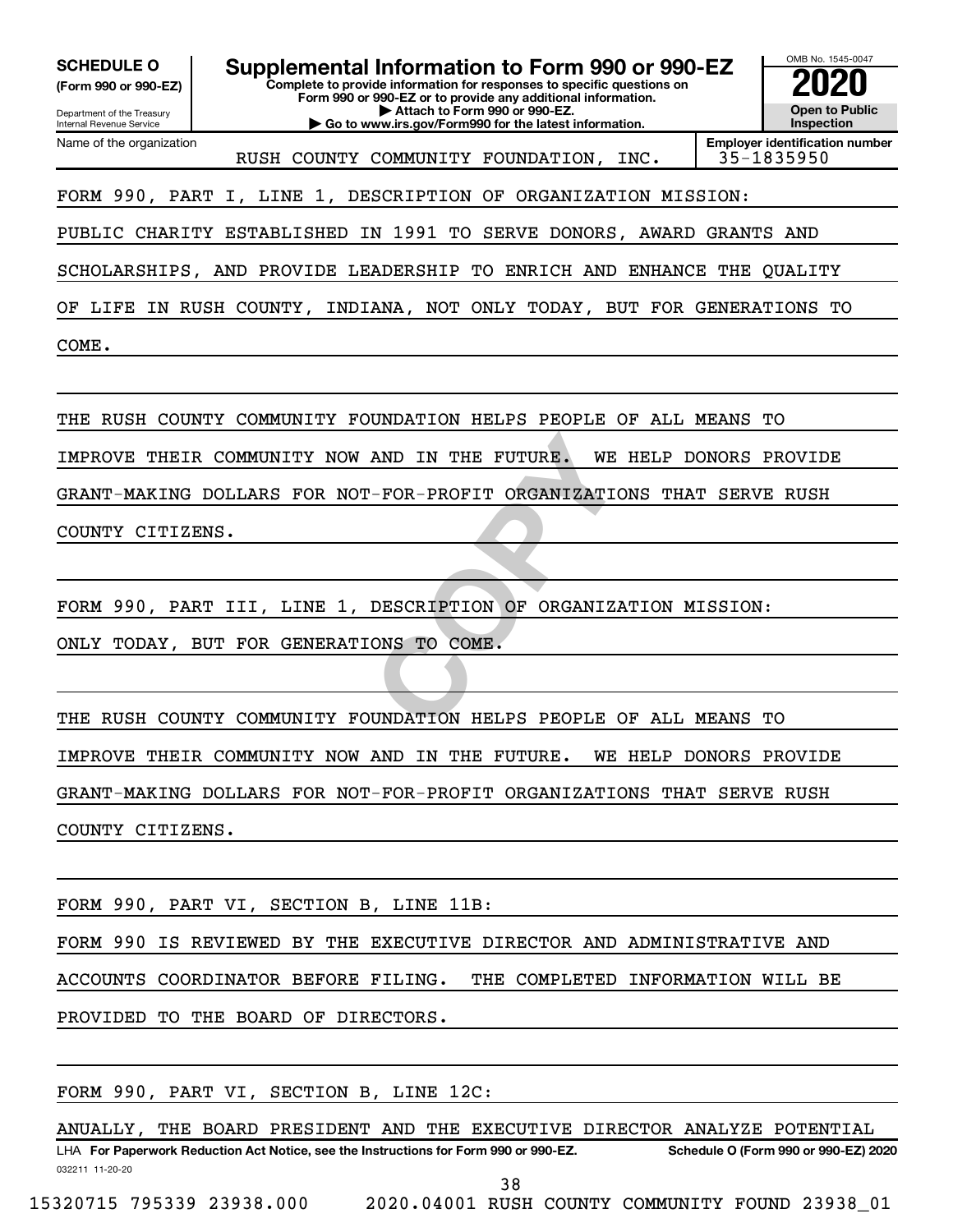**SCHEDULE O**
**(Form 990 or 990-EZ)**

Department of the Treasury
Internal Revenue Service

# Supplemental Information to Form 990 or 990-EZ

**Complete to provide information for responses to specific questions on Form 990 or 990-EZ or to provide any additional information.**
**▶ Attach to Form 990 or 990-EZ.**
**▶ Go to www.irs.gov/Form990 for the latest information.**

OMB No. 1545-0047

**2020**

**Open to Public Inspection**

| Name of the organization | Employer identification number |
|---|---|
| RUSH COUNTY COMMUNITY FOUNDATION, INC. | 35-1835950 |

FORM 990, PART I, LINE 1, DESCRIPTION OF ORGANIZATION MISSION:

PUBLIC CHARITY ESTABLISHED IN 1991 TO SERVE DONORS, AWARD GRANTS AND SCHOLARSHIPS, AND PROVIDE LEADERSHIP TO ENRICH AND ENHANCE THE QUALITY OF LIFE IN RUSH COUNTY, INDIANA, NOT ONLY TODAY, BUT FOR GENERATIONS TO COME.

THE RUSH COUNTY COMMUNITY FOUNDATION HELPS PEOPLE OF ALL MEANS TO IMPROVE THEIR COMMUNITY NOW AND IN THE FUTURE. WE HELP DONORS PROVIDE GRANT-MAKING DOLLARS FOR NOT-FOR-PROFIT ORGANIZATIONS THAT SERVE RUSH COUNTY CITIZENS.

FORM 990, PART III, LINE 1, DESCRIPTION OF ORGANIZATION MISSION:

ONLY TODAY, BUT FOR GENERATIONS TO COME.

THE RUSH COUNTY COMMUNITY FOUNDATION HELPS PEOPLE OF ALL MEANS TO IMPROVE THEIR COMMUNITY NOW AND IN THE FUTURE. WE HELP DONORS PROVIDE GRANT-MAKING DOLLARS FOR NOT-FOR-PROFIT ORGANIZATIONS THAT SERVE RUSH COUNTY CITIZENS.

FORM 990, PART VI, SECTION B, LINE 11B:

FORM 990 IS REVIEWED BY THE EXECUTIVE DIRECTOR AND ADMINISTRATIVE AND ACCOUNTS COORDINATOR BEFORE FILING. THE COMPLETED INFORMATION WILL BE PROVIDED TO THE BOARD OF DIRECTORS.

FORM 990, PART VI, SECTION B, LINE 12C:

ANUALLY, THE BOARD PRESIDENT AND THE EXECUTIVE DIRECTOR ANALYZE POTENTIAL

LHA **For Paperwork Reduction Act Notice, see the Instructions for Form 990 or 990-EZ.** **Schedule O (Form 990 or 990-EZ) 2020**

032211 11-20-20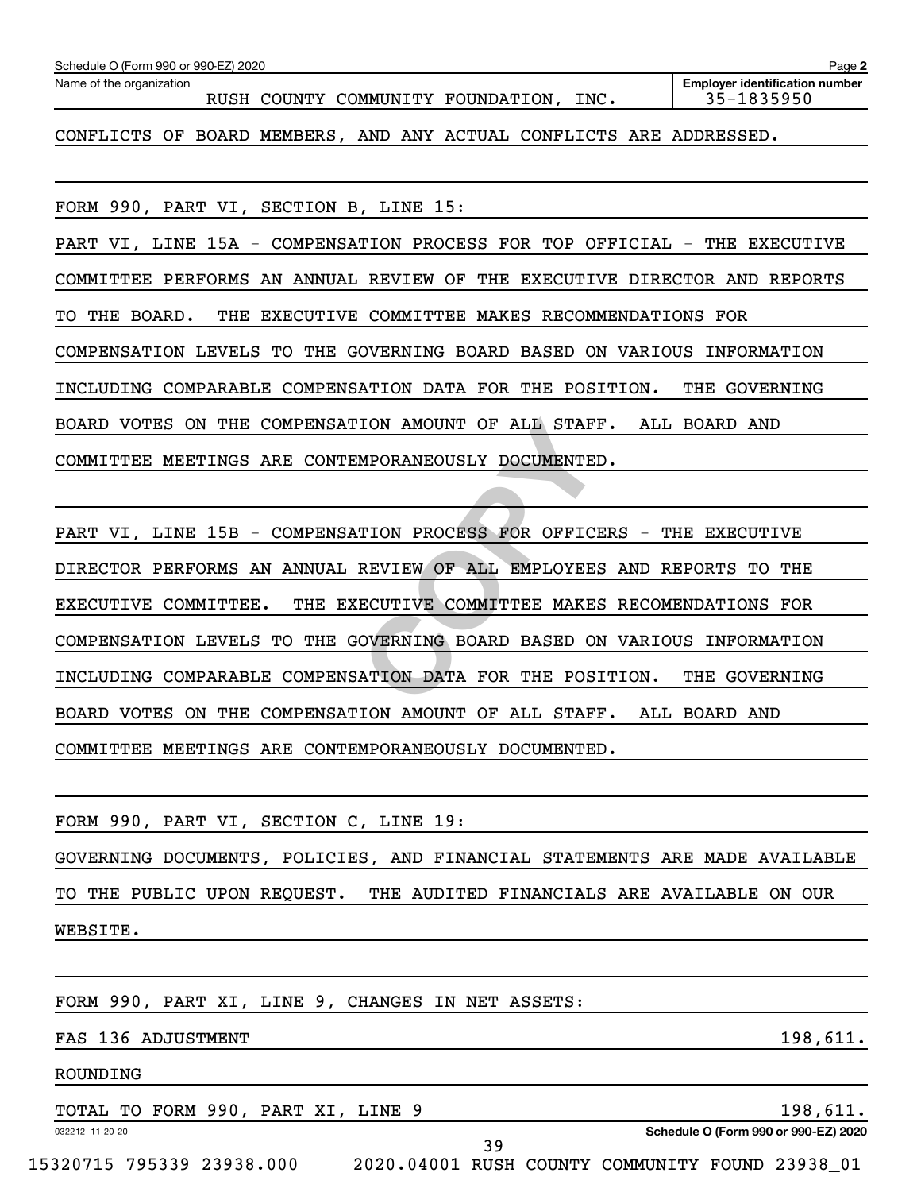Schedule O (Form 990 or 990-EZ) 2020

Name of the organization: RUSH COUNTY COMMUNITY FOUNDATION, INC.

Employer identification number: 35-1835950

CONFLICTS OF BOARD MEMBERS, AND ANY ACTUAL CONFLICTS ARE ADDRESSED.

FORM 990, PART VI, SECTION B, LINE 15:

PART VI, LINE 15A - COMPENSATION PROCESS FOR TOP OFFICIAL - THE EXECUTIVE COMMITTEE PERFORMS AN ANNUAL REVIEW OF THE EXECUTIVE DIRECTOR AND REPORTS TO THE BOARD. THE EXECUTIVE COMMITTEE MAKES RECOMMENDATIONS FOR COMPENSATION LEVELS TO THE GOVERNING BOARD BASED ON VARIOUS INFORMATION INCLUDING COMPARABLE COMPENSATION DATA FOR THE POSITION. THE GOVERNING BOARD VOTES ON THE COMPENSATION AMOUNT OF ALL STAFF. ALL BOARD AND COMMITTEE MEETINGS ARE CONTEMPORANEOUSLY DOCUMENTED.

PART VI, LINE 15B - COMPENSATION PROCESS FOR OFFICERS - THE EXECUTIVE DIRECTOR PERFORMS AN ANNUAL REVIEW OF ALL EMPLOYEES AND REPORTS TO THE EXECUTIVE COMMITTEE. THE EXECUTIVE COMMITTEE MAKES RECOMENDATIONS FOR COMPENSATION LEVELS TO THE GOVERNING BOARD BASED ON VARIOUS INFORMATION INCLUDING COMPARABLE COMPENSATION DATA FOR THE POSITION. THE GOVERNING BOARD VOTES ON THE COMPENSATION AMOUNT OF ALL STAFF. ALL BOARD AND COMMITTEE MEETINGS ARE CONTEMPORANEOUSLY DOCUMENTED.

FORM 990, PART VI, SECTION C, LINE 19:

GOVERNING DOCUMENTS, POLICIES, AND FINANCIAL STATEMENTS ARE MADE AVAILABLE TO THE PUBLIC UPON REQUEST. THE AUDITED FINANCIALS ARE AVAILABLE ON OUR WEBSITE.

FORM 990, PART XI, LINE 9, CHANGES IN NET ASSETS:

| | |
|---|---|
| FAS 136 ADJUSTMENT | 198,611. |
| ROUNDING | |
| TOTAL TO FORM 990, PART XI, LINE 9 | 198,611. |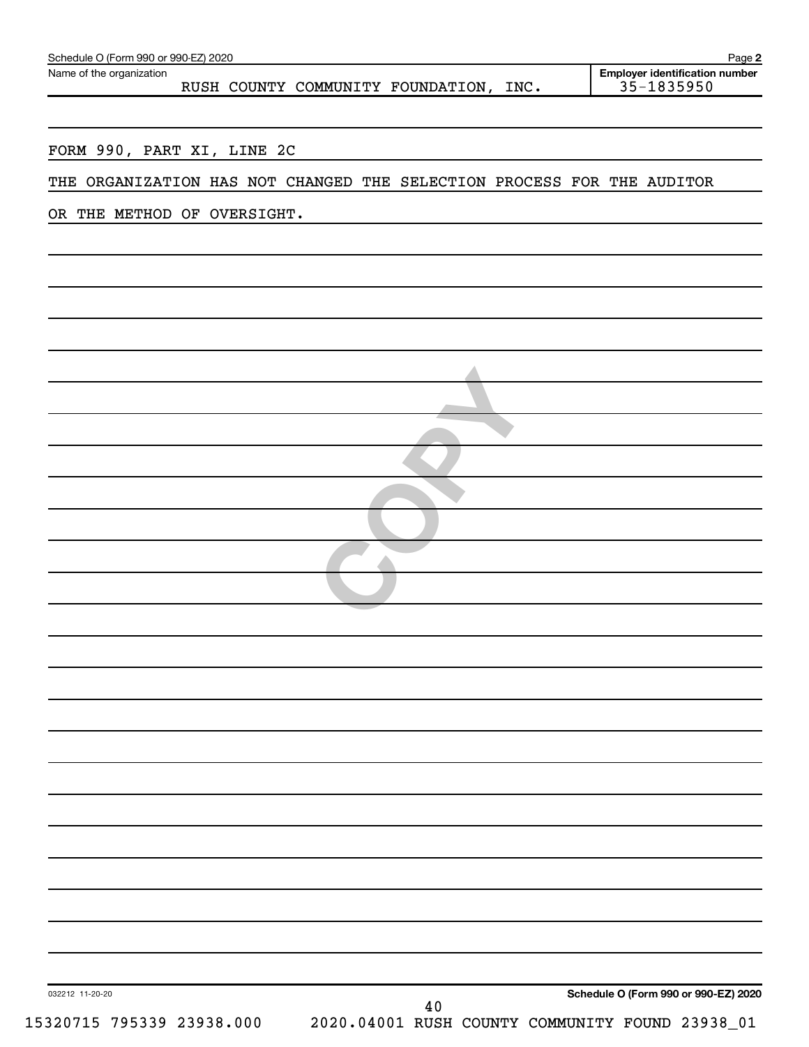Schedule O (Form 990 or 990-EZ) 2020

Name of the organization: RUSH COUNTY COMMUNITY FOUNDATION, INC.

Employer identification number: 35-1835950

FORM 990, PART XI, LINE 2C

THE ORGANIZATION HAS NOT CHANGED THE SELECTION PROCESS FOR THE AUDITOR OR THE METHOD OF OVERSIGHT.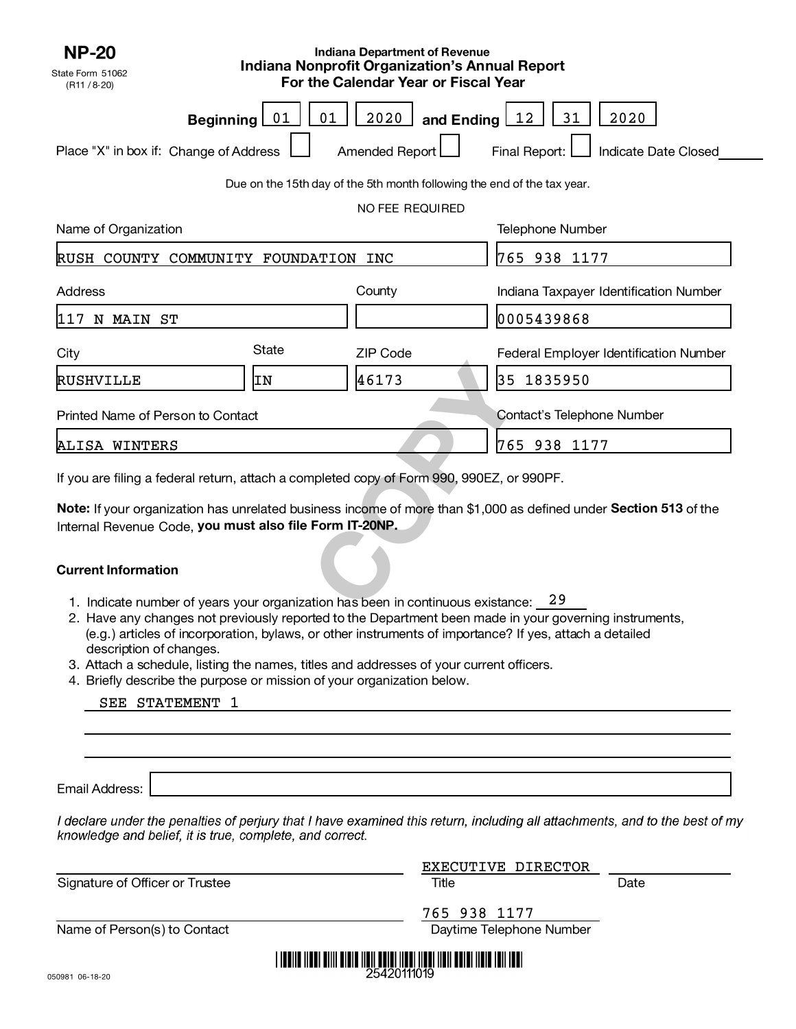**NP-20**
State Form 51062
(R11 / 8-20)

Indiana Department of Revenue

# Indiana Nonprofit Organization's Annual Report
## For the Calendar Year or Fiscal Year

**Beginning** 01 01 2020 **and Ending** 12 31 2020

Place "X" in box if: Change of Address ☐ Amended Report ☐ Final Report: ☐ Indicate Date Closed ______

Due on the 15th day of the 5th month following the end of the tax year.

NO FEE REQUIRED

| Name of Organization | | | Telephone Number |
|---|---|---|---|
| RUSH COUNTY COMMUNITY FOUNDATION INC | | | 765 938 1177 |
| **Address** | | **County** | **Indiana Taxpayer Identification Number** |
| 117 N MAIN ST | | | 0005439868 |
| **City** | **State** | **ZIP Code** | **Federal Employer Identification Number** |
| RUSHVILLE | IN | 46173 | 35 1835950 |
| **Printed Name of Person to Contact** | | | **Contact's Telephone Number** |
| ALISA WINTERS | | | 765 938 1177 |

If you are filing a federal return, attach a completed copy of Form 990, 990EZ, or 990PF.

**Note:** If your organization has unrelated business income of more than $1,000 as defined under **Section 513** of the Internal Revenue Code, **you must also file Form IT-20NP.**

COPY

**Current Information**

1. Indicate number of years your organization has been in continuous existance: 29
2. Have any changes not previously reported to the Department been made in your governing instruments, (e.g.) articles of incorporation, bylaws, or other instruments of importance? If yes, attach a detailed description of changes.
3. Attach a schedule, listing the names, titles and addresses of your current officers.
4. Briefly describe the purpose or mission of your organization below.

SEE STATEMENT 1

Email Address:

*I declare under the penalties of perjury that I have examined this return, including all attachments, and to the best of my knowledge and belief, it is true, complete, and correct.*

| Signature of Officer or Trustee | Title: EXECUTIVE DIRECTOR | Date |
|---|---|---|
| Name of Person(s) to Contact | Daytime Telephone Number: 765 938 1177 | |

25420111019

050981 06-18-20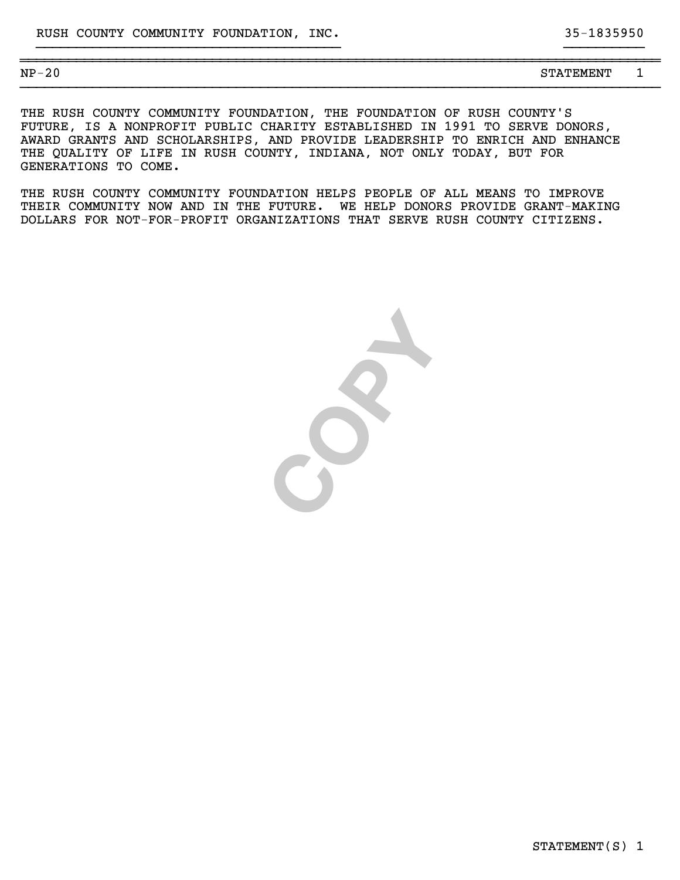RUSH COUNTY COMMUNITY FOUNDATION, INC. 35-1835950

NP-20 STATEMENT 1

THE RUSH COUNTY COMMUNITY FOUNDATION, THE FOUNDATION OF RUSH COUNTY'S FUTURE, IS A NONPROFIT PUBLIC CHARITY ESTABLISHED IN 1991 TO SERVE DONORS, AWARD GRANTS AND SCHOLARSHIPS, AND PROVIDE LEADERSHIP TO ENRICH AND ENHANCE THE QUALITY OF LIFE IN RUSH COUNTY, INDIANA, NOT ONLY TODAY, BUT FOR GENERATIONS TO COME.

THE RUSH COUNTY COMMUNITY FOUNDATION HELPS PEOPLE OF ALL MEANS TO IMPROVE THEIR COMMUNITY NOW AND IN THE FUTURE. WE HELP DONORS PROVIDE GRANT-MAKING DOLLARS FOR NOT-FOR-PROFIT ORGANIZATIONS THAT SERVE RUSH COUNTY CITIZENS.

STATEMENT(S) 1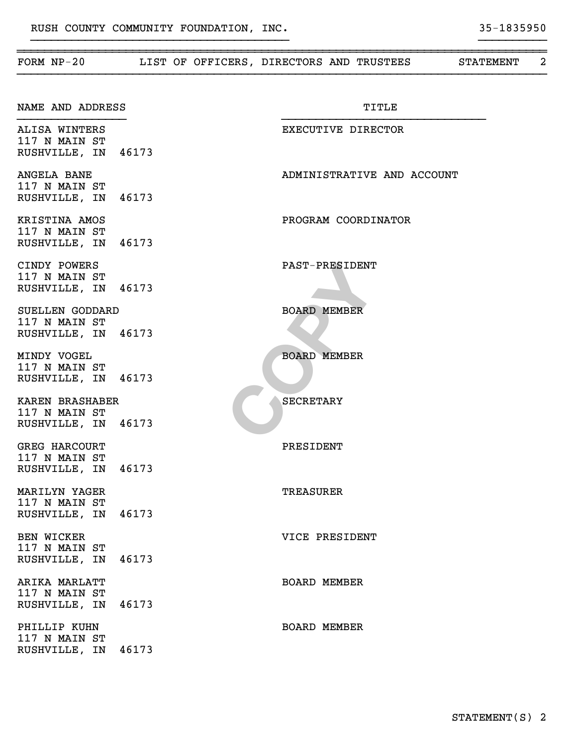RUSH COUNTY COMMUNITY FOUNDATION, INC. 35-1835950

## FORM NP-20 LIST OF OFFICERS, DIRECTORS AND TRUSTEES STATEMENT 2

| NAME AND ADDRESS | TITLE |
|---|---|
| ALISA WINTERS<br>117 N MAIN ST<br>RUSHVILLE, IN 46173 | EXECUTIVE DIRECTOR |
| ANGELA BANE<br>117 N MAIN ST<br>RUSHVILLE, IN 46173 | ADMINISTRATIVE AND ACCOUNT |
| KRISTINA AMOS<br>117 N MAIN ST<br>RUSHVILLE, IN 46173 | PROGRAM COORDINATOR |
| CINDY POWERS<br>117 N MAIN ST<br>RUSHVILLE, IN 46173 | PAST-PRESIDENT |
| SUELLEN GODDARD<br>117 N MAIN ST<br>RUSHVILLE, IN 46173 | BOARD MEMBER |
| MINDY VOGEL<br>117 N MAIN ST<br>RUSHVILLE, IN 46173 | BOARD MEMBER |
| KAREN BRASHABER<br>117 N MAIN ST<br>RUSHVILLE, IN 46173 | SECRETARY |
| GREG HARCOURT<br>117 N MAIN ST<br>RUSHVILLE, IN 46173 | PRESIDENT |
| MARILYN YAGER<br>117 N MAIN ST<br>RUSHVILLE, IN 46173 | TREASURER |
| BEN WICKER<br>117 N MAIN ST<br>RUSHVILLE, IN 46173 | VICE PRESIDENT |
| ARIKA MARLATT<br>117 N MAIN ST<br>RUSHVILLE, IN 46173 | BOARD MEMBER |
| PHILLIP KUHN<br>117 N MAIN ST<br>RUSHVILLE, IN 46173 | BOARD MEMBER |

STATEMENT(S) 2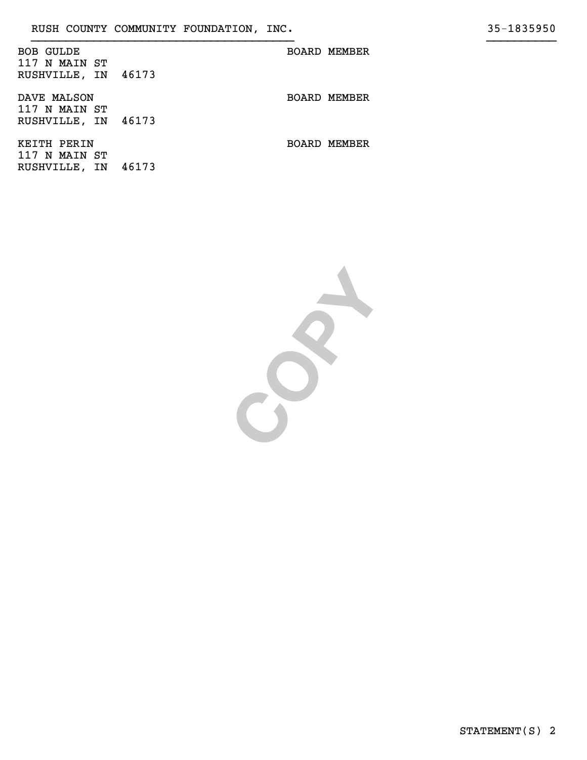RUSH COUNTY COMMUNITY FOUNDATION, INC. 35-1835950

| | |
|---|---|
| BOB GULDE<br>117 N MAIN ST<br>RUSHVILLE, IN 46173 | BOARD MEMBER |
| DAVE MALSON<br>117 N MAIN ST<br>RUSHVILLE, IN 46173 | BOARD MEMBER |
| KEITH PERIN<br>117 N MAIN ST<br>RUSHVILLE, IN 46173 | BOARD MEMBER |

COPY

STATEMENT(S) 2